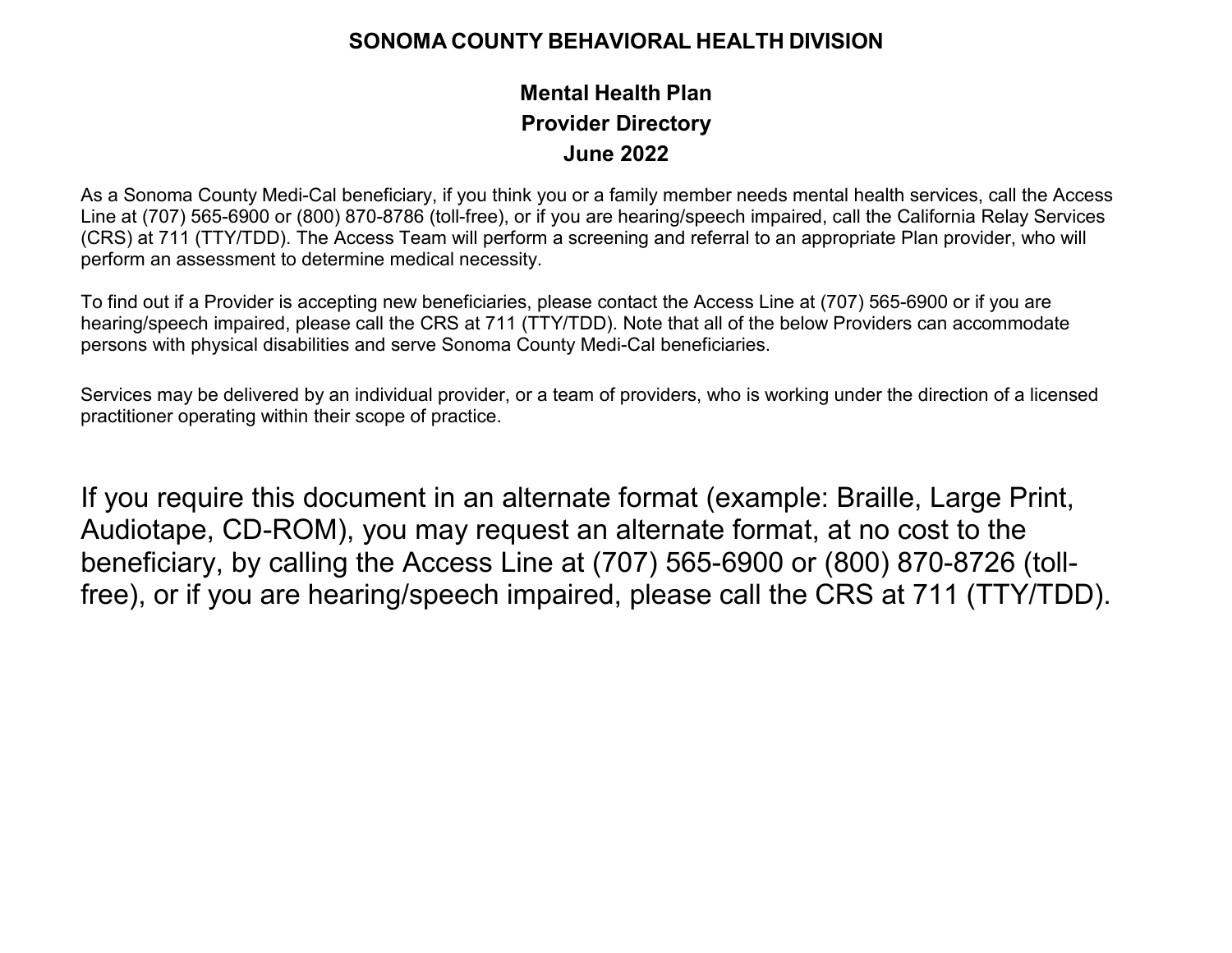# SONOMA COUNTY BEHAVIORAL HEALTH DIVISION

## Mental Health Plan
## Provider Directory
## June 2022

As a Sonoma County Medi-Cal beneficiary, if you think you or a family member needs mental health services, call the Access Line at (707) 565-6900 or (800) 870-8786 (toll-free), or if you are hearing/speech impaired, call the California Relay Services (CRS) at 711 (TTY/TDD). The Access Team will perform a screening and referral to an appropriate Plan provider, who will perform an assessment to determine medical necessity.

To find out if a Provider is accepting new beneficiaries, please contact the Access Line at (707) 565-6900 or if you are hearing/speech impaired, please call the CRS at 711 (TTY/TDD). Note that all of the below Providers can accommodate persons with physical disabilities and serve Sonoma County Medi-Cal beneficiaries.

Services may be delivered by an individual provider, or a team of providers, who is working under the direction of a licensed practitioner operating within their scope of practice.

If you require this document in an alternate format (example: Braille, Large Print, Audiotape, CD-ROM), you may request an alternate format, at no cost to the beneficiary, by calling the Access Line at (707) 565-6900 or (800) 870-8726 (toll-free), or if you are hearing/speech impaired, please call the CRS at 711 (TTY/TDD).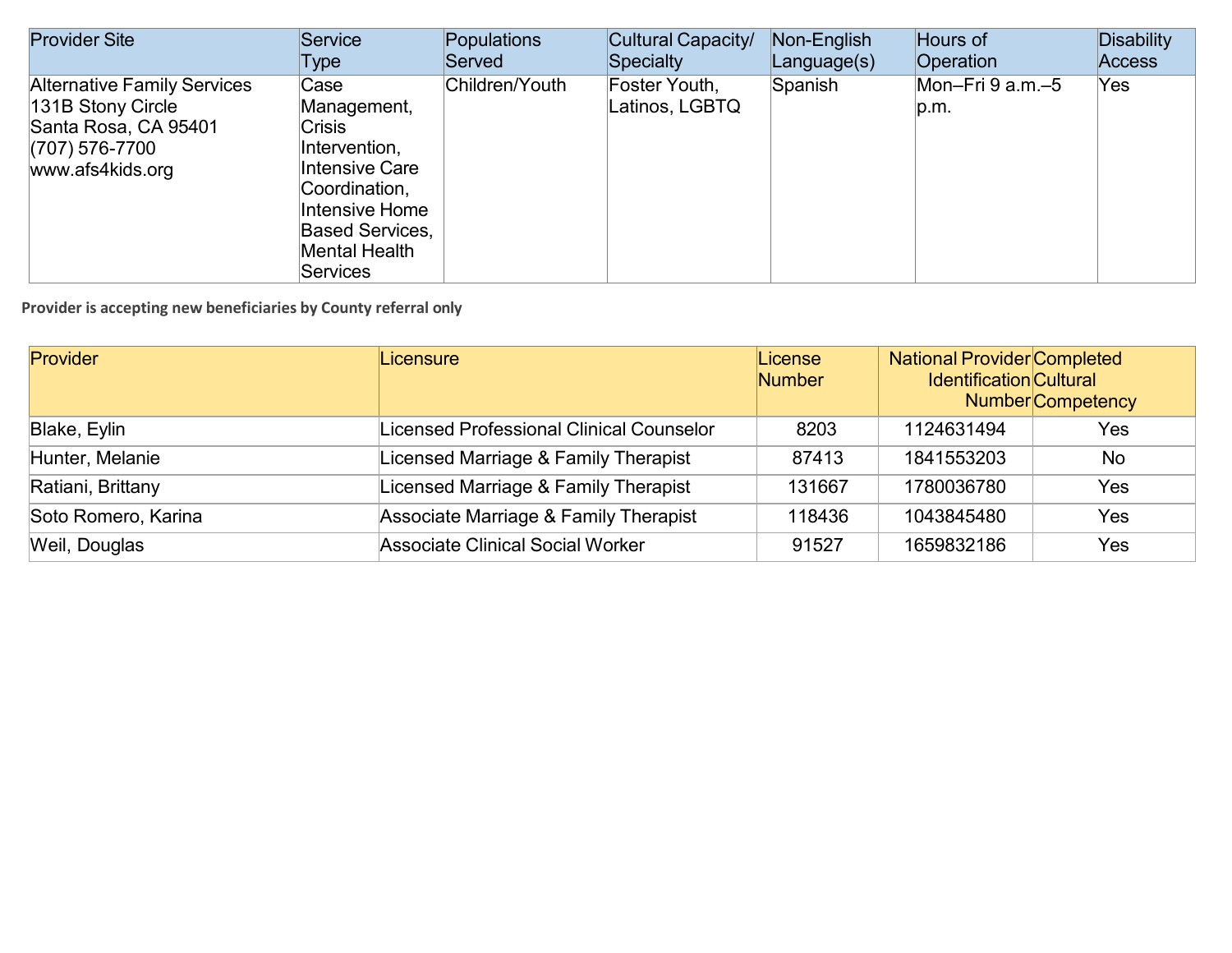| Provider Site | Service Type | Populations Served | Cultural Capacity/ Specialty | Non-English Language(s) | Hours of Operation | Disability Access |
|---|---|---|---|---|---|---|
| Alternative Family Services<br>131B Stony Circle<br>Santa Rosa, CA 95401<br>(707) 576-7700<br>www.afs4kids.org | Case Management, Crisis Intervention, Intensive Care Coordination, Intensive Home Based Services, Mental Health Services | Children/Youth | Foster Youth, Latinos, LGBTQ | Spanish | Mon–Fri 9 a.m.–5 p.m. | Yes |

**Provider is accepting new beneficiaries by County referral only**

| Provider | Licensure | License Number | National Provider Identification Number | Completed Cultural Competency |
|---|---|---|---|---|
| Blake, Eylin | Licensed Professional Clinical Counselor | 8203 | 1124631494 | Yes |
| Hunter, Melanie | Licensed Marriage & Family Therapist | 87413 | 1841553203 | No |
| Ratiani, Brittany | Licensed Marriage & Family Therapist | 131667 | 1780036780 | Yes |
| Soto Romero, Karina | Associate Marriage & Family Therapist | 118436 | 1043845480 | Yes |
| Weil, Douglas | Associate Clinical Social Worker | 91527 | 1659832186 | Yes |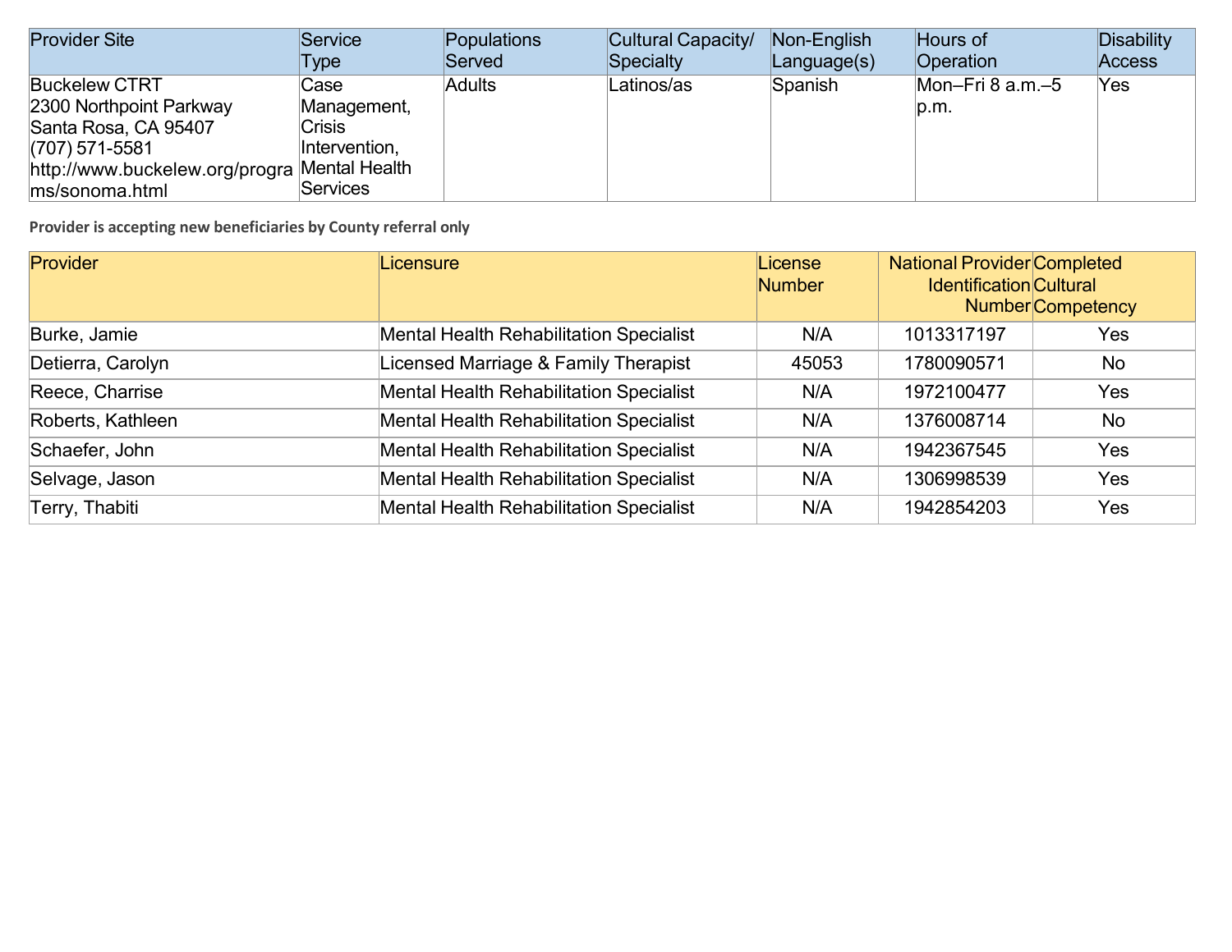| Provider Site | Service Type | Populations Served | Cultural Capacity/ Specialty | Non-English Language(s) | Hours of Operation | Disability Access |
|---|---|---|---|---|---|---|
| Buckelew CTRT<br>2300 Northpoint Parkway<br>Santa Rosa, CA 95407<br>(707) 571-5581<br>http://www.buckelew.org/programs/sonoma.html | Case Management, Crisis Intervention, Mental Health Services | Adults | Latinos/as | Spanish | Mon–Fri 8 a.m.–5 p.m. | Yes |

**Provider is accepting new beneficiaries by County referral only**

| Provider | Licensure | License Number | National Provider Identification Number | Completed Cultural Competency |
|---|---|---|---|---|
| Burke, Jamie | Mental Health Rehabilitation Specialist | N/A | 1013317197 | Yes |
| Detierra, Carolyn | Licensed Marriage & Family Therapist | 45053 | 1780090571 | No |
| Reece, Charrise | Mental Health Rehabilitation Specialist | N/A | 1972100477 | Yes |
| Roberts, Kathleen | Mental Health Rehabilitation Specialist | N/A | 1376008714 | No |
| Schaefer, John | Mental Health Rehabilitation Specialist | N/A | 1942367545 | Yes |
| Selvage, Jason | Mental Health Rehabilitation Specialist | N/A | 1306998539 | Yes |
| Terry, Thabiti | Mental Health Rehabilitation Specialist | N/A | 1942854203 | Yes |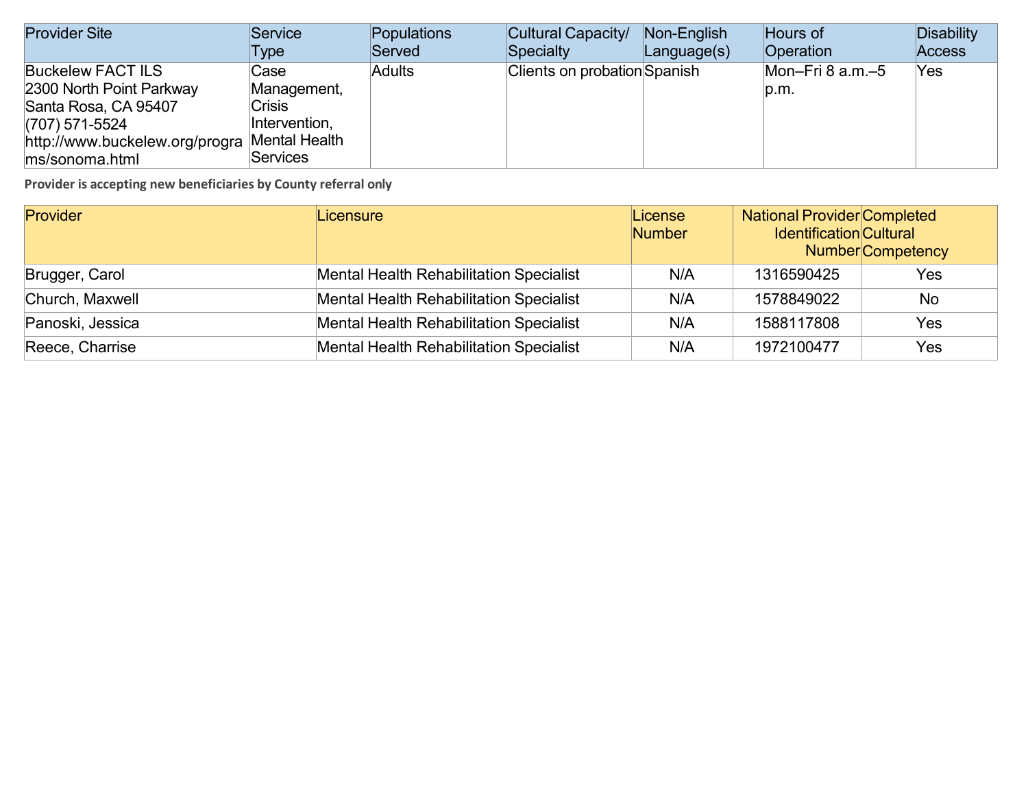| Provider Site | Service Type | Populations Served | Cultural Capacity/ Specialty | Non-English Language(s) | Hours of Operation | Disability Access |
|---|---|---|---|---|---|---|
| Buckelew FACT ILS<br>2300 North Point Parkway<br>Santa Rosa, CA 95407<br>(707) 571-5524<br>http://www.buckelew.org/programs/sonoma.html | Case Management, Crisis Intervention, Mental Health Services | Adults | Clients on probation | Spanish | Mon–Fri 8 a.m.–5 p.m. | Yes |

**Provider is accepting new beneficiaries by County referral only**

| Provider | Licensure | License Number | National Provider Identification Number | Completed Cultural Competency |
|---|---|---|---|---|
| Brugger, Carol | Mental Health Rehabilitation Specialist | N/A | 1316590425 | Yes |
| Church, Maxwell | Mental Health Rehabilitation Specialist | N/A | 1578849022 | No |
| Panoski, Jessica | Mental Health Rehabilitation Specialist | N/A | 1588117808 | Yes |
| Reece, Charrise | Mental Health Rehabilitation Specialist | N/A | 1972100477 | Yes |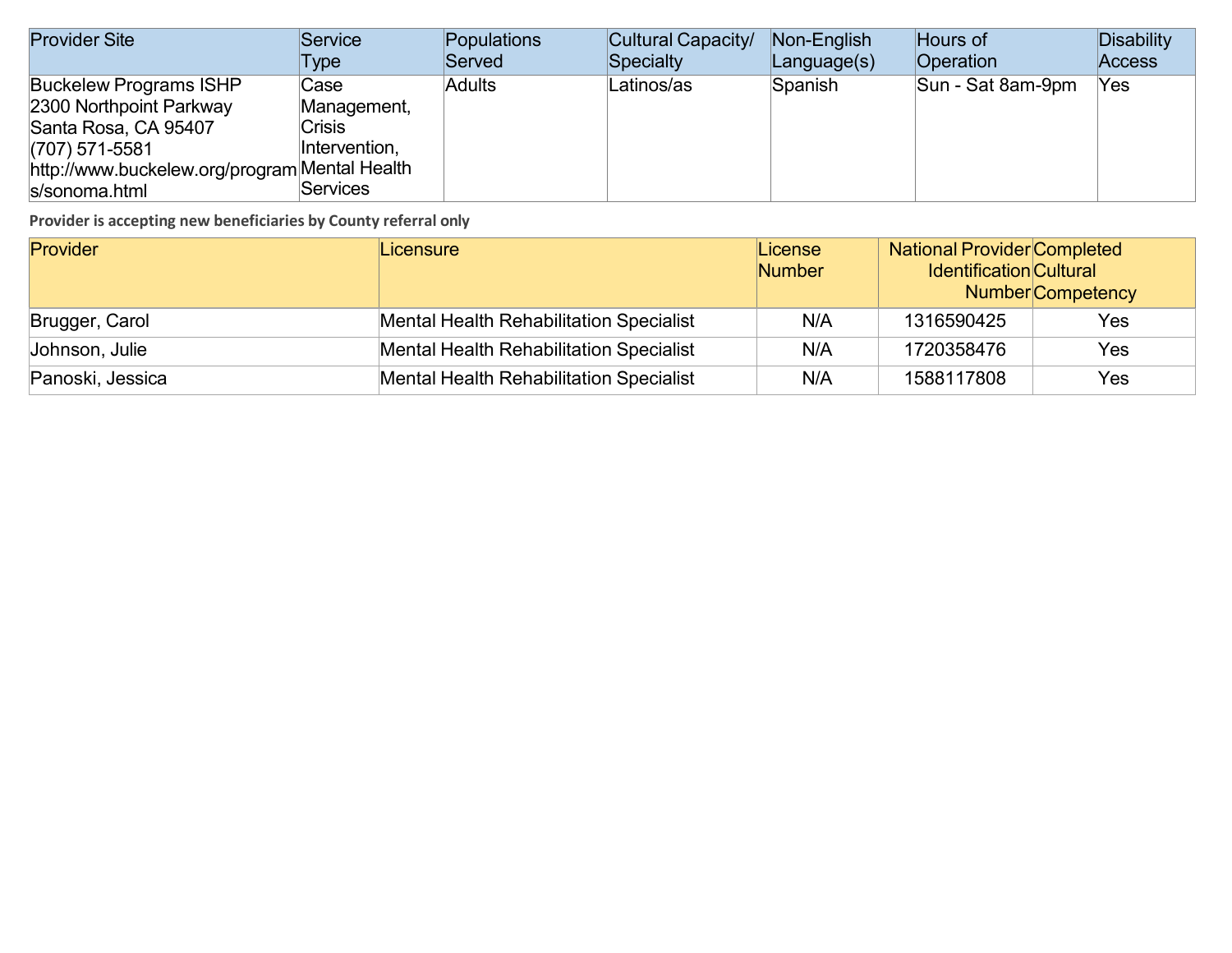| Provider Site | Service Type | Populations Served | Cultural Capacity/ Specialty | Non-English Language(s) | Hours of Operation | Disability Access |
|---|---|---|---|---|---|---|
| Buckelew Programs ISHP<br>2300 Northpoint Parkway<br>Santa Rosa, CA 95407<br>(707) 571-5581<br>http://www.buckelew.org/programs/sonoma.html | Case Management, Crisis Intervention, Mental Health Services | Adults | Latinos/as | Spanish | Sun - Sat 8am-9pm | Yes |

**Provider is accepting new beneficiaries by County referral only**

| Provider | Licensure | License Number | National Provider Identification Number | Completed Cultural Competency |
|---|---|---|---|---|
| Brugger, Carol | Mental Health Rehabilitation Specialist | N/A | 1316590425 | Yes |
| Johnson, Julie | Mental Health Rehabilitation Specialist | N/A | 1720358476 | Yes |
| Panoski, Jessica | Mental Health Rehabilitation Specialist | N/A | 1588117808 | Yes |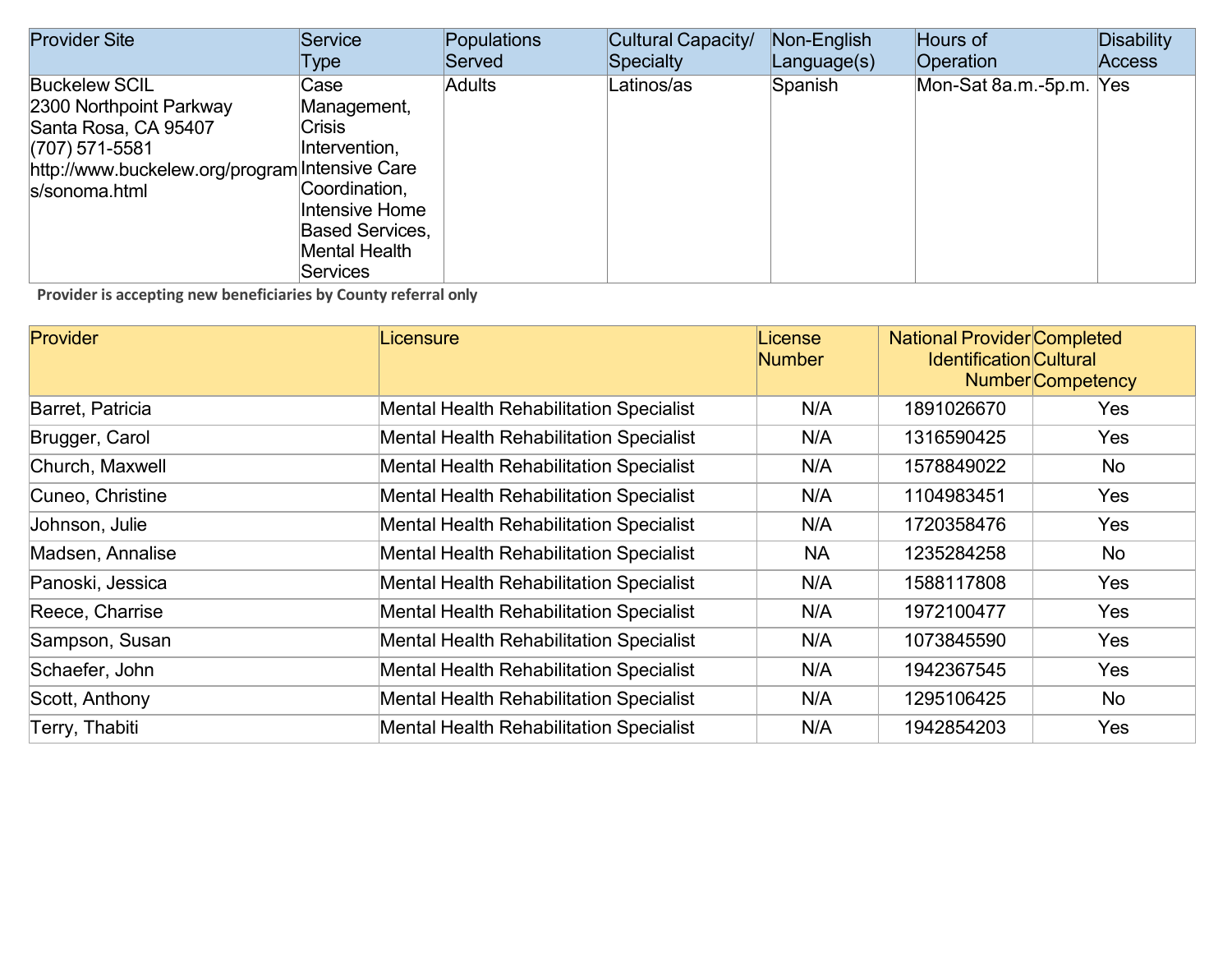| Provider Site | Service Type | Populations Served | Cultural Capacity/ Specialty | Non-English Language(s) | Hours of Operation | Disability Access |
|---|---|---|---|---|---|---|
| Buckelew SCIL<br>2300 Northpoint Parkway<br>Santa Rosa, CA 95407<br>(707) 571-5581<br>http://www.buckelew.org/programs/sonoma.html | Case Management, Crisis Intervention, Intensive Care Coordination, Intensive Home Based Services, Mental Health Services | Adults | Latinos/as | Spanish | Mon-Sat 8a.m.-5p.m. | Yes |

**Provider is accepting new beneficiaries by County referral only**

| Provider | Licensure | License Number | National Provider Identification Number | Completed Cultural Competency |
|---|---|---|---|---|
| Barret, Patricia | Mental Health Rehabilitation Specialist | N/A | 1891026670 | Yes |
| Brugger, Carol | Mental Health Rehabilitation Specialist | N/A | 1316590425 | Yes |
| Church, Maxwell | Mental Health Rehabilitation Specialist | N/A | 1578849022 | No |
| Cuneo, Christine | Mental Health Rehabilitation Specialist | N/A | 1104983451 | Yes |
| Johnson, Julie | Mental Health Rehabilitation Specialist | N/A | 1720358476 | Yes |
| Madsen, Annalise | Mental Health Rehabilitation Specialist | NA | 1235284258 | No |
| Panoski, Jessica | Mental Health Rehabilitation Specialist | N/A | 1588117808 | Yes |
| Reece, Charrise | Mental Health Rehabilitation Specialist | N/A | 1972100477 | Yes |
| Sampson, Susan | Mental Health Rehabilitation Specialist | N/A | 1073845590 | Yes |
| Schaefer, John | Mental Health Rehabilitation Specialist | N/A | 1942367545 | Yes |
| Scott, Anthony | Mental Health Rehabilitation Specialist | N/A | 1295106425 | No |
| Terry, Thabiti | Mental Health Rehabilitation Specialist | N/A | 1942854203 | Yes |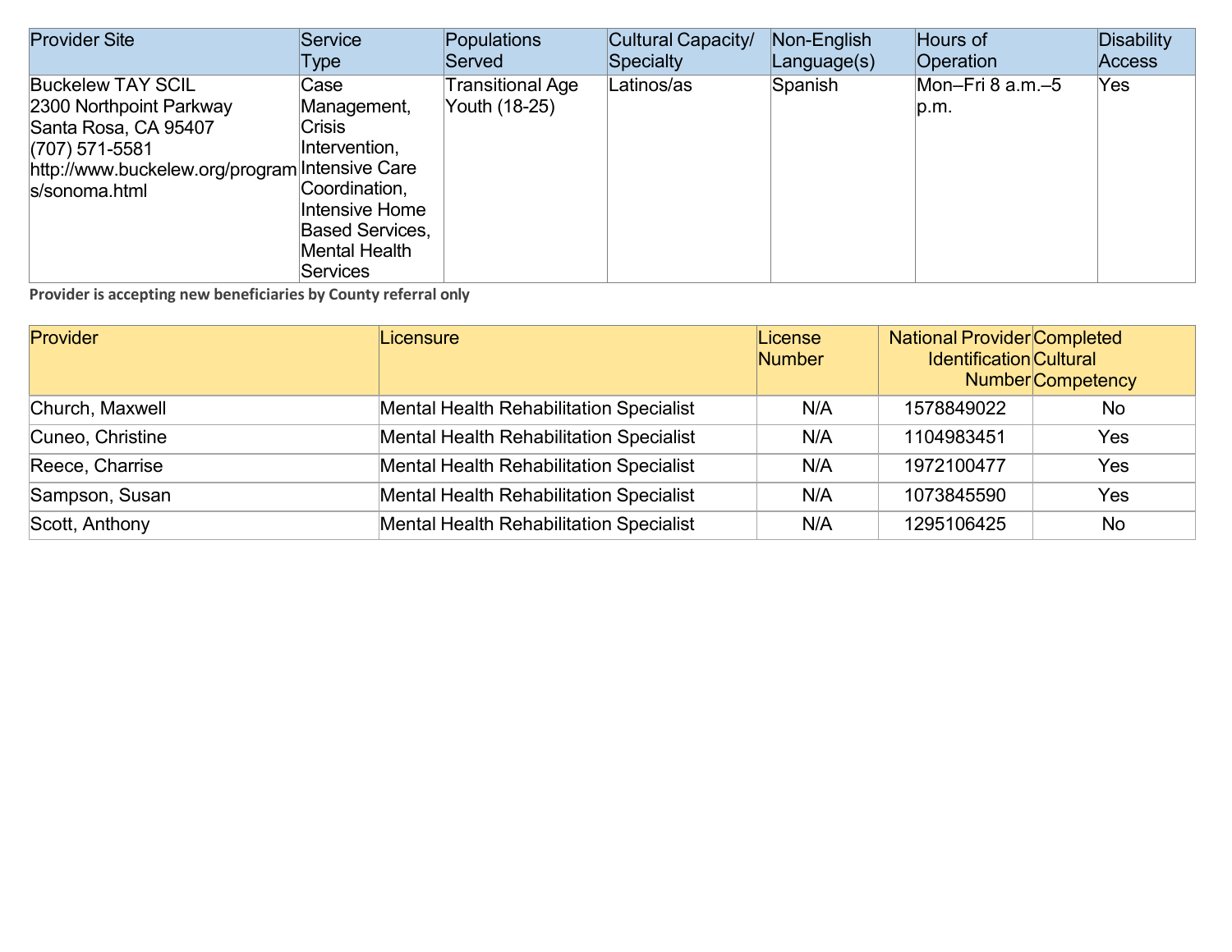| Provider Site | Service Type | Populations Served | Cultural Capacity/ Specialty | Non-English Language(s) | Hours of Operation | Disability Access |
|---|---|---|---|---|---|---|
| Buckelew TAY SCIL<br>2300 Northpoint Parkway<br>Santa Rosa, CA 95407<br>(707) 571-5581<br>http://www.buckelew.org/programs/sonoma.html | Case Management, Crisis Intervention, Intensive Care Coordination, Intensive Home Based Services, Mental Health Services | Transitional Age Youth (18-25) | Latinos/as | Spanish | Mon–Fri 8 a.m.–5 p.m. | Yes |

**Provider is accepting new beneficiaries by County referral only**

| Provider | Licensure | License Number | National Provider Identification Number | Completed Cultural Competency |
|---|---|---|---|---|
| Church, Maxwell | Mental Health Rehabilitation Specialist | N/A | 1578849022 | No |
| Cuneo, Christine | Mental Health Rehabilitation Specialist | N/A | 1104983451 | Yes |
| Reece, Charrise | Mental Health Rehabilitation Specialist | N/A | 1972100477 | Yes |
| Sampson, Susan | Mental Health Rehabilitation Specialist | N/A | 1073845590 | Yes |
| Scott, Anthony | Mental Health Rehabilitation Specialist | N/A | 1295106425 | No |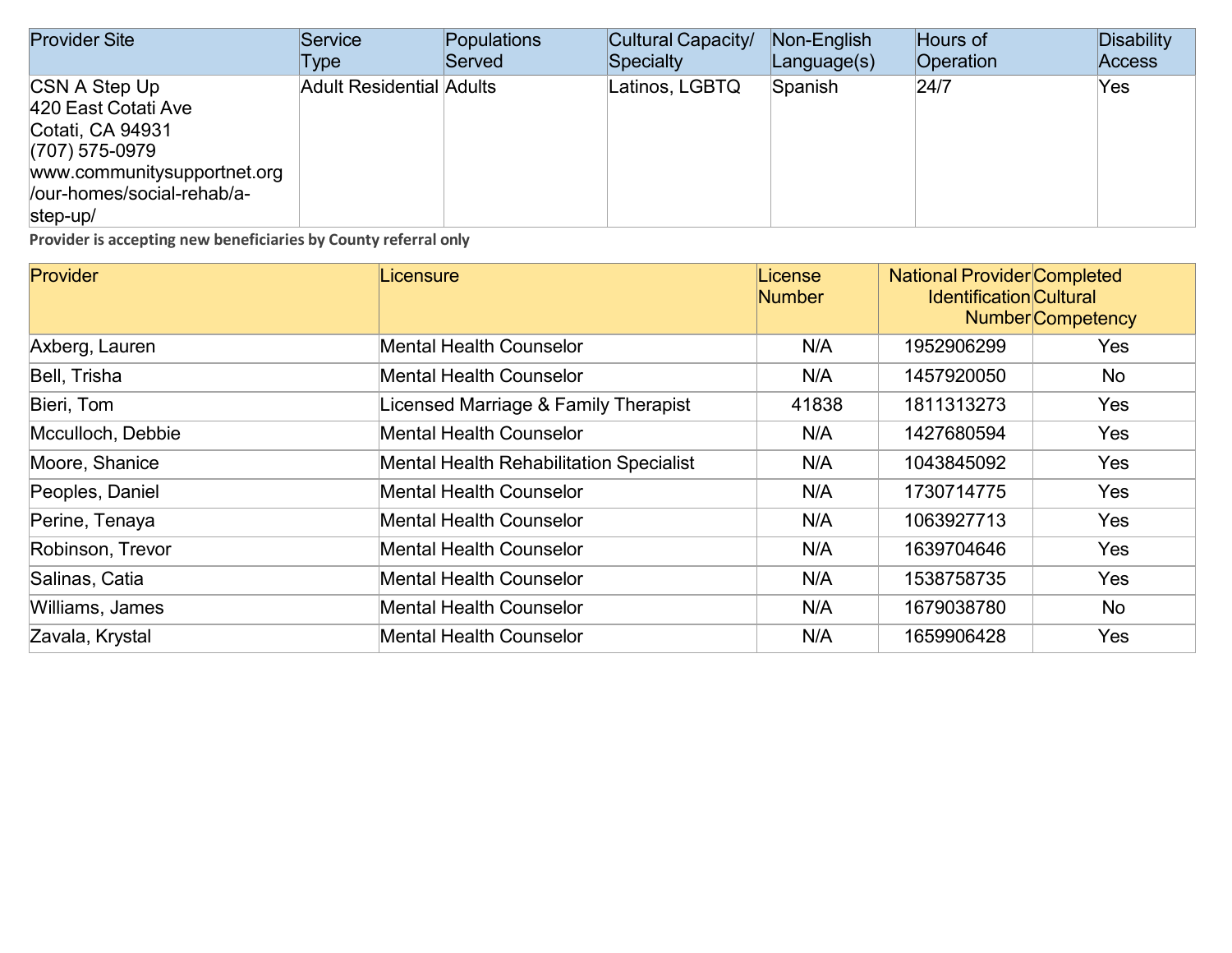| Provider Site | Service Type | Populations Served | Cultural Capacity/ Specialty | Non-English Language(s) | Hours of Operation | Disability Access |
|---|---|---|---|---|---|---|
| CSN A Step Up<br>420 East Cotati Ave<br>Cotati, CA 94931<br>(707) 575-0979<br>www.communitysupportnet.org/our-homes/social-rehab/a-step-up/ | Adult Residential | Adults | Latinos, LGBTQ | Spanish | 24/7 | Yes |

**Provider is accepting new beneficiaries by County referral only**

| Provider | Licensure | License Number | National Provider Identification Number | Completed Cultural Competency |
|---|---|---|---|---|
| Axberg, Lauren | Mental Health Counselor | N/A | 1952906299 | Yes |
| Bell, Trisha | Mental Health Counselor | N/A | 1457920050 | No |
| Bieri, Tom | Licensed Marriage & Family Therapist | 41838 | 1811313273 | Yes |
| Mcculloch, Debbie | Mental Health Counselor | N/A | 1427680594 | Yes |
| Moore, Shanice | Mental Health Rehabilitation Specialist | N/A | 1043845092 | Yes |
| Peoples, Daniel | Mental Health Counselor | N/A | 1730714775 | Yes |
| Perine, Tenaya | Mental Health Counselor | N/A | 1063927713 | Yes |
| Robinson, Trevor | Mental Health Counselor | N/A | 1639704646 | Yes |
| Salinas, Catia | Mental Health Counselor | N/A | 1538758735 | Yes |
| Williams, James | Mental Health Counselor | N/A | 1679038780 | No |
| Zavala, Krystal | Mental Health Counselor | N/A | 1659906428 | Yes |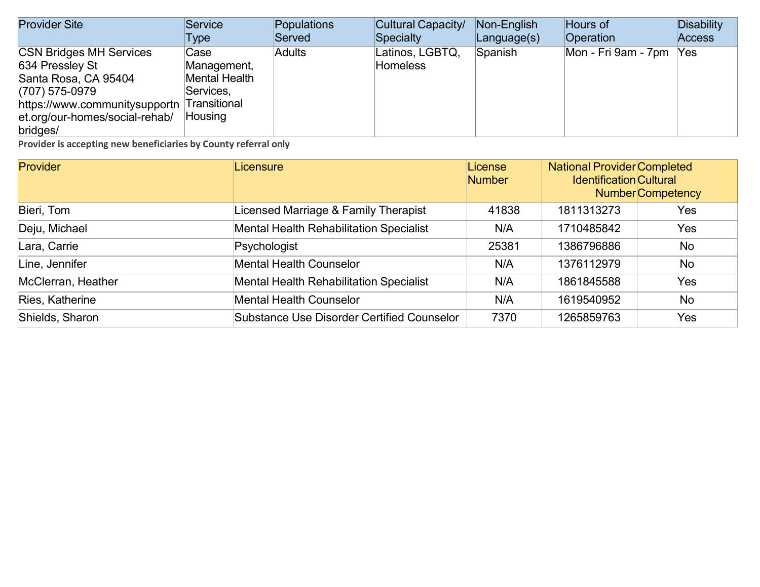| Provider Site | Service Type | Populations Served | Cultural Capacity/ Specialty | Non-English Language(s) | Hours of Operation | Disability Access |
|---|---|---|---|---|---|---|
| CSN Bridges MH Services<br>634 Pressley St<br>Santa Rosa, CA 95404<br>(707) 575-0979<br>https://www.communitysupportnet.org/our-homes/social-rehab/bridges/ | Case Management, Mental Health Services, Transitional Housing | Adults | Latinos, LGBTQ, Homeless | Spanish | Mon - Fri 9am - 7pm | Yes |

**Provider is accepting new beneficiaries by County referral only**

| Provider | Licensure | License Number | National Provider Identification Number | Completed Cultural Competency |
|---|---|---|---|---|
| Bieri, Tom | Licensed Marriage & Family Therapist | 41838 | 1811313273 | Yes |
| Deju, Michael | Mental Health Rehabilitation Specialist | N/A | 1710485842 | Yes |
| Lara, Carrie | Psychologist | 25381 | 1386796886 | No |
| Line, Jennifer | Mental Health Counselor | N/A | 1376112979 | No |
| McClerran, Heather | Mental Health Rehabilitation Specialist | N/A | 1861845588 | Yes |
| Ries, Katherine | Mental Health Counselor | N/A | 1619540952 | No |
| Shields, Sharon | Substance Use Disorder Certified Counselor | 7370 | 1265859763 | Yes |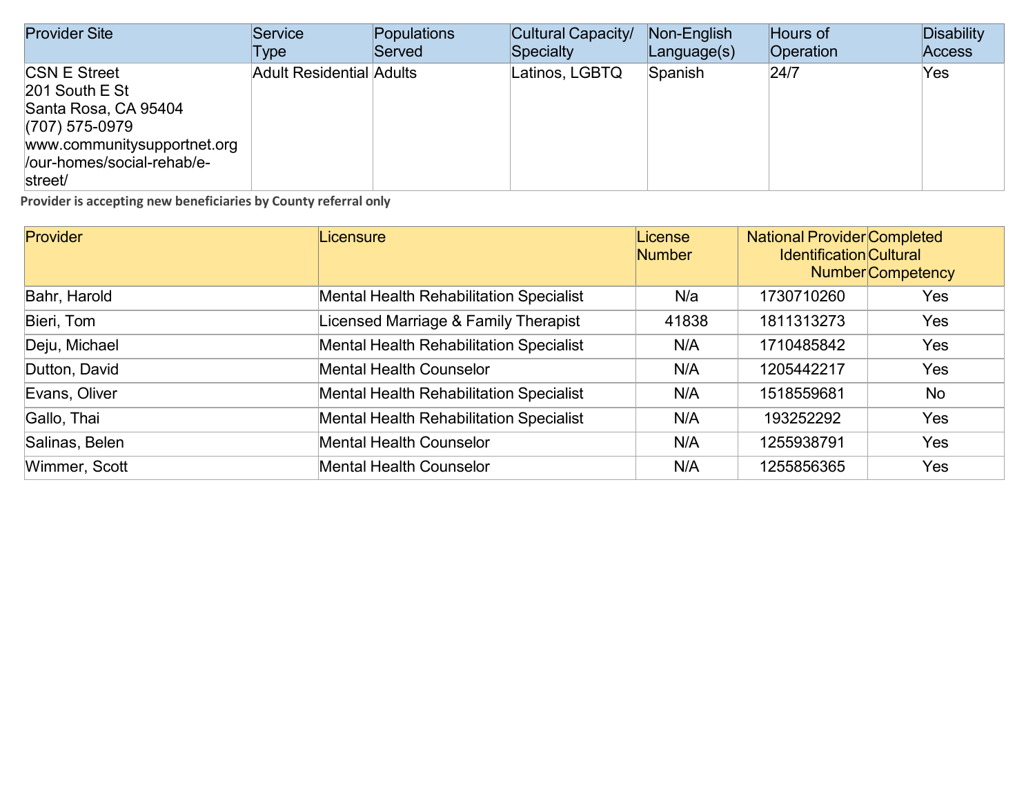| Provider Site | Service Type | Populations Served | Cultural Capacity/ Specialty | Non-English Language(s) | Hours of Operation | Disability Access |
| --- | --- | --- | --- | --- | --- | --- |
| CSN E Street<br>201 South E St<br>Santa Rosa, CA 95404<br>(707) 575-0979<br>www.communitysupportnet.org/our-homes/social-rehab/e-street/ | Adult Residential | Adults | Latinos, LGBTQ | Spanish | 24/7 | Yes |

**Provider is accepting new beneficiaries by County referral only**

| Provider | Licensure | License Number | National Provider Identification Number | Completed Cultural Competency |
| --- | --- | --- | --- | --- |
| Bahr, Harold | Mental Health Rehabilitation Specialist | N/a | 1730710260 | Yes |
| Bieri, Tom | Licensed Marriage & Family Therapist | 41838 | 1811313273 | Yes |
| Deju, Michael | Mental Health Rehabilitation Specialist | N/A | 1710485842 | Yes |
| Dutton, David | Mental Health Counselor | N/A | 1205442217 | Yes |
| Evans, Oliver | Mental Health Rehabilitation Specialist | N/A | 1518559681 | No |
| Gallo, Thai | Mental Health Rehabilitation Specialist | N/A | 193252292 | Yes |
| Salinas, Belen | Mental Health Counselor | N/A | 1255938791 | Yes |
| Wimmer, Scott | Mental Health Counselor | N/A | 1255856365 | Yes |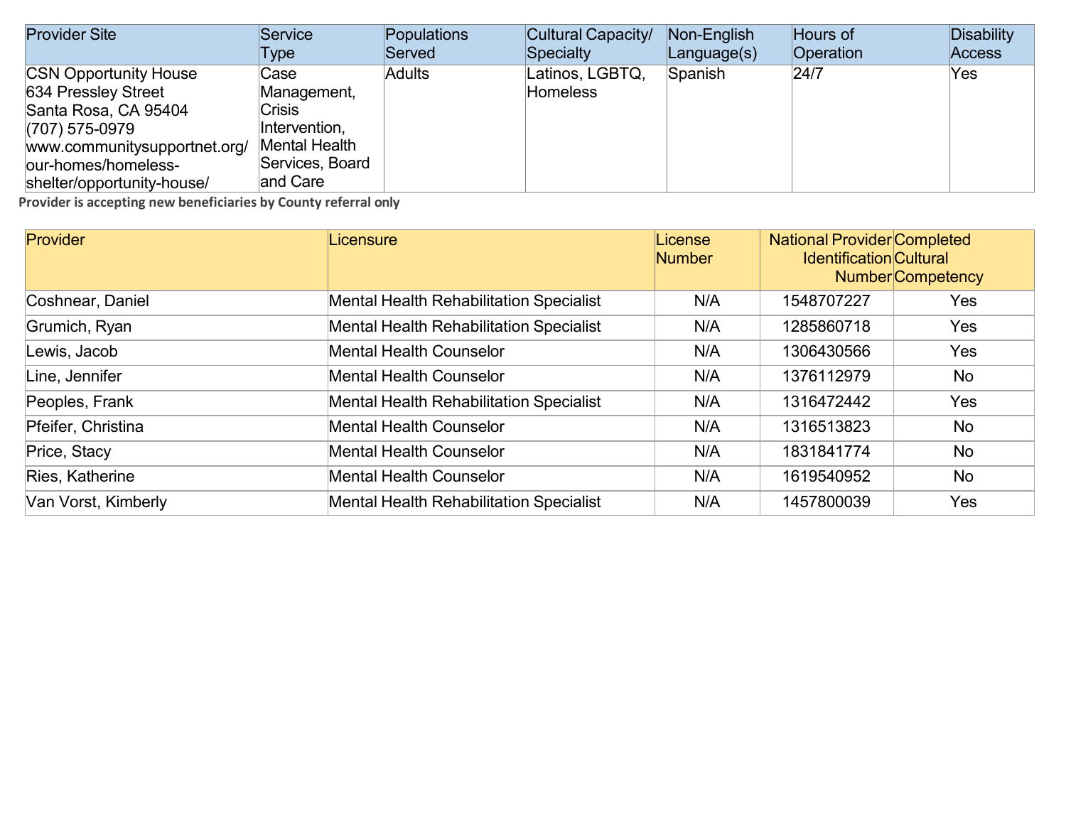| Provider Site | Service Type | Populations Served | Cultural Capacity/ Specialty | Non-English Language(s) | Hours of Operation | Disability Access |
|---|---|---|---|---|---|---|
| CSN Opportunity House<br>634 Pressley Street<br>Santa Rosa, CA 95404<br>(707) 575-0979<br>www.communitysupportnet.org/our-homes/homeless-shelter/opportunity-house/ | Case Management, Crisis Intervention, Mental Health Services, Board and Care | Adults | Latinos, LGBTQ, Homeless | Spanish | 24/7 | Yes |

**Provider is accepting new beneficiaries by County referral only**

| Provider | Licensure | License Number | National Provider Identification Number | Completed Cultural Competency |
|---|---|---|---|---|
| Coshnear, Daniel | Mental Health Rehabilitation Specialist | N/A | 1548707227 | Yes |
| Grumich, Ryan | Mental Health Rehabilitation Specialist | N/A | 1285860718 | Yes |
| Lewis, Jacob | Mental Health Counselor | N/A | 1306430566 | Yes |
| Line, Jennifer | Mental Health Counselor | N/A | 1376112979 | No |
| Peoples, Frank | Mental Health Rehabilitation Specialist | N/A | 1316472442 | Yes |
| Pfeifer, Christina | Mental Health Counselor | N/A | 1316513823 | No |
| Price, Stacy | Mental Health Counselor | N/A | 1831841774 | No |
| Ries, Katherine | Mental Health Counselor | N/A | 1619540952 | No |
| Van Vorst, Kimberly | Mental Health Rehabilitation Specialist | N/A | 1457800039 | Yes |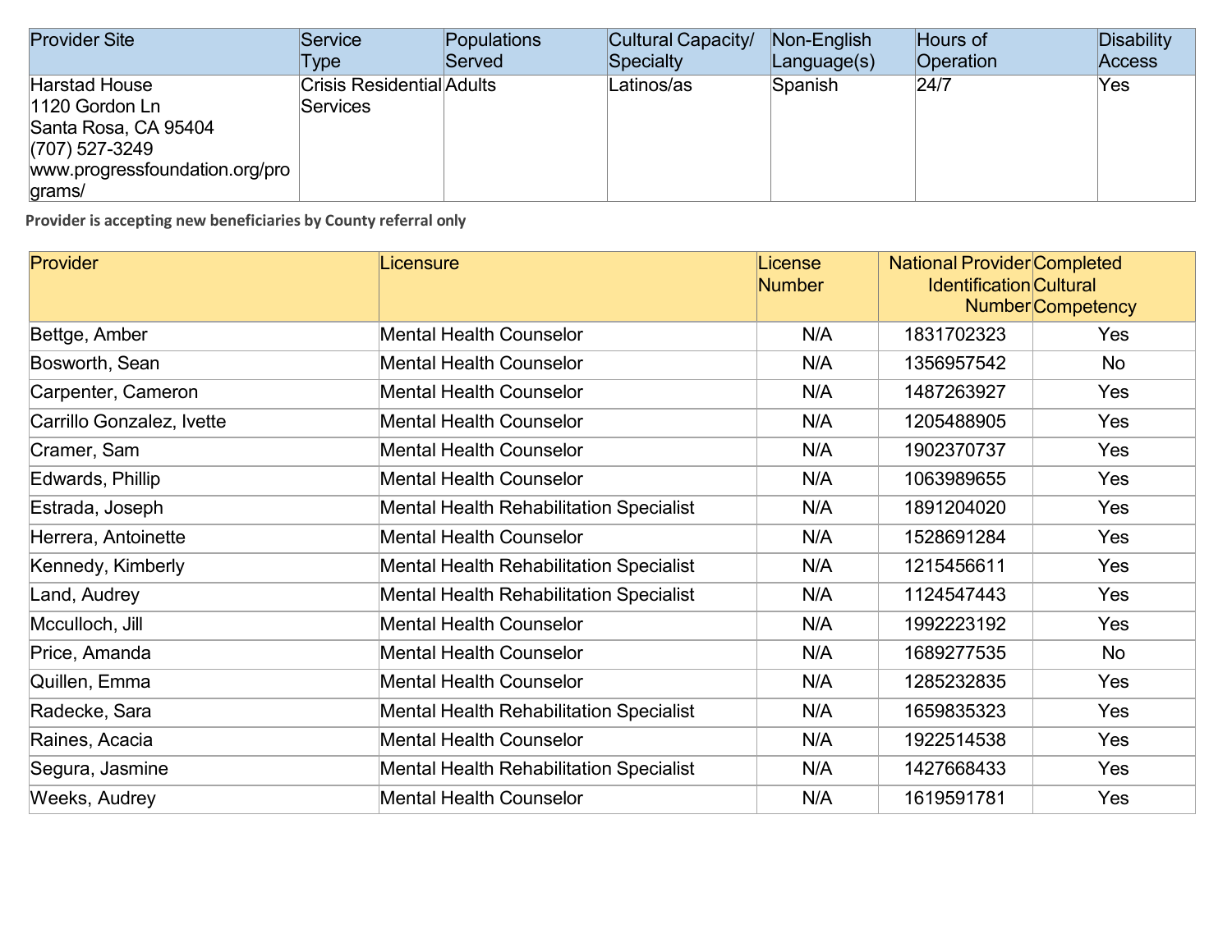| Provider Site | Service Type | Populations Served | Cultural Capacity/ Specialty | Non-English Language(s) | Hours of Operation | Disability Access |
|---|---|---|---|---|---|---|
| Harstad House<br>1120 Gordon Ln<br>Santa Rosa, CA 95404<br>(707) 527-3249<br>www.progressfoundation.org/programs/ | Crisis Residential Services | Adults | Latinos/as | Spanish | 24/7 | Yes |

**Provider is accepting new beneficiaries by County referral only**

| Provider | Licensure | License Number | National Provider Identification Number | Completed Cultural Competency |
|---|---|---|---|---|
| Bettge, Amber | Mental Health Counselor | N/A | 1831702323 | Yes |
| Bosworth, Sean | Mental Health Counselor | N/A | 1356957542 | No |
| Carpenter, Cameron | Mental Health Counselor | N/A | 1487263927 | Yes |
| Carrillo Gonzalez, Ivette | Mental Health Counselor | N/A | 1205488905 | Yes |
| Cramer, Sam | Mental Health Counselor | N/A | 1902370737 | Yes |
| Edwards, Phillip | Mental Health Counselor | N/A | 1063989655 | Yes |
| Estrada, Joseph | Mental Health Rehabilitation Specialist | N/A | 1891204020 | Yes |
| Herrera, Antoinette | Mental Health Counselor | N/A | 1528691284 | Yes |
| Kennedy, Kimberly | Mental Health Rehabilitation Specialist | N/A | 1215456611 | Yes |
| Land, Audrey | Mental Health Rehabilitation Specialist | N/A | 1124547443 | Yes |
| Mcculloch, Jill | Mental Health Counselor | N/A | 1992223192 | Yes |
| Price, Amanda | Mental Health Counselor | N/A | 1689277535 | No |
| Quillen, Emma | Mental Health Counselor | N/A | 1285232835 | Yes |
| Radecke, Sara | Mental Health Rehabilitation Specialist | N/A | 1659835323 | Yes |
| Raines, Acacia | Mental Health Counselor | N/A | 1922514538 | Yes |
| Segura, Jasmine | Mental Health Rehabilitation Specialist | N/A | 1427668433 | Yes |
| Weeks, Audrey | Mental Health Counselor | N/A | 1619591781 | Yes |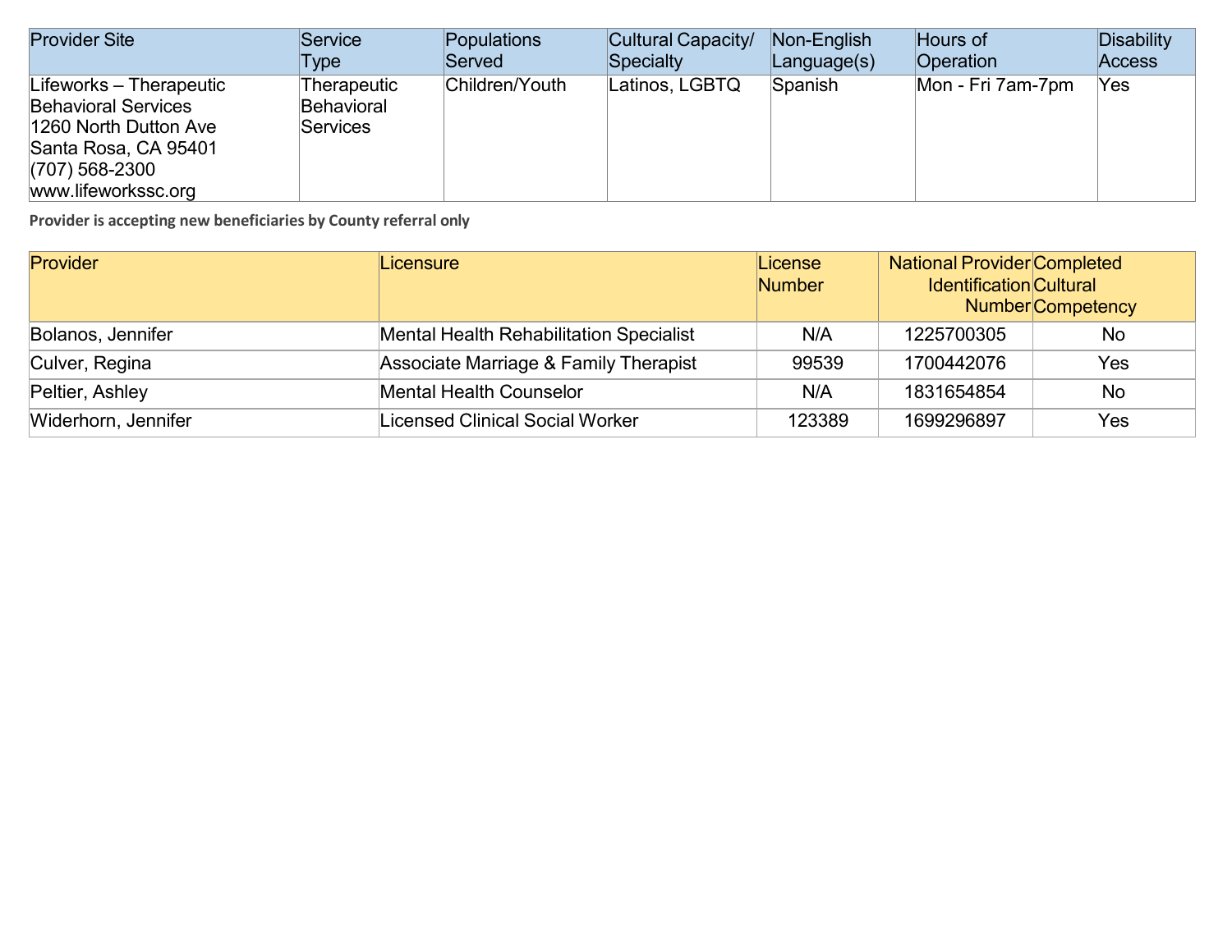| Provider Site | Service Type | Populations Served | Cultural Capacity/ Specialty | Non-English Language(s) | Hours of Operation | Disability Access |
|---|---|---|---|---|---|---|
| Lifeworks – Therapeutic Behavioral Services<br>1260 North Dutton Ave<br>Santa Rosa, CA 95401<br>(707) 568-2300<br>www.lifeworkssc.org | Therapeutic Behavioral Services | Children/Youth | Latinos, LGBTQ | Spanish | Mon - Fri 7am-7pm | Yes |

**Provider is accepting new beneficiaries by County referral only**

| Provider | Licensure | License Number | National Provider Identification Number | Completed Cultural Competency |
|---|---|---|---|---|
| Bolanos, Jennifer | Mental Health Rehabilitation Specialist | N/A | 1225700305 | No |
| Culver, Regina | Associate Marriage & Family Therapist | 99539 | 1700442076 | Yes |
| Peltier, Ashley | Mental Health Counselor | N/A | 1831654854 | No |
| Widerhorn, Jennifer | Licensed Clinical Social Worker | 123389 | 1699296897 | Yes |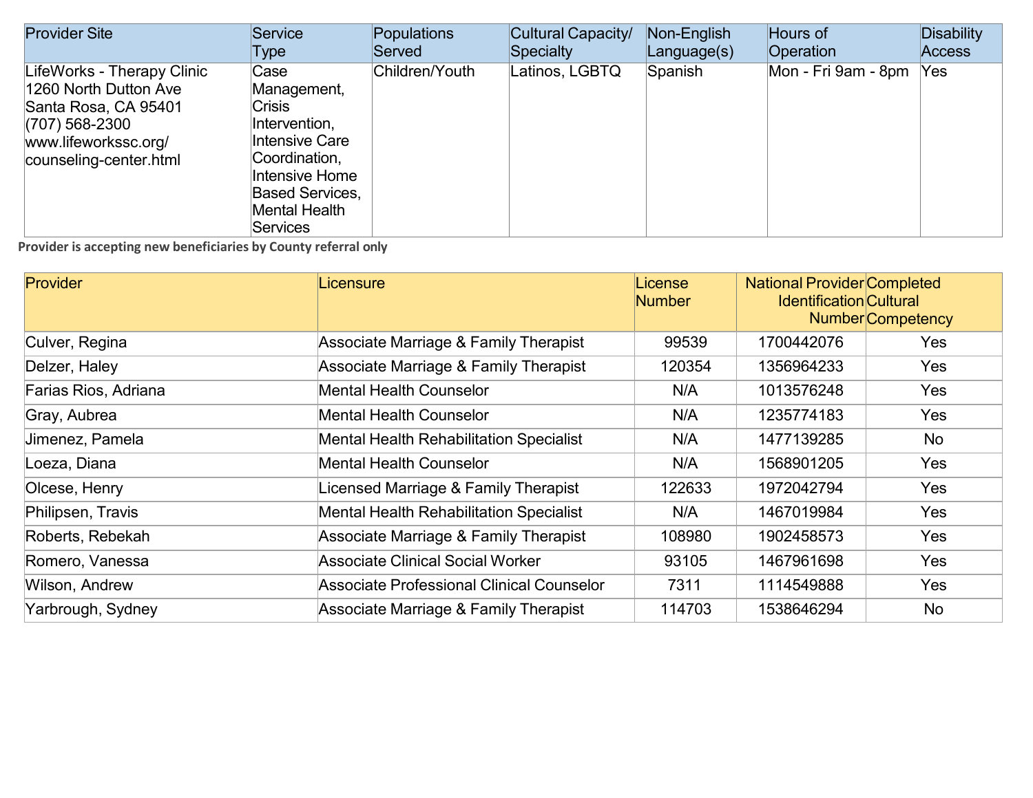| Provider Site | Service Type | Populations Served | Cultural Capacity/ Specialty | Non-English Language(s) | Hours of Operation | Disability Access |
|---|---|---|---|---|---|---|
| LifeWorks - Therapy Clinic<br>1260 North Dutton Ave<br>Santa Rosa, CA 95401<br>(707) 568-2300<br>www.lifeworkssc.org/counseling-center.html | Case Management, Crisis Intervention, Intensive Care Coordination, Intensive Home Based Services, Mental Health Services | Children/Youth | Latinos, LGBTQ | Spanish | Mon - Fri 9am - 8pm | Yes |

**Provider is accepting new beneficiaries by County referral only**

| Provider | Licensure | License Number | National Provider Identification Number | Completed Cultural Competency |
|---|---|---|---|---|
| Culver, Regina | Associate Marriage & Family Therapist | 99539 | 1700442076 | Yes |
| Delzer, Haley | Associate Marriage & Family Therapist | 120354 | 1356964233 | Yes |
| Farias Rios, Adriana | Mental Health Counselor | N/A | 1013576248 | Yes |
| Gray, Aubrea | Mental Health Counselor | N/A | 1235774183 | Yes |
| Jimenez, Pamela | Mental Health Rehabilitation Specialist | N/A | 1477139285 | No |
| Loeza, Diana | Mental Health Counselor | N/A | 1568901205 | Yes |
| Olcese, Henry | Licensed Marriage & Family Therapist | 122633 | 1972042794 | Yes |
| Philipsen, Travis | Mental Health Rehabilitation Specialist | N/A | 1467019984 | Yes |
| Roberts, Rebekah | Associate Marriage & Family Therapist | 108980 | 1902458573 | Yes |
| Romero, Vanessa | Associate Clinical Social Worker | 93105 | 1467961698 | Yes |
| Wilson, Andrew | Associate Professional Clinical Counselor | 7311 | 1114549888 | Yes |
| Yarbrough, Sydney | Associate Marriage & Family Therapist | 114703 | 1538646294 | No |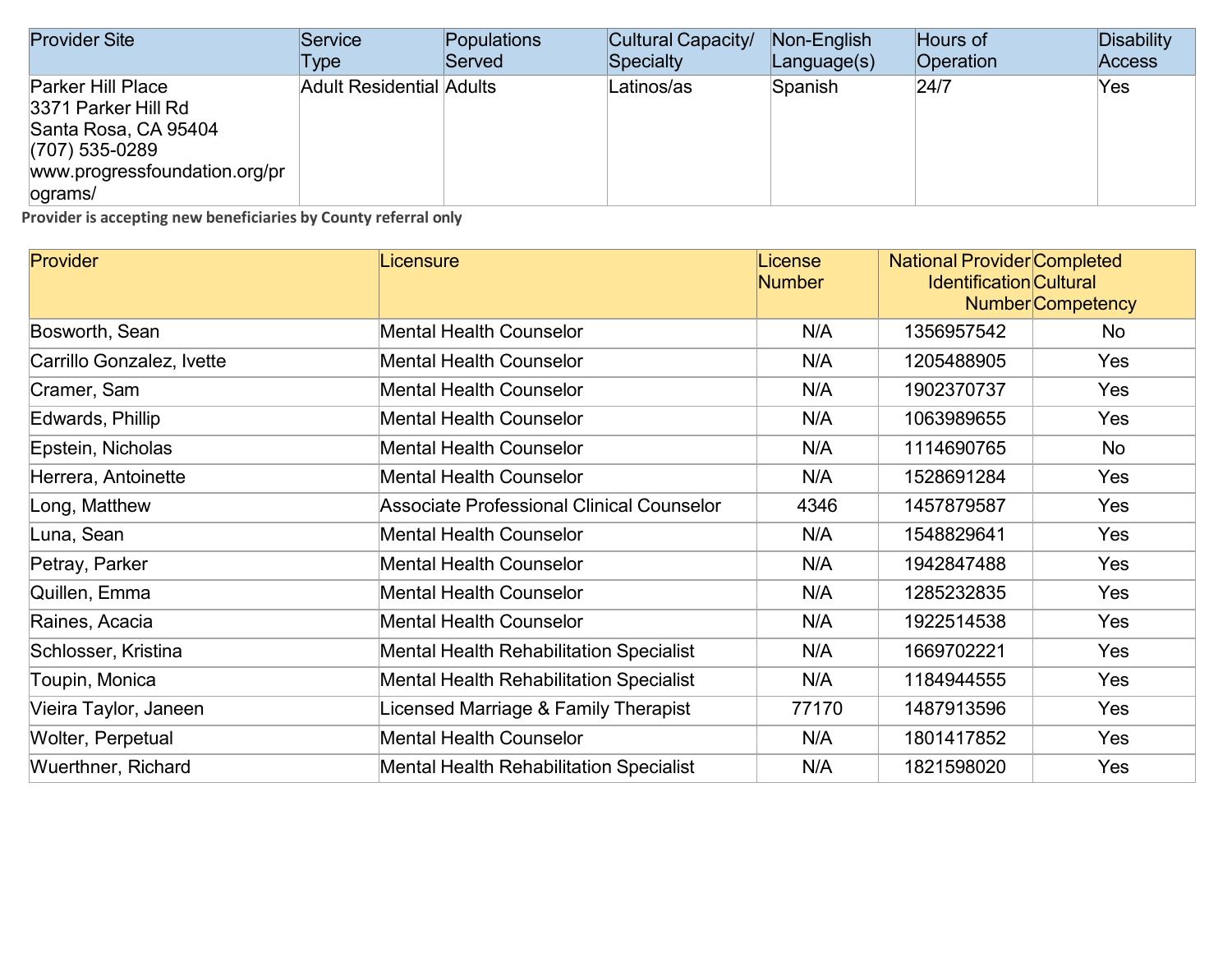| Provider Site | Service Type | Populations Served | Cultural Capacity/ Specialty | Non-English Language(s) | Hours of Operation | Disability Access |
|---|---|---|---|---|---|---|
| Parker Hill Place<br>3371 Parker Hill Rd<br>Santa Rosa, CA 95404<br>(707) 535-0289<br>www.progressfoundation.org/programs/ | Adult Residential | Adults | Latinos/as | Spanish | 24/7 | Yes |

**Provider is accepting new beneficiaries by County referral only**

| Provider | Licensure | License Number | National Provider Identification Number | Completed Cultural Competency |
|---|---|---|---|---|
| Bosworth, Sean | Mental Health Counselor | N/A | 1356957542 | No |
| Carrillo Gonzalez, Ivette | Mental Health Counselor | N/A | 1205488905 | Yes |
| Cramer, Sam | Mental Health Counselor | N/A | 1902370737 | Yes |
| Edwards, Phillip | Mental Health Counselor | N/A | 1063989655 | Yes |
| Epstein, Nicholas | Mental Health Counselor | N/A | 1114690765 | No |
| Herrera, Antoinette | Mental Health Counselor | N/A | 1528691284 | Yes |
| Long, Matthew | Associate Professional Clinical Counselor | 4346 | 1457879587 | Yes |
| Luna, Sean | Mental Health Counselor | N/A | 1548829641 | Yes |
| Petray, Parker | Mental Health Counselor | N/A | 1942847488 | Yes |
| Quillen, Emma | Mental Health Counselor | N/A | 1285232835 | Yes |
| Raines, Acacia | Mental Health Counselor | N/A | 1922514538 | Yes |
| Schlosser, Kristina | Mental Health Rehabilitation Specialist | N/A | 1669702221 | Yes |
| Toupin, Monica | Mental Health Rehabilitation Specialist | N/A | 1184944555 | Yes |
| Vieira Taylor, Janeen | Licensed Marriage & Family Therapist | 77170 | 1487913596 | Yes |
| Wolter, Perpetual | Mental Health Counselor | N/A | 1801417852 | Yes |
| Wuerthner, Richard | Mental Health Rehabilitation Specialist | N/A | 1821598020 | Yes |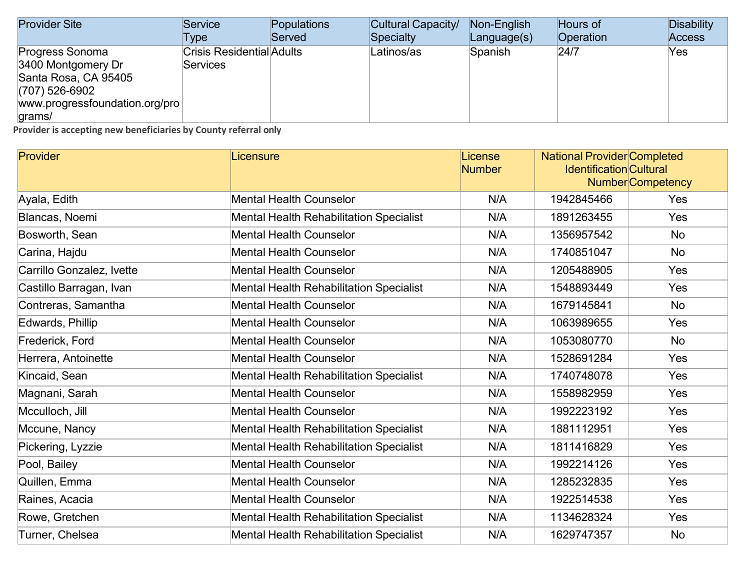| Provider Site | Service Type | Populations Served | Cultural Capacity/ Specialty | Non-English Language(s) | Hours of Operation | Disability Access |
|---|---|---|---|---|---|---|
| Progress Sonoma<br>3400 Montgomery Dr<br>Santa Rosa, CA 95405<br>(707) 526-6902<br>www.progressfoundation.org/programs/ | Crisis Residential Services | Adults | Latinos/as | Spanish | 24/7 | Yes |

**Provider is accepting new beneficiaries by County referral only**

| Provider | Licensure | License Number | National Provider Identification Number | Completed Cultural Competency |
|---|---|---|---|---|
| Ayala, Edith | Mental Health Counselor | N/A | 1942845466 | Yes |
| Blancas, Noemi | Mental Health Rehabilitation Specialist | N/A | 1891263455 | Yes |
| Bosworth, Sean | Mental Health Counselor | N/A | 1356957542 | No |
| Carina, Hajdu | Mental Health Counselor | N/A | 1740851047 | No |
| Carrillo Gonzalez, Ivette | Mental Health Counselor | N/A | 1205488905 | Yes |
| Castillo Barragan, Ivan | Mental Health Rehabilitation Specialist | N/A | 1548893449 | Yes |
| Contreras, Samantha | Mental Health Counselor | N/A | 1679145841 | No |
| Edwards, Phillip | Mental Health Counselor | N/A | 1063989655 | Yes |
| Frederick, Ford | Mental Health Counselor | N/A | 1053080770 | No |
| Herrera, Antoinette | Mental Health Counselor | N/A | 1528691284 | Yes |
| Kincaid, Sean | Mental Health Rehabilitation Specialist | N/A | 1740748078 | Yes |
| Magnani, Sarah | Mental Health Counselor | N/A | 1558982959 | Yes |
| Mcculloch, Jill | Mental Health Counselor | N/A | 1992223192 | Yes |
| Mccune, Nancy | Mental Health Rehabilitation Specialist | N/A | 1881112951 | Yes |
| Pickering, Lyzzie | Mental Health Rehabilitation Specialist | N/A | 1811416829 | Yes |
| Pool, Bailey | Mental Health Counselor | N/A | 1992214126 | Yes |
| Quillen, Emma | Mental Health Counselor | N/A | 1285232835 | Yes |
| Raines, Acacia | Mental Health Counselor | N/A | 1922514538 | Yes |
| Rowe, Gretchen | Mental Health Rehabilitation Specialist | N/A | 1134628324 | Yes |
| Turner, Chelsea | Mental Health Rehabilitation Specialist | N/A | 1629747357 | No |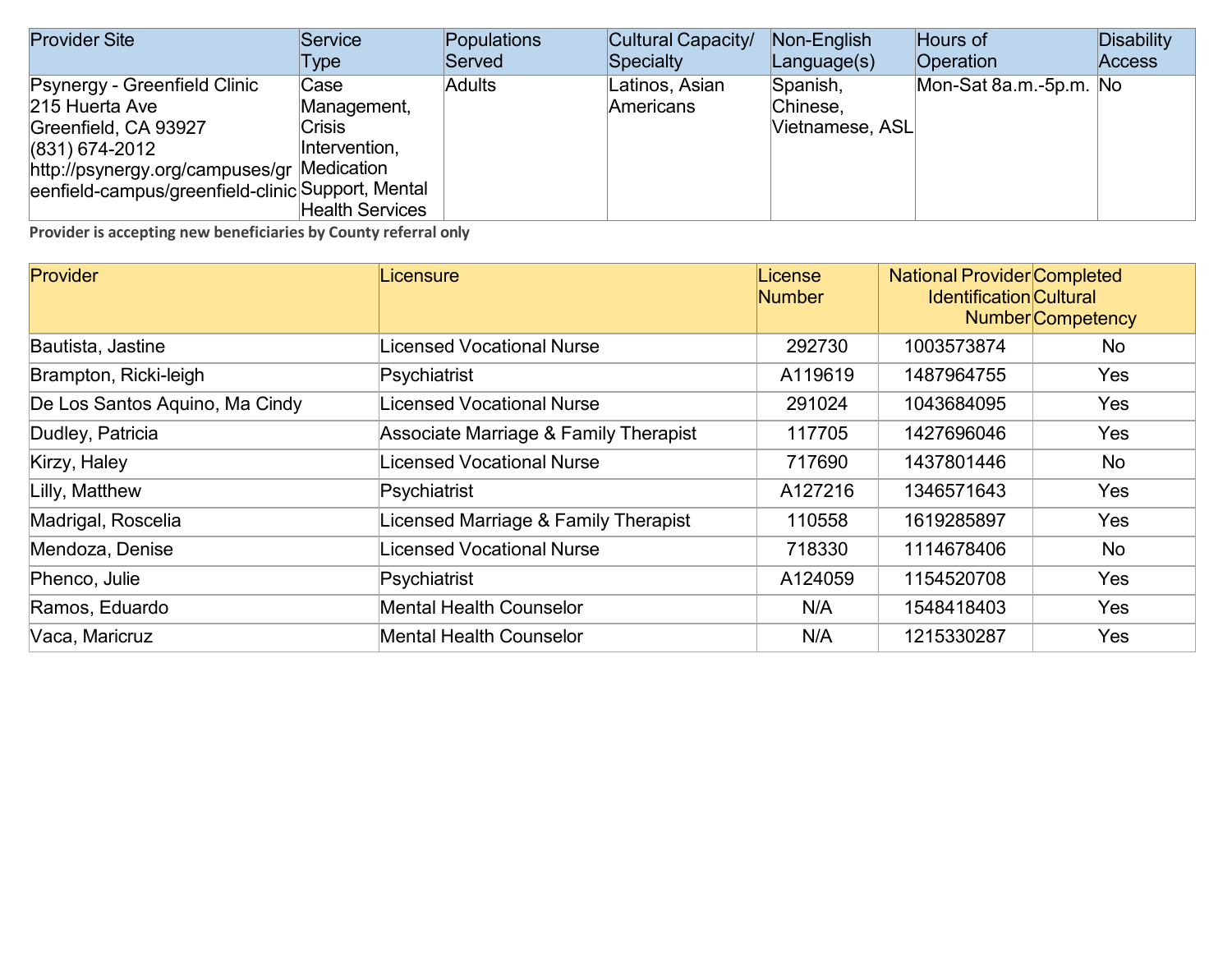| Provider Site | Service Type | Populations Served | Cultural Capacity/ Specialty | Non-English Language(s) | Hours of Operation | Disability Access |
|---|---|---|---|---|---|---|
| Psynergy - Greenfield Clinic<br>215 Huerta Ave<br>Greenfield, CA 93927<br>(831) 674-2012<br>http://psynergy.org/campuses/greenfield-campus/greenfield-clinic | Case Management, Crisis Intervention, Medication Support, Mental Health Services | Adults | Latinos, Asian Americans | Spanish, Chinese, Vietnamese, ASL | Mon-Sat 8a.m.-5p.m. | No |

**Provider is accepting new beneficiaries by County referral only**

| Provider | Licensure | License Number | National Provider Identification Number | Completed Cultural Competency |
|---|---|---|---|---|
| Bautista, Jastine | Licensed Vocational Nurse | 292730 | 1003573874 | No |
| Brampton, Ricki-leigh | Psychiatrist | A119619 | 1487964755 | Yes |
| De Los Santos Aquino, Ma Cindy | Licensed Vocational Nurse | 291024 | 1043684095 | Yes |
| Dudley, Patricia | Associate Marriage & Family Therapist | 117705 | 1427696046 | Yes |
| Kirzy, Haley | Licensed Vocational Nurse | 717690 | 1437801446 | No |
| Lilly, Matthew | Psychiatrist | A127216 | 1346571643 | Yes |
| Madrigal, Roscelia | Licensed Marriage & Family Therapist | 110558 | 1619285897 | Yes |
| Mendoza, Denise | Licensed Vocational Nurse | 718330 | 1114678406 | No |
| Phenco, Julie | Psychiatrist | A124059 | 1154520708 | Yes |
| Ramos, Eduardo | Mental Health Counselor | N/A | 1548418403 | Yes |
| Vaca, Maricruz | Mental Health Counselor | N/A | 1215330287 | Yes |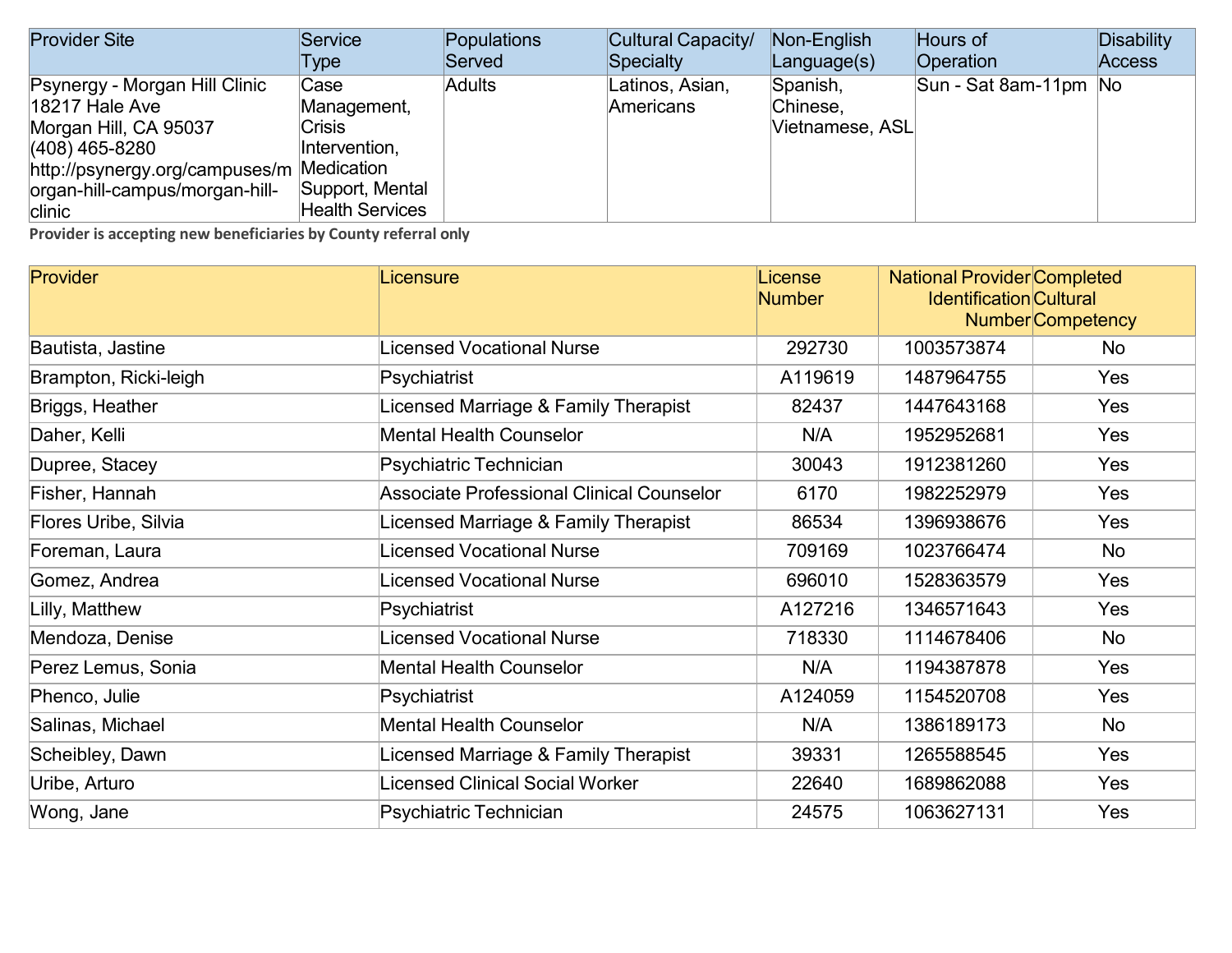| Provider Site | Service Type | Populations Served | Cultural Capacity/ Specialty | Non-English Language(s) | Hours of Operation | Disability Access |
|---|---|---|---|---|---|---|
| Psynergy - Morgan Hill Clinic<br>18217 Hale Ave<br>Morgan Hill, CA 95037<br>(408) 465-8280<br>http://psynergy.org/campuses/morgan-hill-campus/morgan-hill-clinic | Case Management, Crisis Intervention, Medication Support, Mental Health Services | Adults | Latinos, Asian, Americans | Spanish, Chinese, Vietnamese, ASL | Sun - Sat 8am-11pm | No |

**Provider is accepting new beneficiaries by County referral only**

| Provider | Licensure | License Number | National Provider Identification Number | Completed Cultural Competency |
|---|---|---|---|---|
| Bautista, Jastine | Licensed Vocational Nurse | 292730 | 1003573874 | No |
| Brampton, Ricki-leigh | Psychiatrist | A119619 | 1487964755 | Yes |
| Briggs, Heather | Licensed Marriage & Family Therapist | 82437 | 1447643168 | Yes |
| Daher, Kelli | Mental Health Counselor | N/A | 1952952681 | Yes |
| Dupree, Stacey | Psychiatric Technician | 30043 | 1912381260 | Yes |
| Fisher, Hannah | Associate Professional Clinical Counselor | 6170 | 1982252979 | Yes |
| Flores Uribe, Silvia | Licensed Marriage & Family Therapist | 86534 | 1396938676 | Yes |
| Foreman, Laura | Licensed Vocational Nurse | 709169 | 1023766474 | No |
| Gomez, Andrea | Licensed Vocational Nurse | 696010 | 1528363579 | Yes |
| Lilly, Matthew | Psychiatrist | A127216 | 1346571643 | Yes |
| Mendoza, Denise | Licensed Vocational Nurse | 718330 | 1114678406 | No |
| Perez Lemus, Sonia | Mental Health Counselor | N/A | 1194387878 | Yes |
| Phenco, Julie | Psychiatrist | A124059 | 1154520708 | Yes |
| Salinas, Michael | Mental Health Counselor | N/A | 1386189173 | No |
| Scheibley, Dawn | Licensed Marriage & Family Therapist | 39331 | 1265588545 | Yes |
| Uribe, Arturo | Licensed Clinical Social Worker | 22640 | 1689862088 | Yes |
| Wong, Jane | Psychiatric Technician | 24575 | 1063627131 | Yes |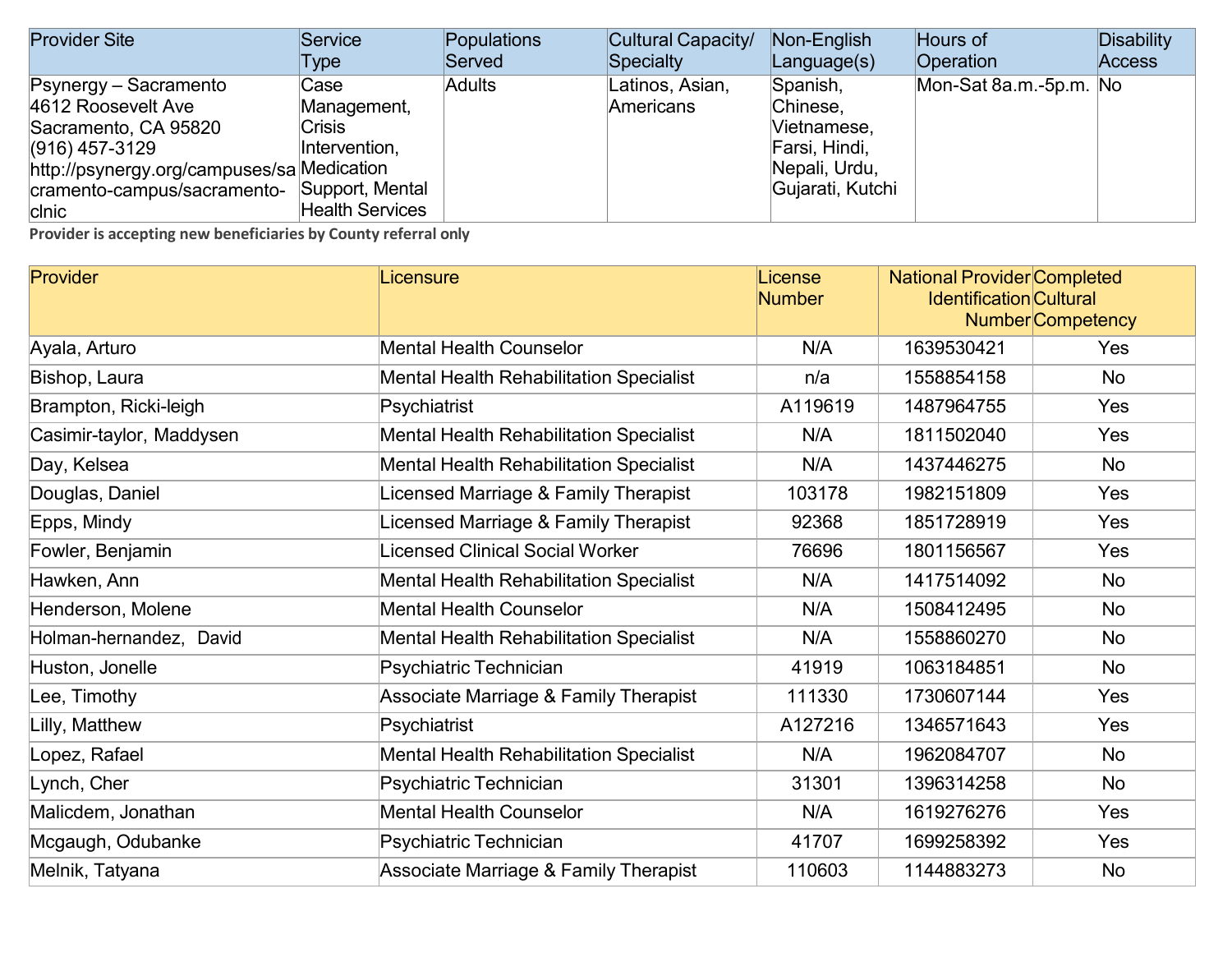| Provider Site | Service Type | Populations Served | Cultural Capacity/ Specialty | Non-English Language(s) | Hours of Operation | Disability Access |
|---|---|---|---|---|---|---|
| Psynergy – Sacramento<br>4612 Roosevelt Ave<br>Sacramento, CA 95820<br>(916) 457-3129<br>http://psynergy.org/campuses/sacramento-campus/sacramento-clnic | Case Management, Crisis Intervention, Medication Support, Mental Health Services | Adults | Latinos, Asian, Americans | Spanish, Chinese, Vietnamese, Farsi, Hindi, Nepali, Urdu, Gujarati, Kutchi | Mon-Sat 8a.m.-5p.m. | No |

**Provider is accepting new beneficiaries by County referral only**

| Provider | Licensure | License Number | National Provider Identification Number | Completed Cultural Competency |
|---|---|---|---|---|
| Ayala, Arturo | Mental Health Counselor | N/A | 1639530421 | Yes |
| Bishop, Laura | Mental Health Rehabilitation Specialist | n/a | 1558854158 | No |
| Brampton, Ricki-leigh | Psychiatrist | A119619 | 1487964755 | Yes |
| Casimir-taylor, Maddysen | Mental Health Rehabilitation Specialist | N/A | 1811502040 | Yes |
| Day, Kelsea | Mental Health Rehabilitation Specialist | N/A | 1437446275 | No |
| Douglas, Daniel | Licensed Marriage & Family Therapist | 103178 | 1982151809 | Yes |
| Epps, Mindy | Licensed Marriage & Family Therapist | 92368 | 1851728919 | Yes |
| Fowler, Benjamin | Licensed Clinical Social Worker | 76696 | 1801156567 | Yes |
| Hawken, Ann | Mental Health Rehabilitation Specialist | N/A | 1417514092 | No |
| Henderson, Molene | Mental Health Counselor | N/A | 1508412495 | No |
| Holman-hernandez, David | Mental Health Rehabilitation Specialist | N/A | 1558860270 | No |
| Huston, Jonelle | Psychiatric Technician | 41919 | 1063184851 | No |
| Lee, Timothy | Associate Marriage & Family Therapist | 111330 | 1730607144 | Yes |
| Lilly, Matthew | Psychiatrist | A127216 | 1346571643 | Yes |
| Lopez, Rafael | Mental Health Rehabilitation Specialist | N/A | 1962084707 | No |
| Lynch, Cher | Psychiatric Technician | 31301 | 1396314258 | No |
| Malicdem, Jonathan | Mental Health Counselor | N/A | 1619276276 | Yes |
| Mcgaugh, Odubanke | Psychiatric Technician | 41707 | 1699258392 | Yes |
| Melnik, Tatyana | Associate Marriage & Family Therapist | 110603 | 1144883273 | No |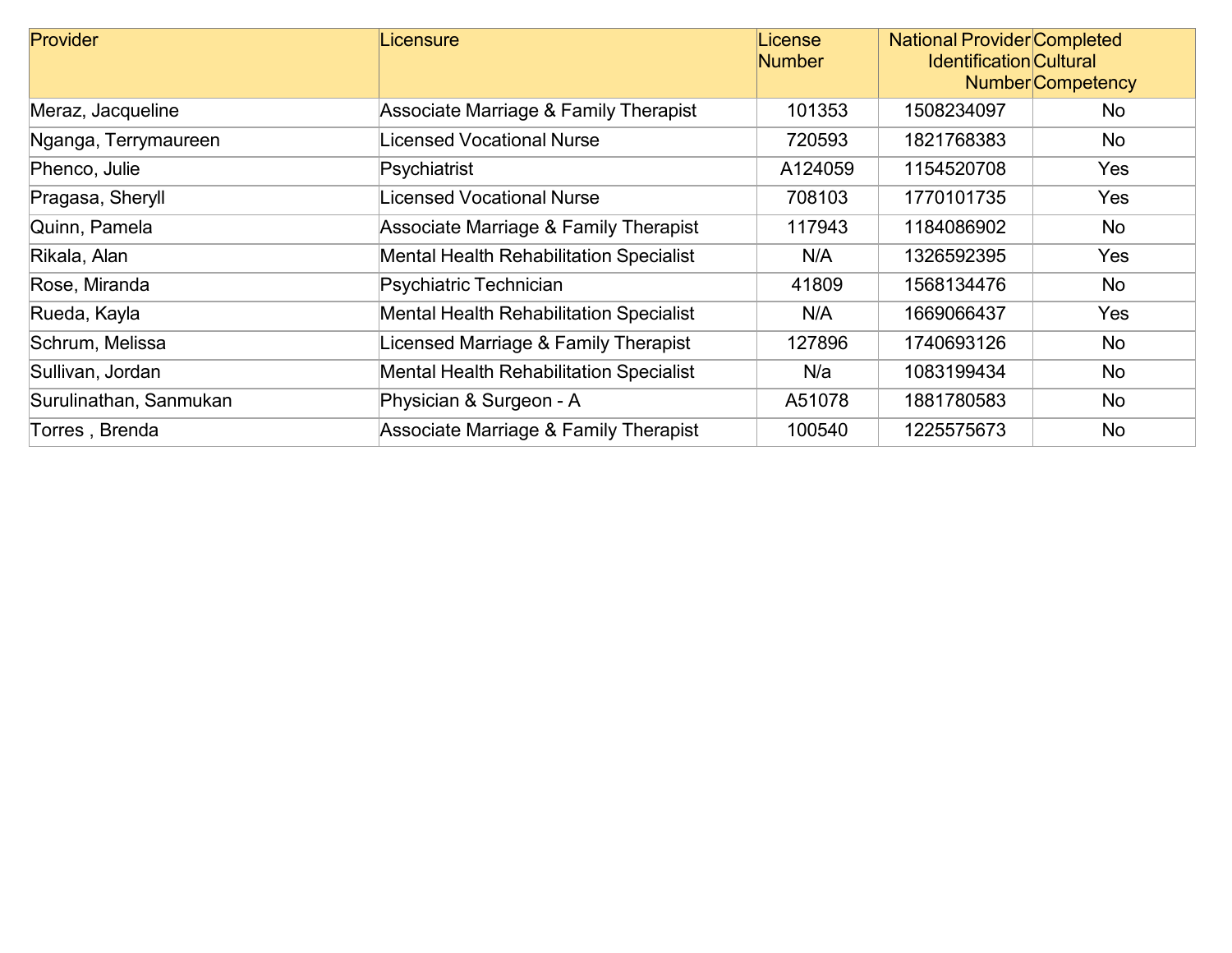| Provider | Licensure | License Number | National Provider Identification Number | Completed Cultural Competency |
|---|---|---|---|---|
| Meraz, Jacqueline | Associate Marriage & Family Therapist | 101353 | 1508234097 | No |
| Nganga, Terrymaureen | Licensed Vocational Nurse | 720593 | 1821768383 | No |
| Phenco, Julie | Psychiatrist | A124059 | 1154520708 | Yes |
| Pragasa, Sheryll | Licensed Vocational Nurse | 708103 | 1770101735 | Yes |
| Quinn, Pamela | Associate Marriage & Family Therapist | 117943 | 1184086902 | No |
| Rikala, Alan | Mental Health Rehabilitation Specialist | N/A | 1326592395 | Yes |
| Rose, Miranda | Psychiatric Technician | 41809 | 1568134476 | No |
| Rueda, Kayla | Mental Health Rehabilitation Specialist | N/A | 1669066437 | Yes |
| Schrum, Melissa | Licensed Marriage & Family Therapist | 127896 | 1740693126 | No |
| Sullivan, Jordan | Mental Health Rehabilitation Specialist | N/a | 1083199434 | No |
| Surulinathan, Sanmukan | Physician & Surgeon - A | A51078 | 1881780583 | No |
| Torres , Brenda | Associate Marriage & Family Therapist | 100540 | 1225575673 | No |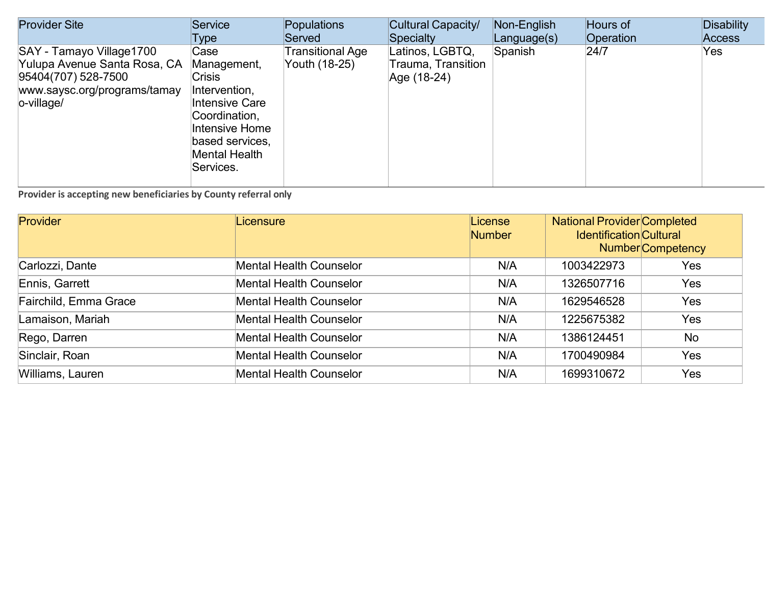| Provider Site | Service Type | Populations Served | Cultural Capacity/ Specialty | Non-English Language(s) | Hours of Operation | Disability Access |
|---|---|---|---|---|---|---|
| SAY - Tamayo Village1700 Yulupa Avenue Santa Rosa, CA 95404(707) 528-7500 www.saysc.org/programs/tamayo-village/ | Case Management, Crisis Intervention, Intensive Care Coordination, Intensive Home based services, Mental Health Services. | Transitional Age Youth (18-25) | Latinos, LGBTQ, Trauma, Transition Age (18-24) | Spanish | 24/7 | Yes |

**Provider is accepting new beneficiaries by County referral only**

| Provider | Licensure | License Number | National Provider Identification Number | Completed Cultural Competency |
|---|---|---|---|---|
| Carlozzi, Dante | Mental Health Counselor | N/A | 1003422973 | Yes |
| Ennis, Garrett | Mental Health Counselor | N/A | 1326507716 | Yes |
| Fairchild, Emma Grace | Mental Health Counselor | N/A | 1629546528 | Yes |
| Lamaison, Mariah | Mental Health Counselor | N/A | 1225675382 | Yes |
| Rego, Darren | Mental Health Counselor | N/A | 1386124451 | No |
| Sinclair, Roan | Mental Health Counselor | N/A | 1700490984 | Yes |
| Williams, Lauren | Mental Health Counselor | N/A | 1699310672 | Yes |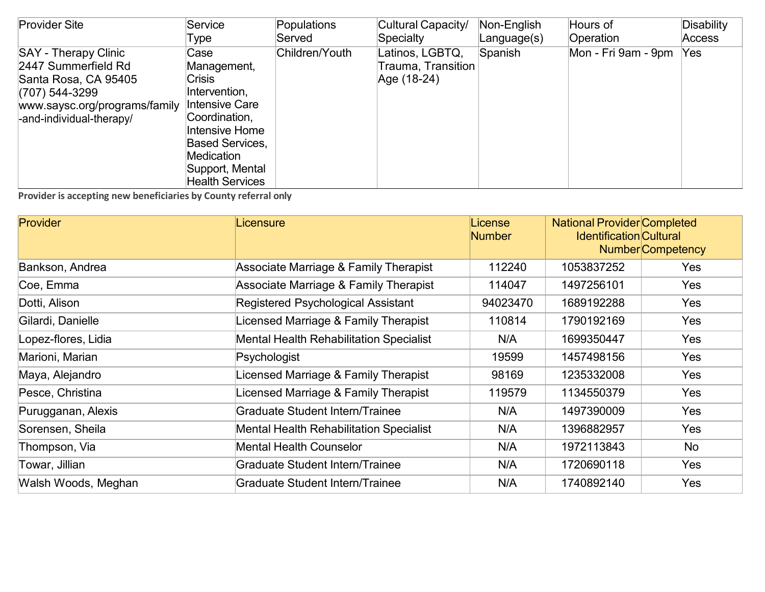| Provider Site | Service Type | Populations Served | Cultural Capacity/ Specialty | Non-English Language(s) | Hours of Operation | Disability Access |
|---|---|---|---|---|---|---|
| SAY - Therapy Clinic<br>2447 Summerfield Rd<br>Santa Rosa, CA 95405<br>(707) 544-3299<br>www.saysc.org/programs/family-and-individual-therapy/ | Case Management, Crisis Intervention, Intensive Care Coordination, Intensive Home Based Services, Medication Support, Mental Health Services | Children/Youth | Latinos, LGBTQ, Trauma, Transition Age (18-24) | Spanish | Mon - Fri 9am - 9pm | Yes |

**Provider is accepting new beneficiaries by County referral only**

| Provider | Licensure | License Number | National Provider Identification Number | Completed Cultural Competency |
|---|---|---|---|---|
| Bankson, Andrea | Associate Marriage & Family Therapist | 112240 | 1053837252 | Yes |
| Coe, Emma | Associate Marriage & Family Therapist | 114047 | 1497256101 | Yes |
| Dotti, Alison | Registered Psychological Assistant | 94023470 | 1689192288 | Yes |
| Gilardi, Danielle | Licensed Marriage & Family Therapist | 110814 | 1790192169 | Yes |
| Lopez-flores, Lidia | Mental Health Rehabilitation Specialist | N/A | 1699350447 | Yes |
| Marioni, Marian | Psychologist | 19599 | 1457498156 | Yes |
| Maya, Alejandro | Licensed Marriage & Family Therapist | 98169 | 1235332008 | Yes |
| Pesce, Christina | Licensed Marriage & Family Therapist | 119579 | 1134550379 | Yes |
| Purugganan, Alexis | Graduate Student Intern/Trainee | N/A | 1497390009 | Yes |
| Sorensen, Sheila | Mental Health Rehabilitation Specialist | N/A | 1396882957 | Yes |
| Thompson, Via | Mental Health Counselor | N/A | 1972113843 | No |
| Towar, Jillian | Graduate Student Intern/Trainee | N/A | 1720690118 | Yes |
| Walsh Woods, Meghan | Graduate Student Intern/Trainee | N/A | 1740892140 | Yes |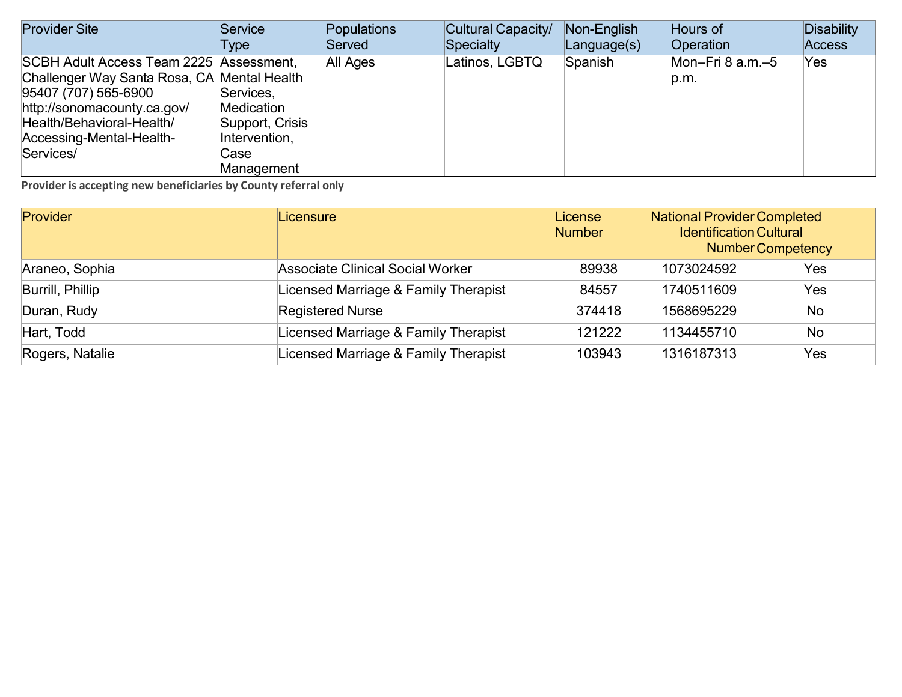| Provider Site | Service Type | Populations Served | Cultural Capacity/ Specialty | Non-English Language(s) | Hours of Operation | Disability Access |
|---|---|---|---|---|---|---|
| SCBH Adult Access Team 2225 Challenger Way Santa Rosa, CA 95407 (707) 565-6900 http://sonomacounty.ca.gov/Health/Behavioral-Health/Accessing-Mental-Health-Services/ | Assessment, Mental Health Services, Medication Support, Crisis Intervention, Case Management | All Ages | Latinos, LGBTQ | Spanish | Mon–Fri 8 a.m.–5 p.m. | Yes |

**Provider is accepting new beneficiaries by County referral only**

| Provider | Licensure | License Number | National Provider Identification Number | Completed Cultural Competency |
|---|---|---|---|---|
| Araneo, Sophia | Associate Clinical Social Worker | 89938 | 1073024592 | Yes |
| Burrill, Phillip | Licensed Marriage & Family Therapist | 84557 | 1740511609 | Yes |
| Duran, Rudy | Registered Nurse | 374418 | 1568695229 | No |
| Hart, Todd | Licensed Marriage & Family Therapist | 121222 | 1134455710 | No |
| Rogers, Natalie | Licensed Marriage & Family Therapist | 103943 | 1316187313 | Yes |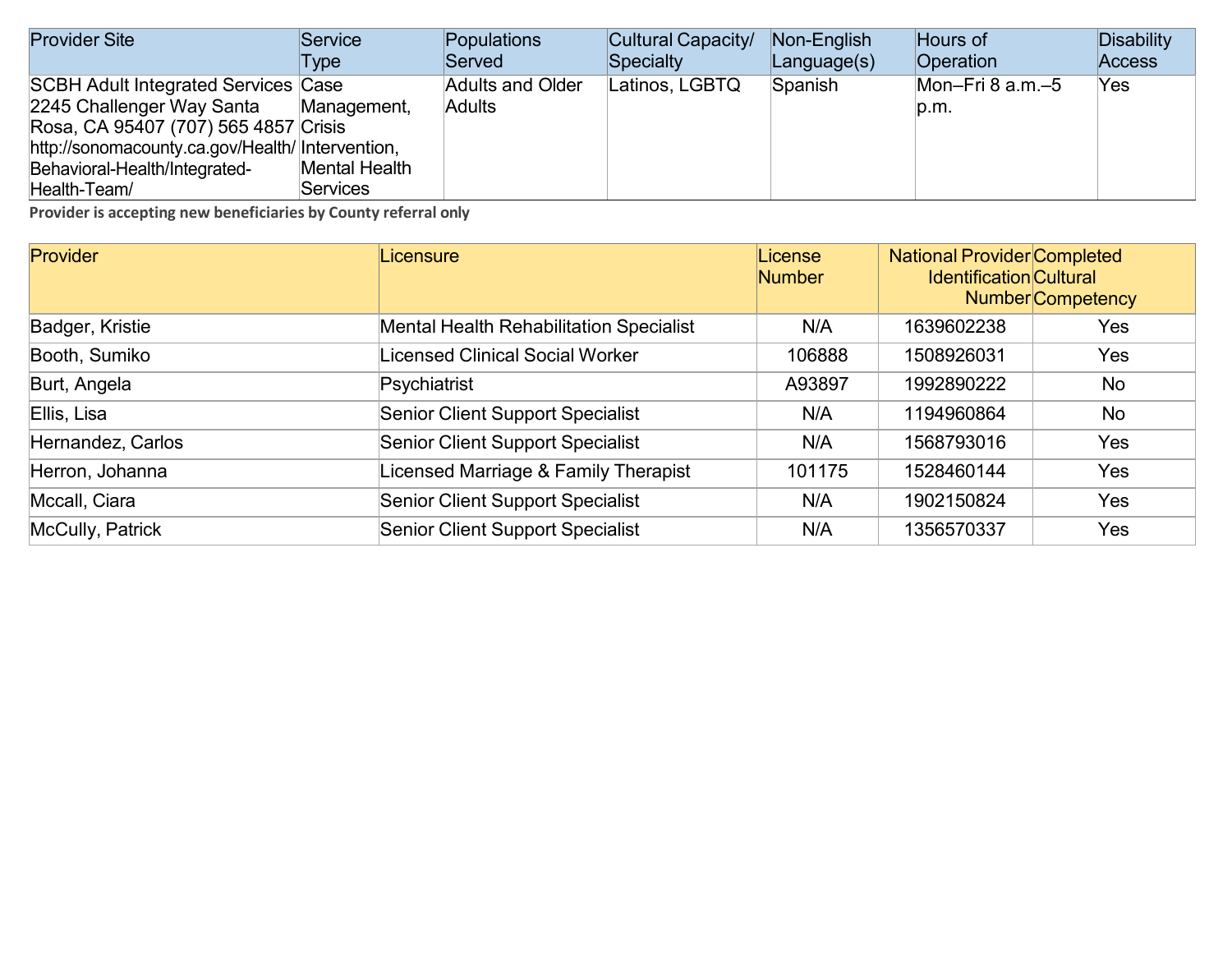| Provider Site | Service Type | Populations Served | Cultural Capacity/ Specialty | Non-English Language(s) | Hours of Operation | Disability Access |
|---|---|---|---|---|---|---|
| SCBH Adult Integrated Services 2245 Challenger Way Santa Rosa, CA 95407 (707) 565 4857 http://sonomacounty.ca.gov/Health/Behavioral-Health/Integrated-Health-Team/ | Case Management, Crisis Intervention, Mental Health Services | Adults and Older Adults | Latinos, LGBTQ | Spanish | Mon–Fri 8 a.m.–5 p.m. | Yes |

**Provider is accepting new beneficiaries by County referral only**

| Provider | Licensure | License Number | National Provider Identification Number | Completed Cultural Competency |
|---|---|---|---|---|
| Badger, Kristie | Mental Health Rehabilitation Specialist | N/A | 1639602238 | Yes |
| Booth, Sumiko | Licensed Clinical Social Worker | 106888 | 1508926031 | Yes |
| Burt, Angela | Psychiatrist | A93897 | 1992890222 | No |
| Ellis, Lisa | Senior Client Support Specialist | N/A | 1194960864 | No |
| Hernandez, Carlos | Senior Client Support Specialist | N/A | 1568793016 | Yes |
| Herron, Johanna | Licensed Marriage & Family Therapist | 101175 | 1528460144 | Yes |
| Mccall, Ciara | Senior Client Support Specialist | N/A | 1902150824 | Yes |
| McCully, Patrick | Senior Client Support Specialist | N/A | 1356570337 | Yes |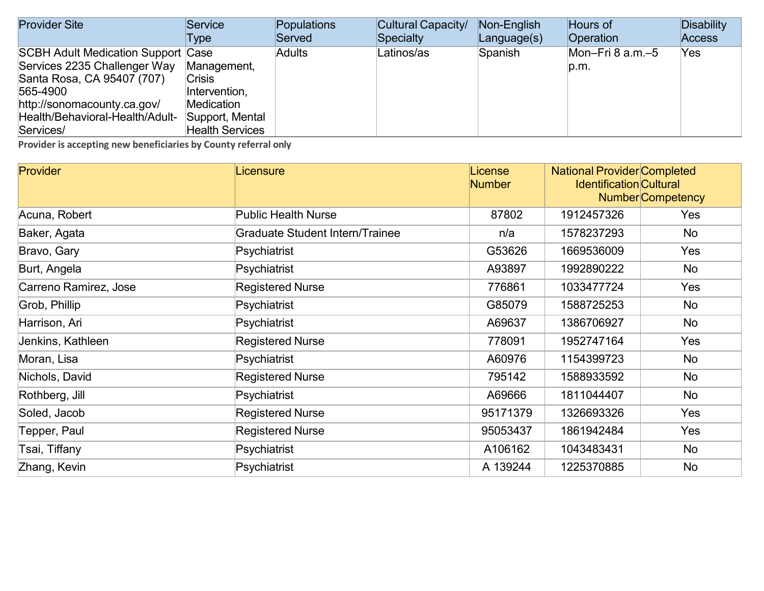| Provider Site | Service Type | Populations Served | Cultural Capacity/ Specialty | Non-English Language(s) | Hours of Operation | Disability Access |
|---|---|---|---|---|---|---|
| SCBH Adult Medication Support Services 2235 Challenger Way Santa Rosa, CA 95407 (707) 565-4900 http://sonomacounty.ca.gov/Health/Behavioral-Health/Adult-Services/ | Case Management, Crisis Intervention, Medication Support, Mental Health Services | Adults | Latinos/as | Spanish | Mon–Fri 8 a.m.–5 p.m. | Yes |

**Provider is accepting new beneficiaries by County referral only**

| Provider | Licensure | License Number | National Provider Identification Number | Completed Cultural Competency |
|---|---|---|---|---|
| Acuna, Robert | Public Health Nurse | 87802 | 1912457326 | Yes |
| Baker, Agata | Graduate Student Intern/Trainee | n/a | 1578237293 | No |
| Bravo, Gary | Psychiatrist | G53626 | 1669536009 | Yes |
| Burt, Angela | Psychiatrist | A93897 | 1992890222 | No |
| Carreno Ramirez, Jose | Registered Nurse | 776861 | 1033477724 | Yes |
| Grob, Phillip | Psychiatrist | G85079 | 1588725253 | No |
| Harrison, Ari | Psychiatrist | A69637 | 1386706927 | No |
| Jenkins, Kathleen | Registered Nurse | 778091 | 1952747164 | Yes |
| Moran, Lisa | Psychiatrist | A60976 | 1154399723 | No |
| Nichols, David | Registered Nurse | 795142 | 1588933592 | No |
| Rothberg, Jill | Psychiatrist | A69666 | 1811044407 | No |
| Soled, Jacob | Registered Nurse | 95171379 | 1326693326 | Yes |
| Tepper, Paul | Registered Nurse | 95053437 | 1861942484 | Yes |
| Tsai, Tiffany | Psychiatrist | A106162 | 1043483431 | No |
| Zhang, Kevin | Psychiatrist | A 139244 | 1225370885 | No |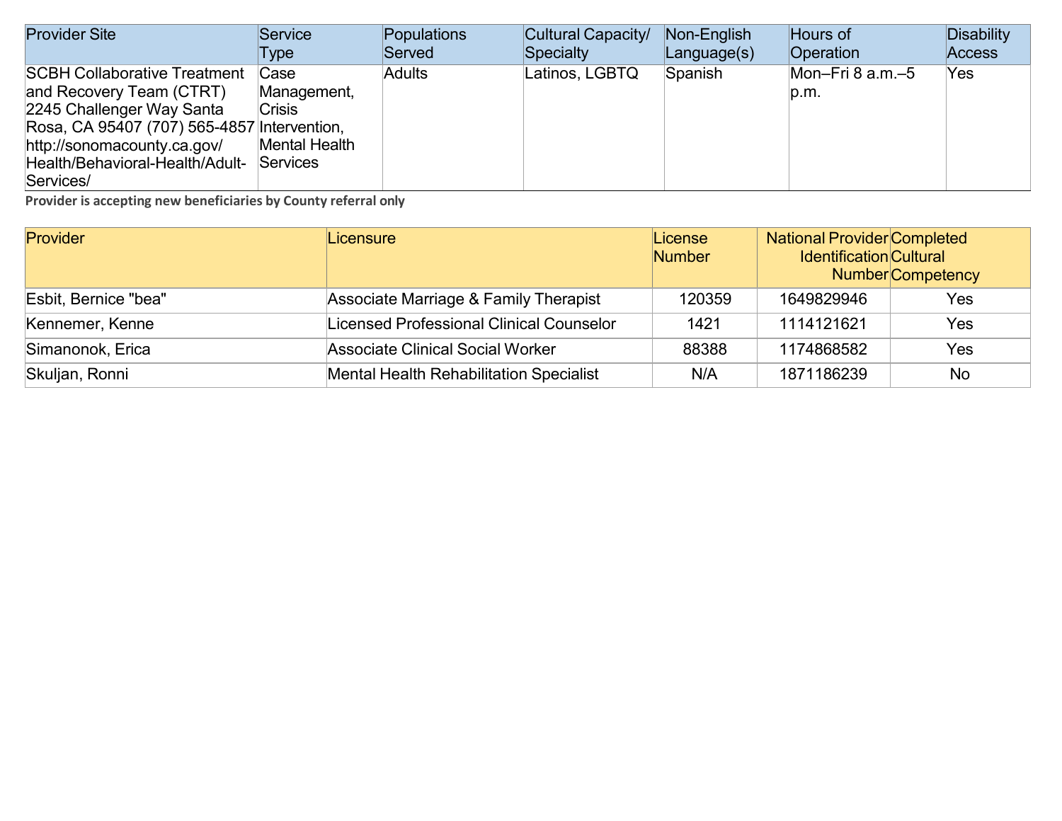| Provider Site | Service Type | Populations Served | Cultural Capacity/ Specialty | Non-English Language(s) | Hours of Operation | Disability Access |
|---|---|---|---|---|---|---|
| SCBH Collaborative Treatment and Recovery Team (CTRT) 2245 Challenger Way Santa Rosa, CA 95407 (707) 565-4857 http://sonomacounty.ca.gov/Health/Behavioral-Health/Adult-Services/ | Case Management, Crisis Intervention, Mental Health Services | Adults | Latinos, LGBTQ | Spanish | Mon–Fri 8 a.m.–5 p.m. | Yes |

**Provider is accepting new beneficiaries by County referral only**

| Provider | Licensure | License Number | National Provider Identification Number | Completed Cultural Competency |
|---|---|---|---|---|
| Esbit, Bernice "bea" | Associate Marriage & Family Therapist | 120359 | 1649829946 | Yes |
| Kennemer, Kenne | Licensed Professional Clinical Counselor | 1421 | 1114121621 | Yes |
| Simanonok, Erica | Associate Clinical Social Worker | 88388 | 1174868582 | Yes |
| Skuljan, Ronni | Mental Health Rehabilitation Specialist | N/A | 1871186239 | No |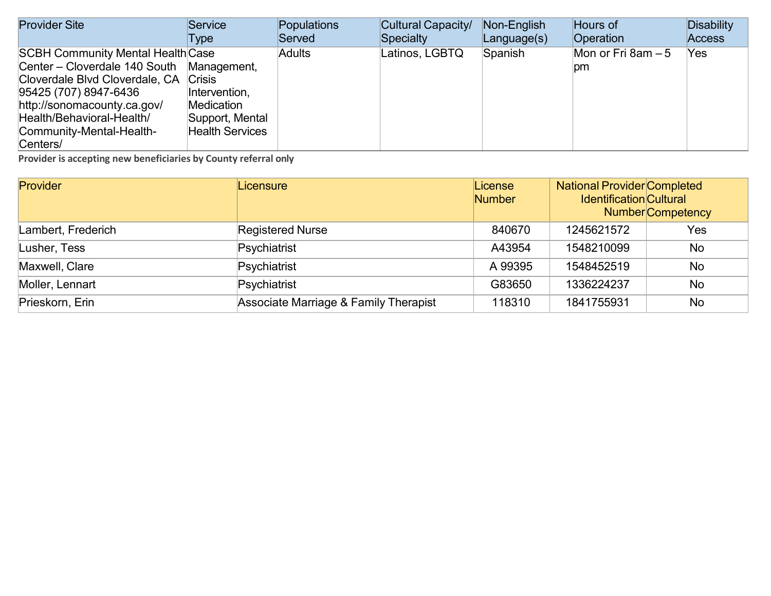| Provider Site | Service Type | Populations Served | Cultural Capacity/ Specialty | Non-English Language(s) | Hours of Operation | Disability Access |
|---|---|---|---|---|---|---|
| SCBH Community Mental Health Center – Cloverdale 140 South Cloverdale Blvd Cloverdale, CA 95425 (707) 8947-6436 http://sonomacounty.ca.gov/Health/Behavioral-Health/Community-Mental-Health-Centers/ | Case Management, Crisis Intervention, Medication Support, Mental Health Services | Adults | Latinos, LGBTQ | Spanish | Mon or Fri 8am – 5 pm | Yes |

**Provider is accepting new beneficiaries by County referral only**

| Provider | Licensure | License Number | National Provider Identification Number | Completed Cultural Competency |
|---|---|---|---|---|
| Lambert, Frederich | Registered Nurse | 840670 | 1245621572 | Yes |
| Lusher, Tess | Psychiatrist | A43954 | 1548210099 | No |
| Maxwell, Clare | Psychiatrist | A 99395 | 1548452519 | No |
| Moller, Lennart | Psychiatrist | G83650 | 1336224237 | No |
| Prieskorn, Erin | Associate Marriage & Family Therapist | 118310 | 1841755931 | No |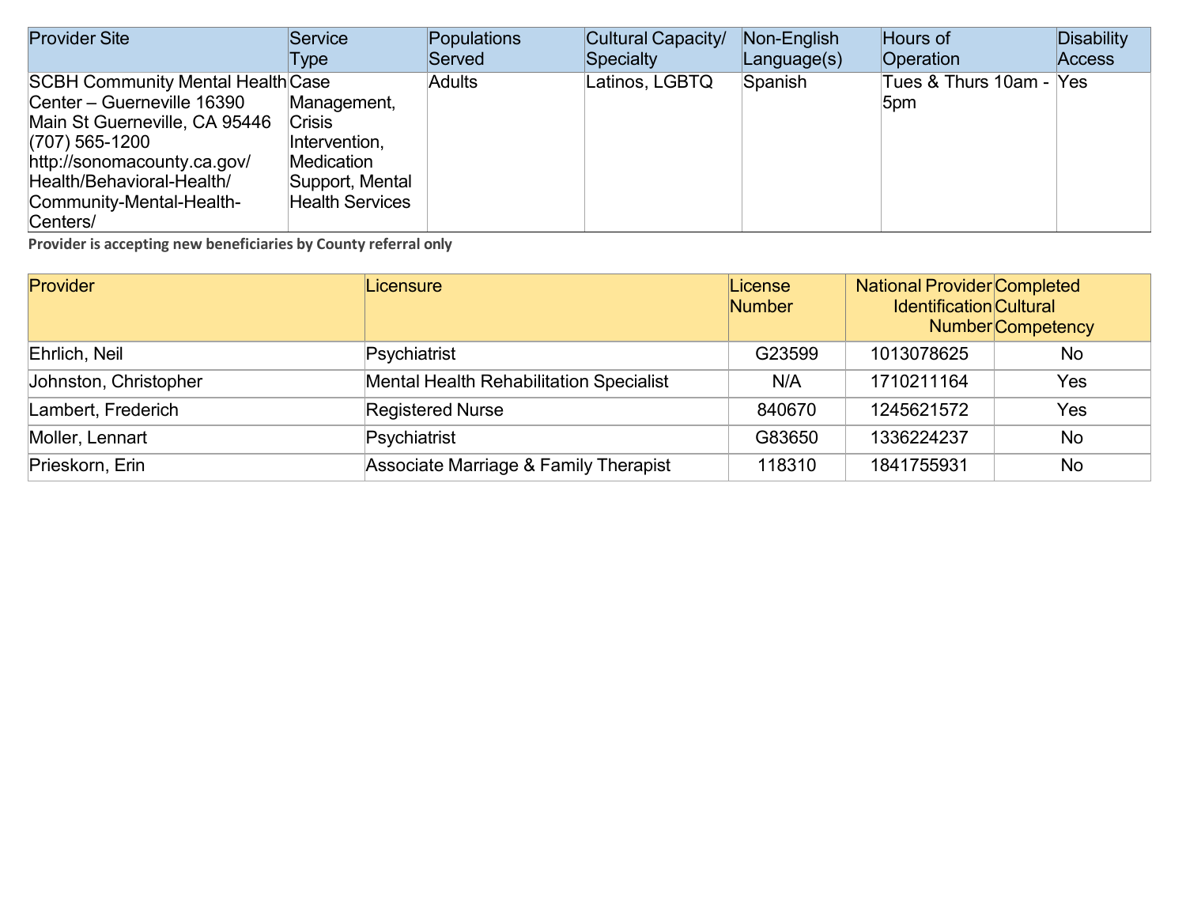| Provider Site | Service Type | Populations Served | Cultural Capacity/ Specialty | Non-English Language(s) | Hours of Operation | Disability Access |
|---|---|---|---|---|---|---|
| SCBH Community Mental Health Center – Guerneville 16390 Main St Guerneville, CA 95446 (707) 565-1200 http://sonomacounty.ca.gov/Health/Behavioral-Health/Community-Mental-Health-Centers/ | Case Management, Crisis Intervention, Medication Support, Mental Health Services | Adults | Latinos, LGBTQ | Spanish | Tues & Thurs 10am - 5pm | Yes |

**Provider is accepting new beneficiaries by County referral only**

| Provider | Licensure | License Number | National Provider Identification Number | Completed Cultural Competency |
|---|---|---|---|---|
| Ehrlich, Neil | Psychiatrist | G23599 | 1013078625 | No |
| Johnston, Christopher | Mental Health Rehabilitation Specialist | N/A | 1710211164 | Yes |
| Lambert, Frederich | Registered Nurse | 840670 | 1245621572 | Yes |
| Moller, Lennart | Psychiatrist | G83650 | 1336224237 | No |
| Prieskorn, Erin | Associate Marriage & Family Therapist | 118310 | 1841755931 | No |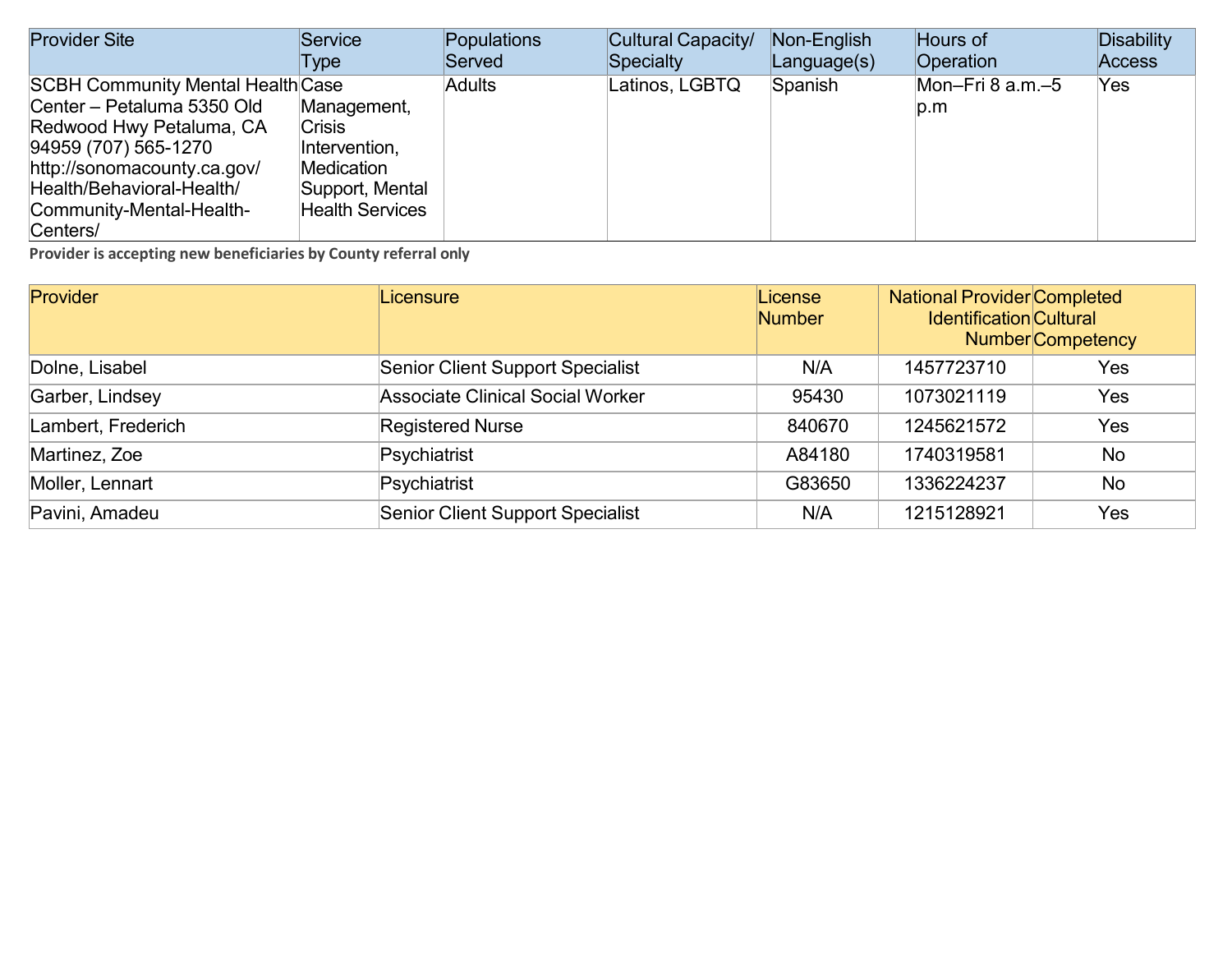| Provider Site | Service Type | Populations Served | Cultural Capacity/ Specialty | Non-English Language(s) | Hours of Operation | Disability Access |
|---|---|---|---|---|---|---|
| SCBH Community Mental Health Center – Petaluma 5350 Old Redwood Hwy Petaluma, CA 94959 (707) 565-1270 http://sonomacounty.ca.gov/Health/Behavioral-Health/Community-Mental-Health-Centers/ | Case Management, Crisis Intervention, Medication Support, Mental Health Services | Adults | Latinos, LGBTQ | Spanish | Mon–Fri 8 a.m.–5 p.m | Yes |

**Provider is accepting new beneficiaries by County referral only**

| Provider | Licensure | License Number | National Provider Identification Number | Completed Cultural Competency |
|---|---|---|---|---|
| Dolne, Lisabel | Senior Client Support Specialist | N/A | 1457723710 | Yes |
| Garber, Lindsey | Associate Clinical Social Worker | 95430 | 1073021119 | Yes |
| Lambert, Frederich | Registered Nurse | 840670 | 1245621572 | Yes |
| Martinez, Zoe | Psychiatrist | A84180 | 1740319581 | No |
| Moller, Lennart | Psychiatrist | G83650 | 1336224237 | No |
| Pavini, Amadeu | Senior Client Support Specialist | N/A | 1215128921 | Yes |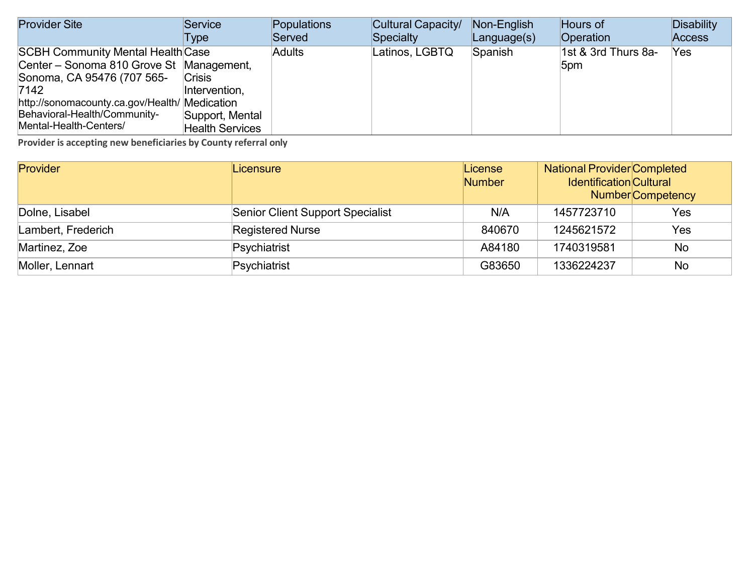| Provider Site | Service Type | Populations Served | Cultural Capacity/ Specialty | Non-English Language(s) | Hours of Operation | Disability Access |
|---|---|---|---|---|---|---|
| SCBH Community Mental Health Center – Sonoma 810 Grove St Sonoma, CA 95476 (707 565-7142 http://sonomacounty.ca.gov/Health/Behavioral-Health/Community-Mental-Health-Centers/ | Case Management, Crisis Intervention, Medication Support, Mental Health Services | Adults | Latinos, LGBTQ | Spanish | 1st & 3rd Thurs 8a-5pm | Yes |

**Provider is accepting new beneficiaries by County referral only**

| Provider | Licensure | License Number | National Provider Identification Number | Completed Cultural Competency |
|---|---|---|---|---|
| Dolne, Lisabel | Senior Client Support Specialist | N/A | 1457723710 | Yes |
| Lambert, Frederich | Registered Nurse | 840670 | 1245621572 | Yes |
| Martinez, Zoe | Psychiatrist | A84180 | 1740319581 | No |
| Moller, Lennart | Psychiatrist | G83650 | 1336224237 | No |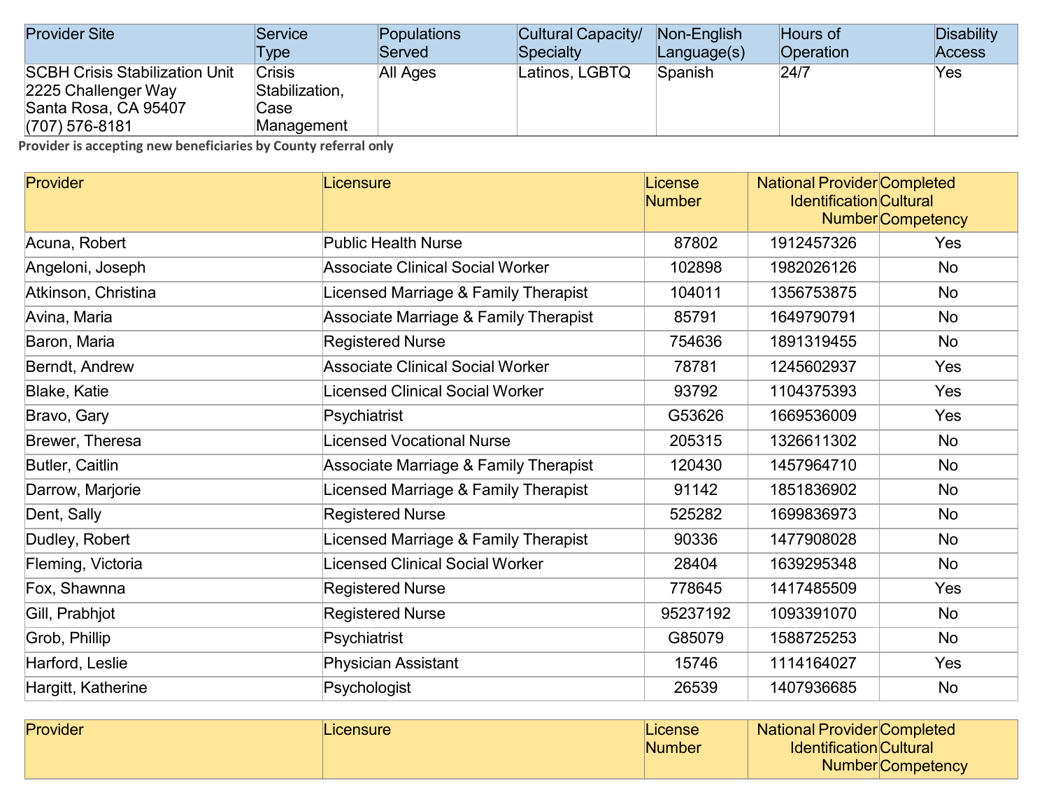| Provider Site | Service Type | Populations Served | Cultural Capacity/ Specialty | Non-English Language(s) | Hours of Operation | Disability Access |
|---|---|---|---|---|---|---|
| SCBH Crisis Stabilization Unit 2225 Challenger Way Santa Rosa, CA 95407 (707) 576-8181 | Crisis Stabilization, Case Management | All Ages | Latinos, LGBTQ | Spanish | 24/7 | Yes |

**Provider is accepting new beneficiaries by County referral only**

| Provider | Licensure | License Number | National Provider Identification Number | Completed Cultural Competency |
|---|---|---|---|---|
| Acuna, Robert | Public Health Nurse | 87802 | 1912457326 | Yes |
| Angeloni, Joseph | Associate Clinical Social Worker | 102898 | 1982026126 | No |
| Atkinson, Christina | Licensed Marriage & Family Therapist | 104011 | 1356753875 | No |
| Avina, Maria | Associate Marriage & Family Therapist | 85791 | 1649790791 | No |
| Baron, Maria | Registered Nurse | 754636 | 1891319455 | No |
| Berndt, Andrew | Associate Clinical Social Worker | 78781 | 1245602937 | Yes |
| Blake, Katie | Licensed Clinical Social Worker | 93792 | 1104375393 | Yes |
| Bravo, Gary | Psychiatrist | G53626 | 1669536009 | Yes |
| Brewer, Theresa | Licensed Vocational Nurse | 205315 | 1326611302 | No |
| Butler, Caitlin | Associate Marriage & Family Therapist | 120430 | 1457964710 | No |
| Darrow, Marjorie | Licensed Marriage & Family Therapist | 91142 | 1851836902 | No |
| Dent, Sally | Registered Nurse | 525282 | 1699836973 | No |
| Dudley, Robert | Licensed Marriage & Family Therapist | 90336 | 1477908028 | No |
| Fleming, Victoria | Licensed Clinical Social Worker | 28404 | 1639295348 | No |
| Fox, Shawnna | Registered Nurse | 778645 | 1417485509 | Yes |
| Gill, Prabhjot | Registered Nurse | 95237192 | 1093391070 | No |
| Grob, Phillip | Psychiatrist | G85079 | 1588725253 | No |
| Harford, Leslie | Physician Assistant | 15746 | 1114164027 | Yes |
| Hargitt, Katherine | Psychologist | 26539 | 1407936685 | No |

| Provider | Licensure | License Number | National Provider Identification Number | Completed Cultural Competency |
|---|---|---|---|---|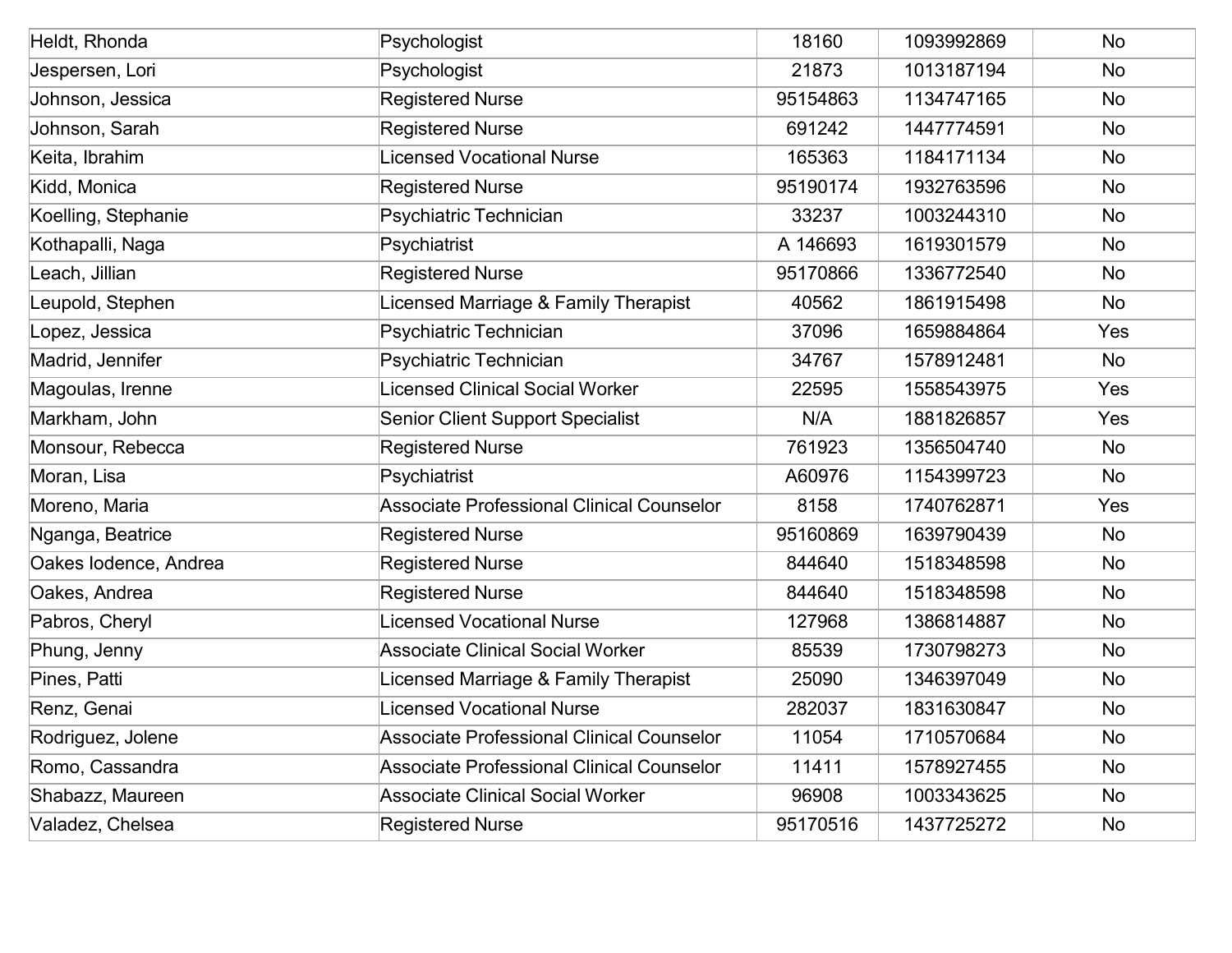| | | | | |
|---|---|---|---|---|
| Heldt, Rhonda | Psychologist | 18160 | 1093992869 | No |
| Jespersen, Lori | Psychologist | 21873 | 1013187194 | No |
| Johnson, Jessica | Registered Nurse | 95154863 | 1134747165 | No |
| Johnson, Sarah | Registered Nurse | 691242 | 1447774591 | No |
| Keita, Ibrahim | Licensed Vocational Nurse | 165363 | 1184171134 | No |
| Kidd, Monica | Registered Nurse | 95190174 | 1932763596 | No |
| Koelling, Stephanie | Psychiatric Technician | 33237 | 1003244310 | No |
| Kothapalli, Naga | Psychiatrist | A 146693 | 1619301579 | No |
| Leach, Jillian | Registered Nurse | 95170866 | 1336772540 | No |
| Leupold, Stephen | Licensed Marriage & Family Therapist | 40562 | 1861915498 | No |
| Lopez, Jessica | Psychiatric Technician | 37096 | 1659884864 | Yes |
| Madrid, Jennifer | Psychiatric Technician | 34767 | 1578912481 | No |
| Magoulas, Irenne | Licensed Clinical Social Worker | 22595 | 1558543975 | Yes |
| Markham, John | Senior Client Support Specialist | N/A | 1881826857 | Yes |
| Monsour, Rebecca | Registered Nurse | 761923 | 1356504740 | No |
| Moran, Lisa | Psychiatrist | A60976 | 1154399723 | No |
| Moreno, Maria | Associate Professional Clinical Counselor | 8158 | 1740762871 | Yes |
| Nganga, Beatrice | Registered Nurse | 95160869 | 1639790439 | No |
| Oakes Iodence, Andrea | Registered Nurse | 844640 | 1518348598 | No |
| Oakes, Andrea | Registered Nurse | 844640 | 1518348598 | No |
| Pabros, Cheryl | Licensed Vocational Nurse | 127968 | 1386814887 | No |
| Phung, Jenny | Associate Clinical Social Worker | 85539 | 1730798273 | No |
| Pines, Patti | Licensed Marriage & Family Therapist | 25090 | 1346397049 | No |
| Renz, Genai | Licensed Vocational Nurse | 282037 | 1831630847 | No |
| Rodriguez, Jolene | Associate Professional Clinical Counselor | 11054 | 1710570684 | No |
| Romo, Cassandra | Associate Professional Clinical Counselor | 11411 | 1578927455 | No |
| Shabazz, Maureen | Associate Clinical Social Worker | 96908 | 1003343625 | No |
| Valadez, Chelsea | Registered Nurse | 95170516 | 1437725272 | No |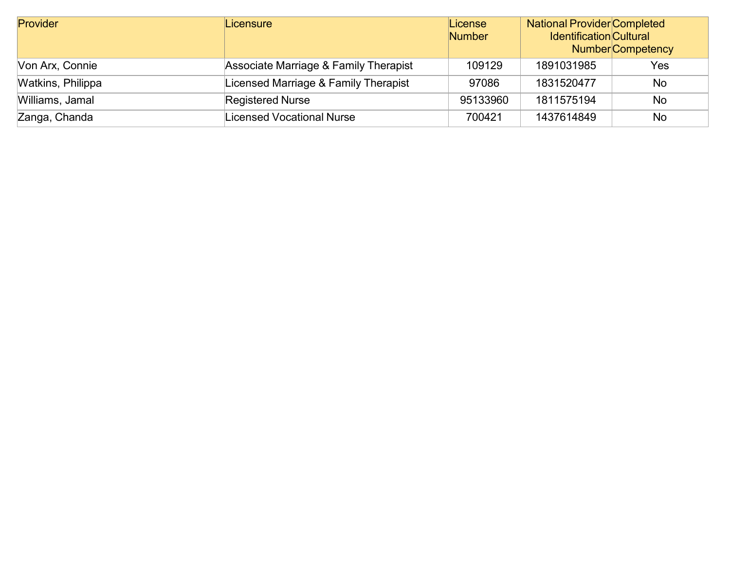| Provider | Licensure | License Number | National Provider Identification Number | Completed Cultural Competency |
|---|---|---|---|---|
| Von Arx, Connie | Associate Marriage & Family Therapist | 109129 | 1891031985 | Yes |
| Watkins, Philippa | Licensed Marriage & Family Therapist | 97086 | 1831520477 | No |
| Williams, Jamal | Registered Nurse | 95133960 | 1811575194 | No |
| Zanga, Chanda | Licensed Vocational Nurse | 700421 | 1437614849 | No |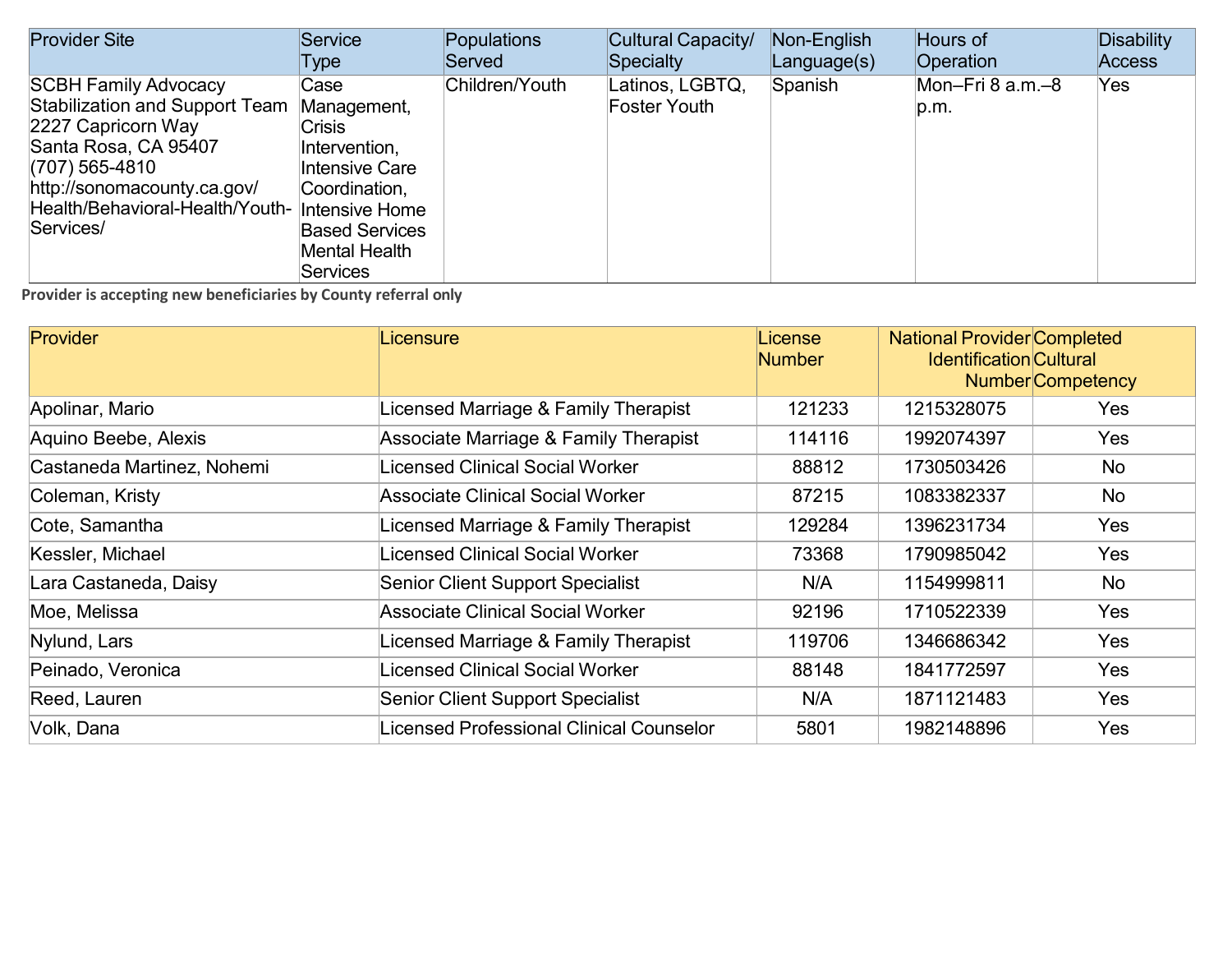| Provider Site | Service Type | Populations Served | Cultural Capacity/ Specialty | Non-English Language(s) | Hours of Operation | Disability Access |
|---|---|---|---|---|---|---|
| SCBH Family Advocacy Stabilization and Support Team<br>2227 Capricorn Way<br>Santa Rosa, CA 95407<br>(707) 565-4810<br>http://sonomacounty.ca.gov/Health/Behavioral-Health/Youth-Services/ | Case Management, Crisis Intervention, Intensive Care Coordination, Intensive Home Based Services Mental Health Services | Children/Youth | Latinos, LGBTQ, Foster Youth | Spanish | Mon–Fri 8 a.m.–8 p.m. | Yes |

**Provider is accepting new beneficiaries by County referral only**

| Provider | Licensure | License Number | National Provider Identification Number | Completed Cultural Competency |
|---|---|---|---|---|
| Apolinar, Mario | Licensed Marriage & Family Therapist | 121233 | 1215328075 | Yes |
| Aquino Beebe, Alexis | Associate Marriage & Family Therapist | 114116 | 1992074397 | Yes |
| Castaneda Martinez, Nohemi | Licensed Clinical Social Worker | 88812 | 1730503426 | No |
| Coleman, Kristy | Associate Clinical Social Worker | 87215 | 1083382337 | No |
| Cote, Samantha | Licensed Marriage & Family Therapist | 129284 | 1396231734 | Yes |
| Kessler, Michael | Licensed Clinical Social Worker | 73368 | 1790985042 | Yes |
| Lara Castaneda, Daisy | Senior Client Support Specialist | N/A | 1154999811 | No |
| Moe, Melissa | Associate Clinical Social Worker | 92196 | 1710522339 | Yes |
| Nylund, Lars | Licensed Marriage & Family Therapist | 119706 | 1346686342 | Yes |
| Peinado, Veronica | Licensed Clinical Social Worker | 88148 | 1841772597 | Yes |
| Reed, Lauren | Senior Client Support Specialist | N/A | 1871121483 | Yes |
| Volk, Dana | Licensed Professional Clinical Counselor | 5801 | 1982148896 | Yes |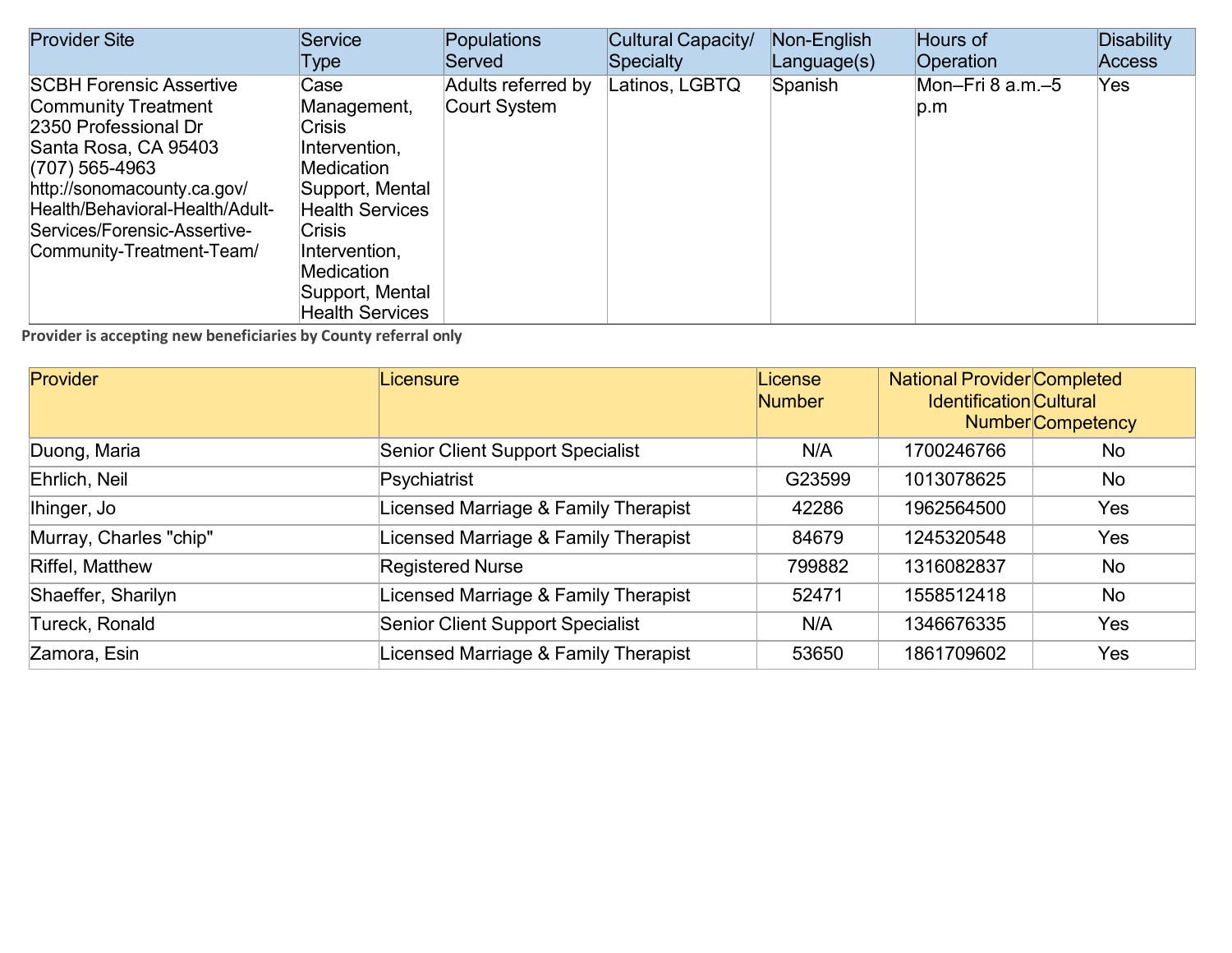| Provider Site | Service Type | Populations Served | Cultural Capacity/ Specialty | Non-English Language(s) | Hours of Operation | Disability Access |
|---|---|---|---|---|---|---|
| SCBH Forensic Assertive Community Treatment<br>2350 Professional Dr<br>Santa Rosa, CA 95403<br>(707) 565-4963<br>http://sonomacounty.ca.gov/Health/Behavioral-Health/Adult-Services/Forensic-Assertive-Community-Treatment-Team/ | Case Management, Crisis Intervention, Medication Support, Mental Health Services Crisis Intervention, Medication Support, Mental Health Services | Adults referred by Court System | Latinos, LGBTQ | Spanish | Mon–Fri 8 a.m.–5 p.m | Yes |

**Provider is accepting new beneficiaries by County referral only**

| Provider | Licensure | License Number | National Provider Identification Number | Completed Cultural Competency |
|---|---|---|---|---|
| Duong, Maria | Senior Client Support Specialist | N/A | 1700246766 | No |
| Ehrlich, Neil | Psychiatrist | G23599 | 1013078625 | No |
| Ihinger, Jo | Licensed Marriage & Family Therapist | 42286 | 1962564500 | Yes |
| Murray, Charles "chip" | Licensed Marriage & Family Therapist | 84679 | 1245320548 | Yes |
| Riffel, Matthew | Registered Nurse | 799882 | 1316082837 | No |
| Shaeffer, Sharilyn | Licensed Marriage & Family Therapist | 52471 | 1558512418 | No |
| Tureck, Ronald | Senior Client Support Specialist | N/A | 1346676335 | Yes |
| Zamora, Esin | Licensed Marriage & Family Therapist | 53650 | 1861709602 | Yes |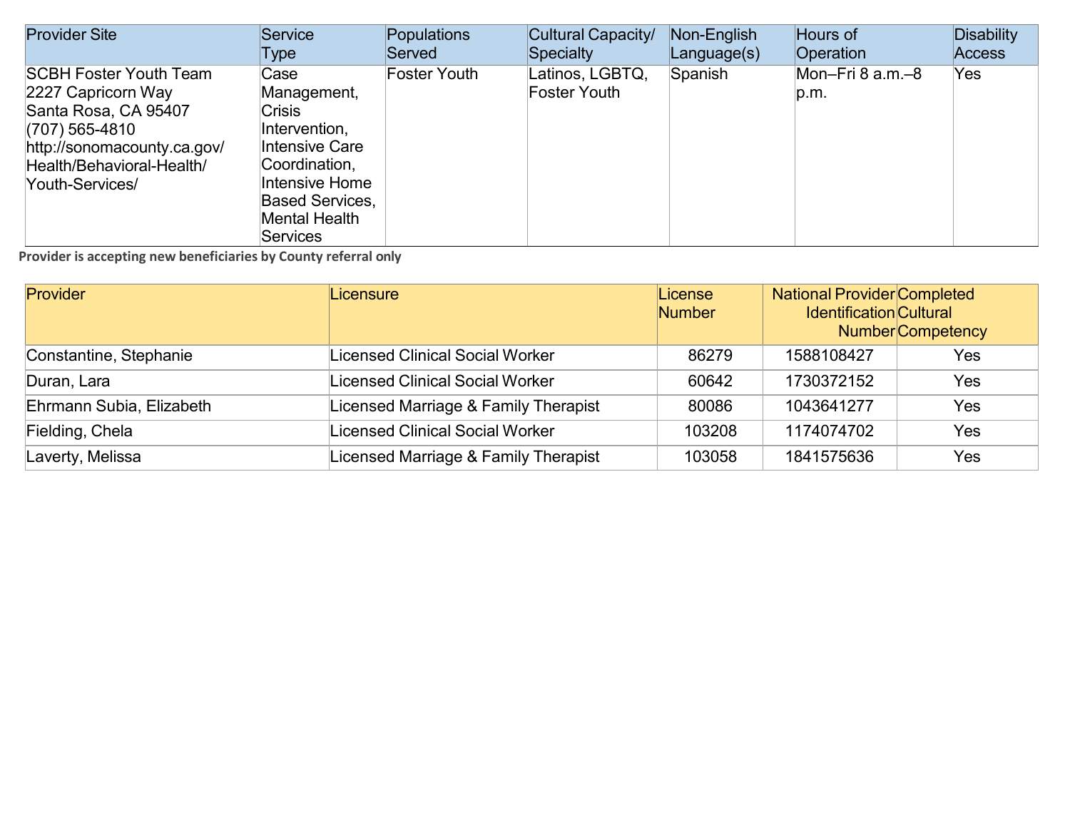| Provider Site | Service Type | Populations Served | Cultural Capacity/ Specialty | Non-English Language(s) | Hours of Operation | Disability Access |
|---|---|---|---|---|---|---|
| SCBH Foster Youth Team<br>2227 Capricorn Way<br>Santa Rosa, CA 95407<br>(707) 565-4810<br>http://sonomacounty.ca.gov/Health/Behavioral-Health/Youth-Services/ | Case Management, Crisis Intervention, Intensive Care Coordination, Intensive Home Based Services, Mental Health Services | Foster Youth | Latinos, LGBTQ, Foster Youth | Spanish | Mon–Fri 8 a.m.–8 p.m. | Yes |

**Provider is accepting new beneficiaries by County referral only**

| Provider | Licensure | License Number | National Provider Identification Number | Completed Cultural Competency |
|---|---|---|---|---|
| Constantine, Stephanie | Licensed Clinical Social Worker | 86279 | 1588108427 | Yes |
| Duran, Lara | Licensed Clinical Social Worker | 60642 | 1730372152 | Yes |
| Ehrmann Subia, Elizabeth | Licensed Marriage & Family Therapist | 80086 | 1043641277 | Yes |
| Fielding, Chela | Licensed Clinical Social Worker | 103208 | 1174074702 | Yes |
| Laverty, Melissa | Licensed Marriage & Family Therapist | 103058 | 1841575636 | Yes |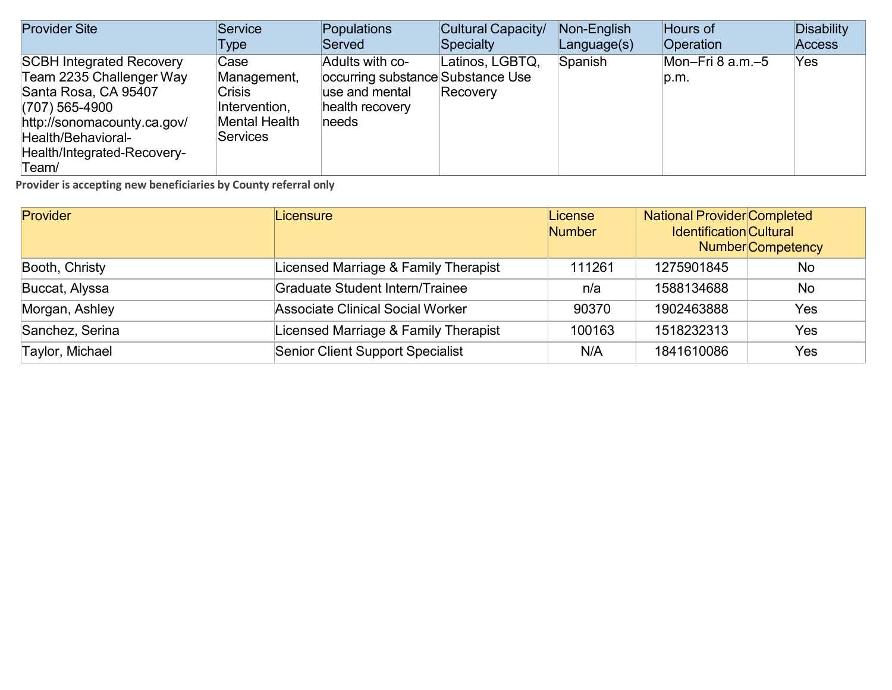| Provider Site | Service Type | Populations Served | Cultural Capacity/ Specialty | Non-English Language(s) | Hours of Operation | Disability Access |
|---|---|---|---|---|---|---|
| SCBH Integrated Recovery Team 2235 Challenger Way Santa Rosa, CA 95407 (707) 565-4900 http://sonomacounty.ca.gov/Health/Behavioral-Health/Integrated-Recovery-Team/ | Case Management, Crisis Intervention, Mental Health Services | Adults with co-occurring substance use and mental health recovery needs | Latinos, LGBTQ, Substance Use Recovery | Spanish | Mon–Fri 8 a.m.–5 p.m. | Yes |

**Provider is accepting new beneficiaries by County referral only**

| Provider | Licensure | License Number | National Provider Identification Number | Completed Cultural Competency |
|---|---|---|---|---|
| Booth, Christy | Licensed Marriage & Family Therapist | 111261 | 1275901845 | No |
| Buccat, Alyssa | Graduate Student Intern/Trainee | n/a | 1588134688 | No |
| Morgan, Ashley | Associate Clinical Social Worker | 90370 | 1902463888 | Yes |
| Sanchez, Serina | Licensed Marriage & Family Therapist | 100163 | 1518232313 | Yes |
| Taylor, Michael | Senior Client Support Specialist | N/A | 1841610086 | Yes |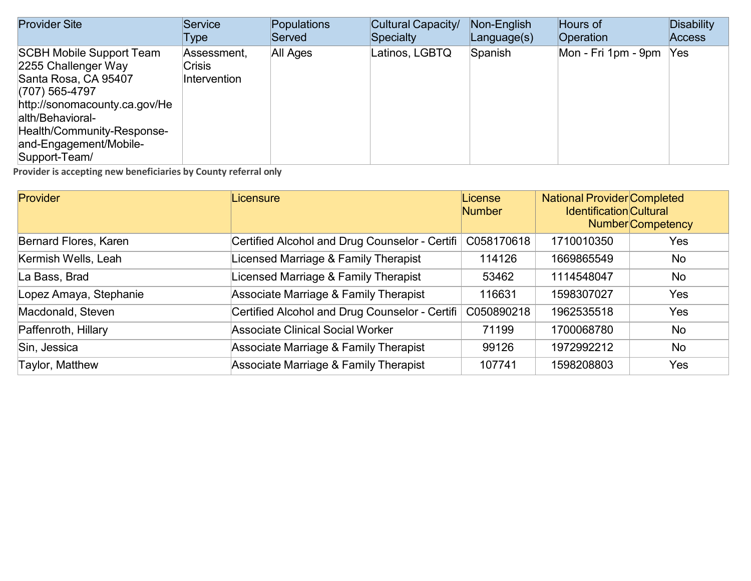| Provider Site | Service Type | Populations Served | Cultural Capacity/ Specialty | Non-English Language(s) | Hours of Operation | Disability Access |
|---|---|---|---|---|---|---|
| SCBH Mobile Support Team<br>2255 Challenger Way<br>Santa Rosa, CA 95407<br>(707) 565-4797<br>http://sonomacounty.ca.gov/Health/Behavioral-Health/Community-Response-and-Engagement/Mobile-Support-Team/ | Assessment, Crisis Intervention | All Ages | Latinos, LGBTQ | Spanish | Mon - Fri 1pm - 9pm | Yes |

**Provider is accepting new beneficiaries by County referral only**

| Provider | Licensure | License Number | National Provider Identification Number | Completed Cultural Competency |
|---|---|---|---|---|
| Bernard Flores, Karen | Certified Alcohol and Drug Counselor - Certifi | C058170618 | 1710010350 | Yes |
| Kermish Wells, Leah | Licensed Marriage & Family Therapist | 114126 | 1669865549 | No |
| La Bass, Brad | Licensed Marriage & Family Therapist | 53462 | 1114548047 | No |
| Lopez Amaya, Stephanie | Associate Marriage & Family Therapist | 116631 | 1598307027 | Yes |
| Macdonald, Steven | Certified Alcohol and Drug Counselor - Certifi | C050890218 | 1962535518 | Yes |
| Paffenroth, Hillary | Associate Clinical Social Worker | 71199 | 1700068780 | No |
| Sin, Jessica | Associate Marriage & Family Therapist | 99126 | 1972992212 | No |
| Taylor, Matthew | Associate Marriage & Family Therapist | 107741 | 1598208803 | Yes |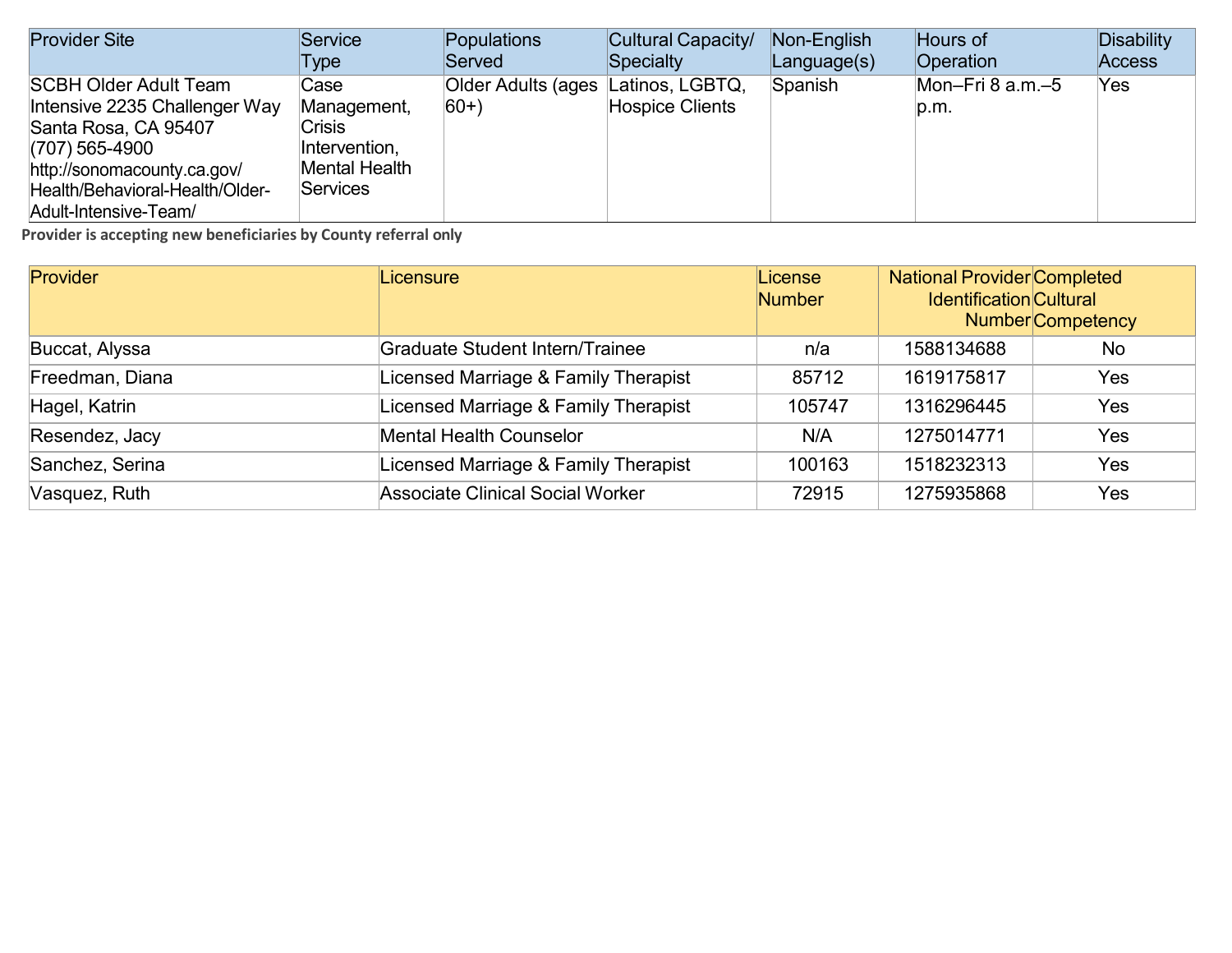| Provider Site | Service Type | Populations Served | Cultural Capacity/ Specialty | Non-English Language(s) | Hours of Operation | Disability Access |
|---|---|---|---|---|---|---|
| SCBH Older Adult Team Intensive 2235 Challenger Way Santa Rosa, CA 95407 (707) 565-4900 http://sonomacounty.ca.gov/Health/Behavioral-Health/Older-Adult-Intensive-Team/ | Case Management, Crisis Intervention, Mental Health Services | Older Adults (ages 60+) | Latinos, LGBTQ, Hospice Clients | Spanish | Mon–Fri 8 a.m.–5 p.m. | Yes |

**Provider is accepting new beneficiaries by County referral only**

| Provider | Licensure | License Number | National Provider Identification Number | Completed Cultural Competency |
|---|---|---|---|---|
| Buccat, Alyssa | Graduate Student Intern/Trainee | n/a | 1588134688 | No |
| Freedman, Diana | Licensed Marriage & Family Therapist | 85712 | 1619175817 | Yes |
| Hagel, Katrin | Licensed Marriage & Family Therapist | 105747 | 1316296445 | Yes |
| Resendez, Jacy | Mental Health Counselor | N/A | 1275014771 | Yes |
| Sanchez, Serina | Licensed Marriage & Family Therapist | 100163 | 1518232313 | Yes |
| Vasquez, Ruth | Associate Clinical Social Worker | 72915 | 1275935868 | Yes |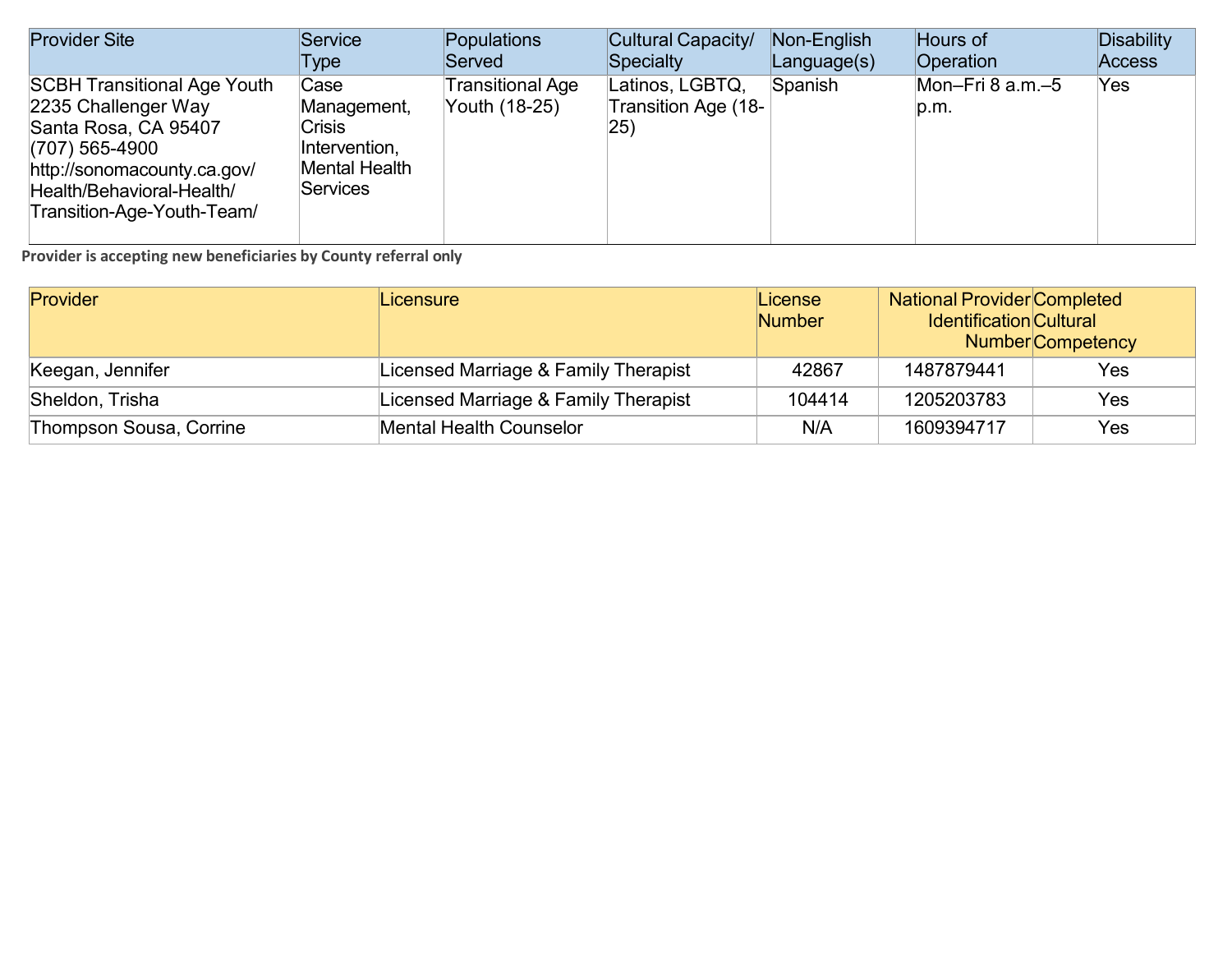| Provider Site | Service Type | Populations Served | Cultural Capacity/ Specialty | Non-English Language(s) | Hours of Operation | Disability Access |
|---|---|---|---|---|---|---|
| SCBH Transitional Age Youth<br>2235 Challenger Way<br>Santa Rosa, CA 95407<br>(707) 565-4900<br>http://sonomacounty.ca.gov/Health/Behavioral-Health/Transition-Age-Youth-Team/ | Case Management, Crisis Intervention, Mental Health Services | Transitional Age Youth (18-25) | Latinos, LGBTQ, Transition Age (18-25) | Spanish | Mon–Fri 8 a.m.–5 p.m. | Yes |

**Provider is accepting new beneficiaries by County referral only**

| Provider | Licensure | License Number | National Provider Identification Number | Completed Cultural Competency |
|---|---|---|---|---|
| Keegan, Jennifer | Licensed Marriage & Family Therapist | 42867 | 1487879441 | Yes |
| Sheldon, Trisha | Licensed Marriage & Family Therapist | 104414 | 1205203783 | Yes |
| Thompson Sousa, Corrine | Mental Health Counselor | N/A | 1609394717 | Yes |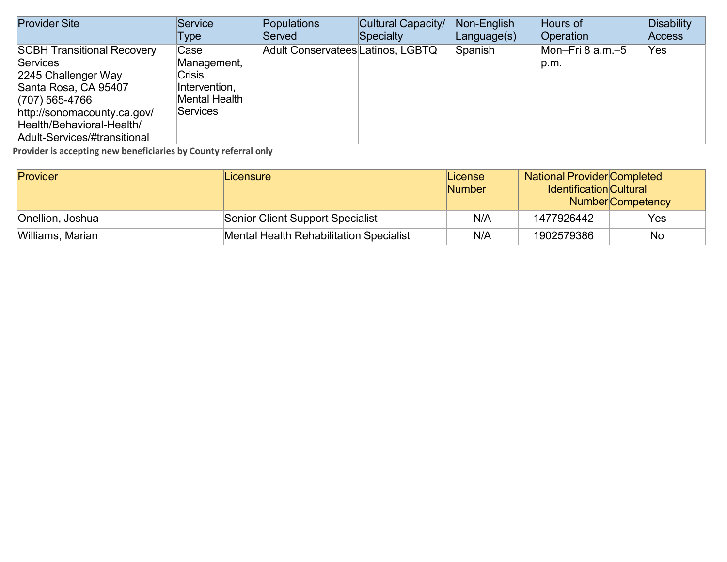| Provider Site | Service Type | Populations Served | Cultural Capacity/ Specialty | Non-English Language(s) | Hours of Operation | Disability Access |
| --- | --- | --- | --- | --- | --- | --- |
| SCBH Transitional Recovery Services<br>2245 Challenger Way<br>Santa Rosa, CA 95407<br>(707) 565-4766<br>http://sonomacounty.ca.gov/Health/Behavioral-Health/Adult-Services/#transitional | Case Management, Crisis Intervention, Mental Health Services | Adult Conservatees | Latinos, LGBTQ | Spanish | Mon–Fri 8 a.m.–5 p.m. | Yes |

**Provider is accepting new beneficiaries by County referral only**

| Provider | Licensure | License Number | National Provider Identification Number | Completed Cultural Competency |
| --- | --- | --- | --- | --- |
| Onellion, Joshua | Senior Client Support Specialist | N/A | 1477926442 | Yes |
| Williams, Marian | Mental Health Rehabilitation Specialist | N/A | 1902579386 | No |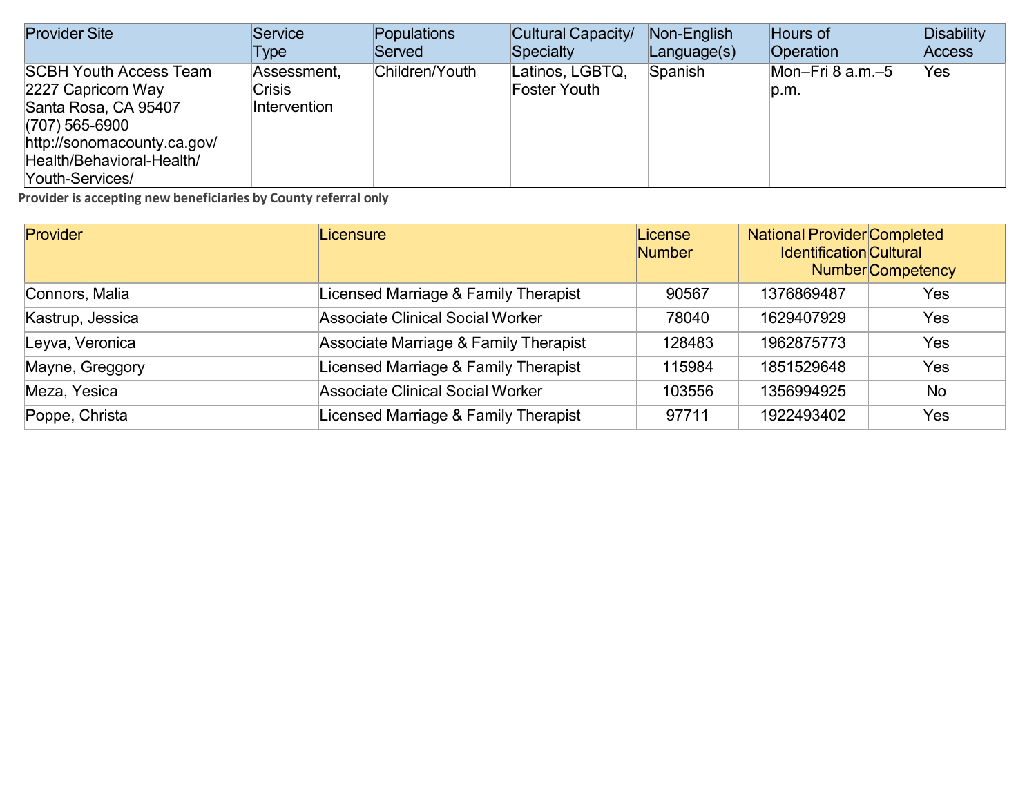| Provider Site | Service Type | Populations Served | Cultural Capacity/ Specialty | Non-English Language(s) | Hours of Operation | Disability Access |
|---|---|---|---|---|---|---|
| SCBH Youth Access Team<br>2227 Capricorn Way<br>Santa Rosa, CA 95407<br>(707) 565-6900<br>http://sonomacounty.ca.gov/Health/Behavioral-Health/Youth-Services/ | Assessment, Crisis Intervention | Children/Youth | Latinos, LGBTQ, Foster Youth | Spanish | Mon–Fri 8 a.m.–5 p.m. | Yes |

**Provider is accepting new beneficiaries by County referral only**

| Provider | Licensure | License Number | National Provider Identification Number | Completed Cultural Competency |
|---|---|---|---|---|
| Connors, Malia | Licensed Marriage & Family Therapist | 90567 | 1376869487 | Yes |
| Kastrup, Jessica | Associate Clinical Social Worker | 78040 | 1629407929 | Yes |
| Leyva, Veronica | Associate Marriage & Family Therapist | 128483 | 1962875773 | Yes |
| Mayne, Greggory | Licensed Marriage & Family Therapist | 115984 | 1851529648 | Yes |
| Meza, Yesica | Associate Clinical Social Worker | 103556 | 1356994925 | No |
| Poppe, Christa | Licensed Marriage & Family Therapist | 97711 | 1922493402 | Yes |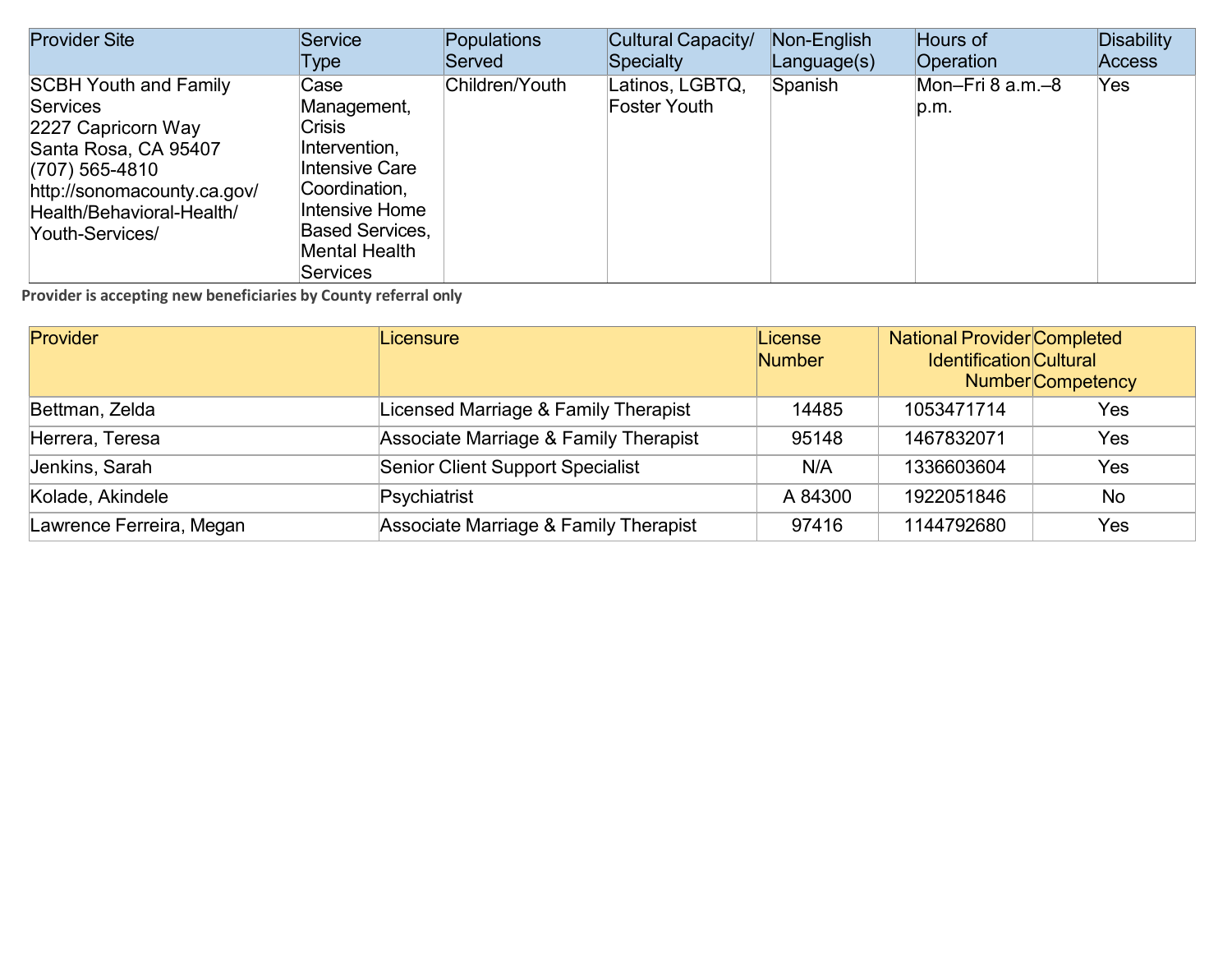| Provider Site | Service Type | Populations Served | Cultural Capacity/ Specialty | Non-English Language(s) | Hours of Operation | Disability Access |
|---|---|---|---|---|---|---|
| SCBH Youth and Family Services<br>2227 Capricorn Way<br>Santa Rosa, CA 95407<br>(707) 565-4810<br>http://sonomacounty.ca.gov/Health/Behavioral-Health/Youth-Services/ | Case Management, Crisis Intervention, Intensive Care Coordination, Intensive Home Based Services, Mental Health Services | Children/Youth | Latinos, LGBTQ, Foster Youth | Spanish | Mon–Fri 8 a.m.–8 p.m. | Yes |

**Provider is accepting new beneficiaries by County referral only**

| Provider | Licensure | License Number | National Provider Identification Number | Completed Cultural Competency |
|---|---|---|---|---|
| Bettman, Zelda | Licensed Marriage & Family Therapist | 14485 | 1053471714 | Yes |
| Herrera, Teresa | Associate Marriage & Family Therapist | 95148 | 1467832071 | Yes |
| Jenkins, Sarah | Senior Client Support Specialist | N/A | 1336603604 | Yes |
| Kolade, Akindele | Psychiatrist | A 84300 | 1922051846 | No |
| Lawrence Ferreira, Megan | Associate Marriage & Family Therapist | 97416 | 1144792680 | Yes |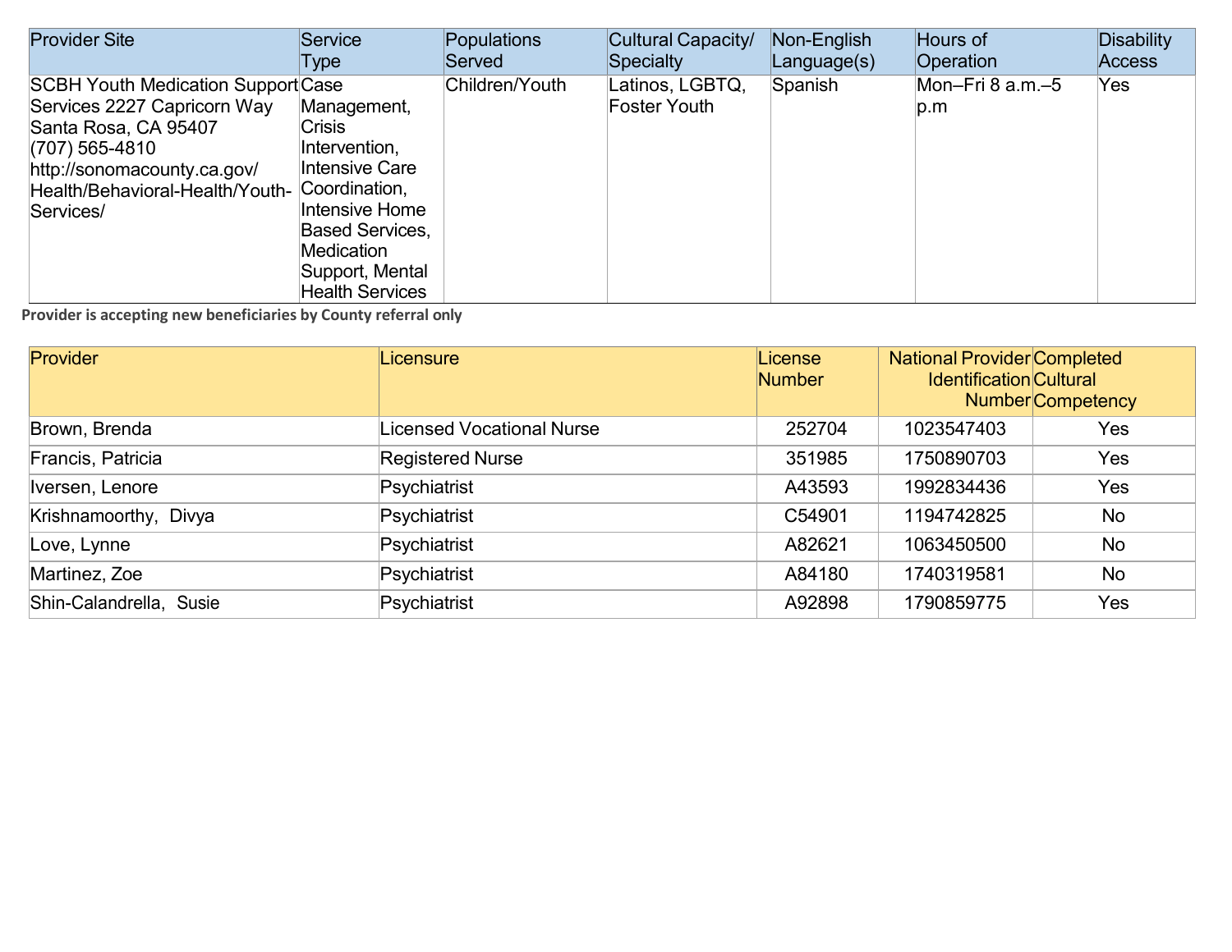| Provider Site | Service Type | Populations Served | Cultural Capacity/ Specialty | Non-English Language(s) | Hours of Operation | Disability Access |
|---|---|---|---|---|---|---|
| SCBH Youth Medication Support Services 2227 Capricorn Way Santa Rosa, CA 95407 (707) 565-4810 http://sonomacounty.ca.gov/ Health/Behavioral-Health/Youth-Services/ | Case Management, Crisis Intervention, Intensive Care Coordination, Intensive Home Based Services, Medication Support, Mental Health Services | Children/Youth | Latinos, LGBTQ, Foster Youth | Spanish | Mon–Fri 8 a.m.–5 p.m | Yes |

**Provider is accepting new beneficiaries by County referral only**

| Provider | Licensure | License Number | National Provider Identification Number | Completed Cultural Competency |
|---|---|---|---|---|
| Brown, Brenda | Licensed Vocational Nurse | 252704 | 1023547403 | Yes |
| Francis, Patricia | Registered Nurse | 351985 | 1750890703 | Yes |
| Iversen, Lenore | Psychiatrist | A43593 | 1992834436 | Yes |
| Krishnamoorthy, Divya | Psychiatrist | C54901 | 1194742825 | No |
| Love, Lynne | Psychiatrist | A82621 | 1063450500 | No |
| Martinez, Zoe | Psychiatrist | A84180 | 1740319581 | No |
| Shin-Calandrella, Susie | Psychiatrist | A92898 | 1790859775 | Yes |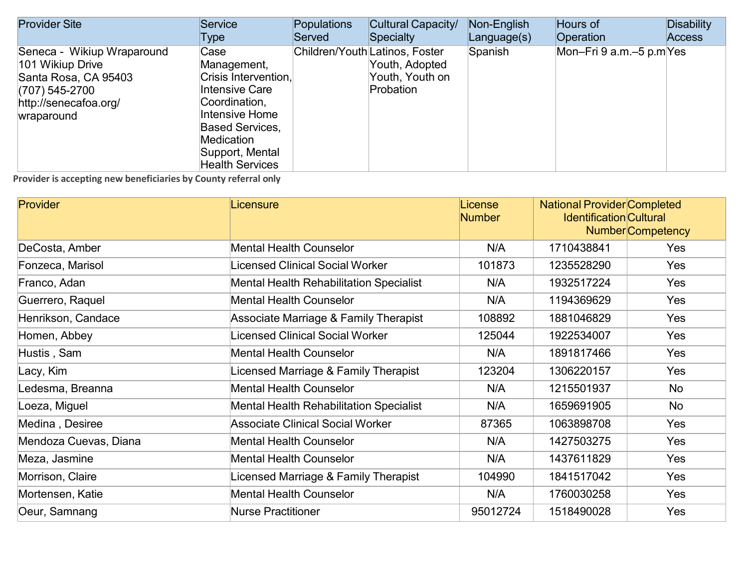| Provider Site | Service Type | Populations Served | Cultural Capacity/ Specialty | Non-English Language(s) | Hours of Operation | Disability Access |
|---|---|---|---|---|---|---|
| Seneca - Wikiup Wraparound<br>101 Wikiup Drive<br>Santa Rosa, CA 95403<br>(707) 545-2700<br>http://senecafoa.org/wraparound | Case Management, Crisis Intervention, Intensive Care Coordination, Intensive Home Based Services, Medication Support, Mental Health Services | Children/Youth | Latinos, Foster Youth, Adopted Youth, Youth on Probation | Spanish | Mon–Fri 9 a.m.–5 p.m | Yes |

**Provider is accepting new beneficiaries by County referral only**

| Provider | Licensure | License Number | National Provider Identification Number | Completed Cultural Competency |
|---|---|---|---|---|
| DeCosta, Amber | Mental Health Counselor | N/A | 1710438841 | Yes |
| Fonzeca, Marisol | Licensed Clinical Social Worker | 101873 | 1235528290 | Yes |
| Franco, Adan | Mental Health Rehabilitation Specialist | N/A | 1932517224 | Yes |
| Guerrero, Raquel | Mental Health Counselor | N/A | 1194369629 | Yes |
| Henrikson, Candace | Associate Marriage & Family Therapist | 108892 | 1881046829 | Yes |
| Homen, Abbey | Licensed Clinical Social Worker | 125044 | 1922534007 | Yes |
| Hustis , Sam | Mental Health Counselor | N/A | 1891817466 | Yes |
| Lacy, Kim | Licensed Marriage & Family Therapist | 123204 | 1306220157 | Yes |
| Ledesma, Breanna | Mental Health Counselor | N/A | 1215501937 | No |
| Loeza, Miguel | Mental Health Rehabilitation Specialist | N/A | 1659691905 | No |
| Medina , Desiree | Associate Clinical Social Worker | 87365 | 1063898708 | Yes |
| Mendoza Cuevas, Diana | Mental Health Counselor | N/A | 1427503275 | Yes |
| Meza, Jasmine | Mental Health Counselor | N/A | 1437611829 | Yes |
| Morrison, Claire | Licensed Marriage & Family Therapist | 104990 | 1841517042 | Yes |
| Mortensen, Katie | Mental Health Counselor | N/A | 1760030258 | Yes |
| Oeur, Samnang | Nurse Practitioner | 95012724 | 1518490028 | Yes |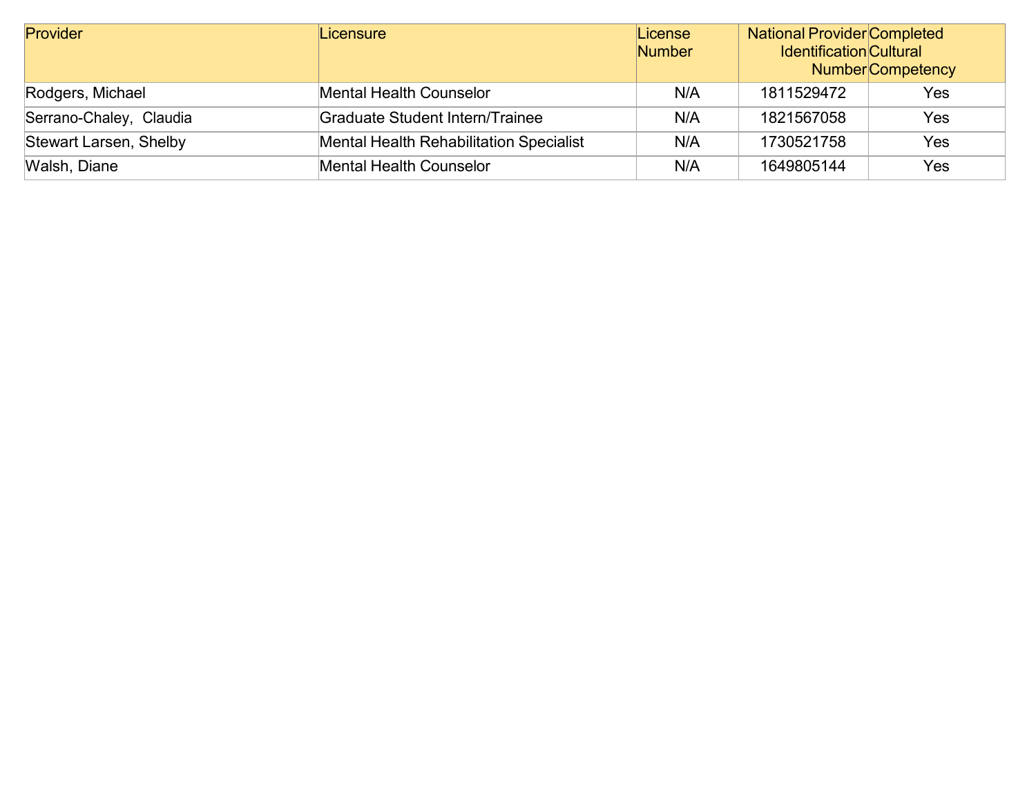| Provider | Licensure | License Number | National Provider Identification Number | Completed Cultural Competency |
|---|---|---|---|---|
| Rodgers, Michael | Mental Health Counselor | N/A | 1811529472 | Yes |
| Serrano-Chaley, Claudia | Graduate Student Intern/Trainee | N/A | 1821567058 | Yes |
| Stewart Larsen, Shelby | Mental Health Rehabilitation Specialist | N/A | 1730521758 | Yes |
| Walsh, Diane | Mental Health Counselor | N/A | 1649805144 | Yes |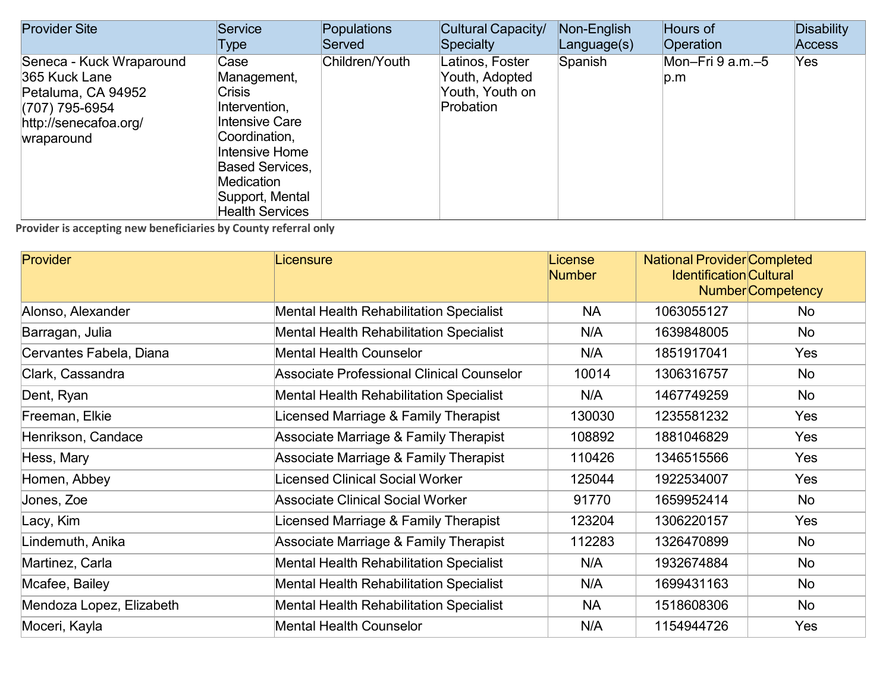| Provider Site | Service Type | Populations Served | Cultural Capacity/ Specialty | Non-English Language(s) | Hours of Operation | Disability Access |
| --- | --- | --- | --- | --- | --- | --- |
| Seneca - Kuck Wraparound<br>365 Kuck Lane<br>Petaluma, CA 94952<br>(707) 795-6954<br>http://senecafoa.org/wraparound | Case Management, Crisis Intervention, Intensive Care Coordination, Intensive Home Based Services, Medication Support, Mental Health Services | Children/Youth | Latinos, Foster Youth, Adopted Youth, Youth on Probation | Spanish | Mon–Fri 9 a.m.–5 p.m | Yes |

**Provider is accepting new beneficiaries by County referral only**

| Provider | Licensure | License Number | National Provider Identification Number | Completed Cultural Competency |
| --- | --- | --- | --- | --- |
| Alonso, Alexander | Mental Health Rehabilitation Specialist | NA | 1063055127 | No |
| Barragan, Julia | Mental Health Rehabilitation Specialist | N/A | 1639848005 | No |
| Cervantes Fabela, Diana | Mental Health Counselor | N/A | 1851917041 | Yes |
| Clark, Cassandra | Associate Professional Clinical Counselor | 10014 | 1306316757 | No |
| Dent, Ryan | Mental Health Rehabilitation Specialist | N/A | 1467749259 | No |
| Freeman, Elkie | Licensed Marriage & Family Therapist | 130030 | 1235581232 | Yes |
| Henrikson, Candace | Associate Marriage & Family Therapist | 108892 | 1881046829 | Yes |
| Hess, Mary | Associate Marriage & Family Therapist | 110426 | 1346515566 | Yes |
| Homen, Abbey | Licensed Clinical Social Worker | 125044 | 1922534007 | Yes |
| Jones, Zoe | Associate Clinical Social Worker | 91770 | 1659952414 | No |
| Lacy, Kim | Licensed Marriage & Family Therapist | 123204 | 1306220157 | Yes |
| Lindemuth, Anika | Associate Marriage & Family Therapist | 112283 | 1326470899 | No |
| Martinez, Carla | Mental Health Rehabilitation Specialist | N/A | 1932674884 | No |
| Mcafee, Bailey | Mental Health Rehabilitation Specialist | N/A | 1699431163 | No |
| Mendoza Lopez, Elizabeth | Mental Health Rehabilitation Specialist | NA | 1518608306 | No |
| Moceri, Kayla | Mental Health Counselor | N/A | 1154944726 | Yes |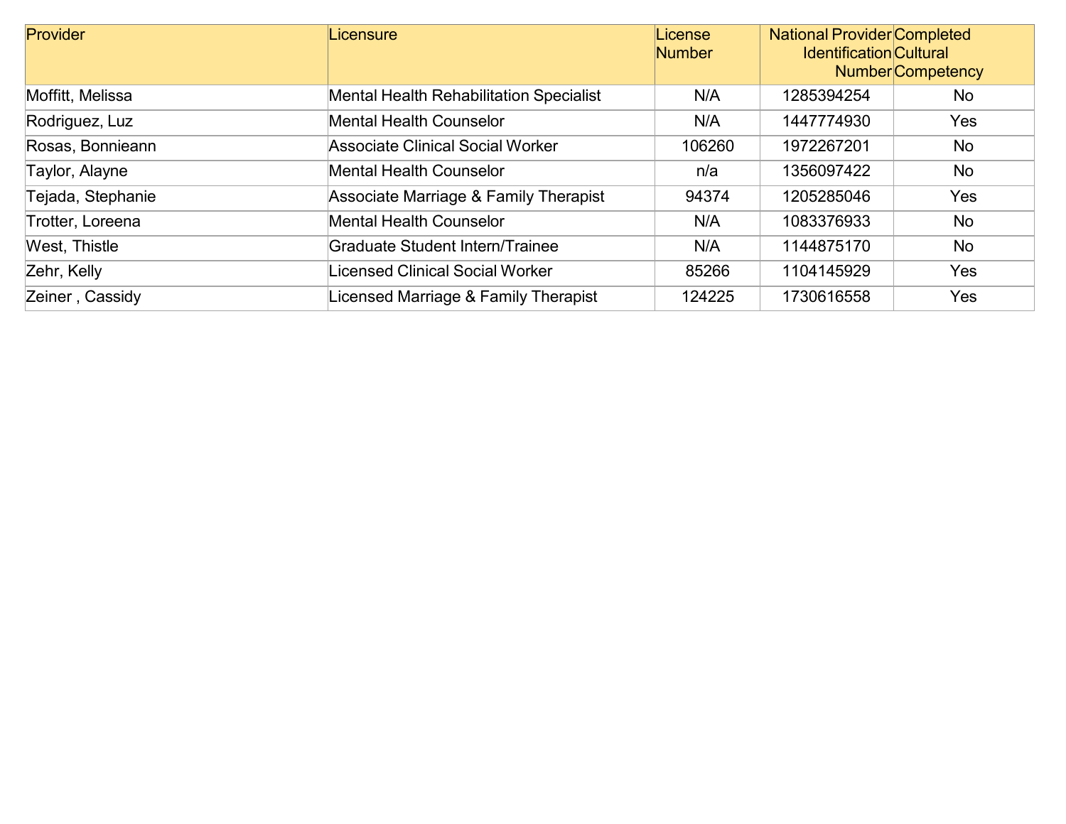| Provider | Licensure | License Number | National Provider Identification Number | Completed Cultural Competency |
|---|---|---|---|---|
| Moffitt, Melissa | Mental Health Rehabilitation Specialist | N/A | 1285394254 | No |
| Rodriguez, Luz | Mental Health Counselor | N/A | 1447774930 | Yes |
| Rosas, Bonnieann | Associate Clinical Social Worker | 106260 | 1972267201 | No |
| Taylor, Alayne | Mental Health Counselor | n/a | 1356097422 | No |
| Tejada, Stephanie | Associate Marriage & Family Therapist | 94374 | 1205285046 | Yes |
| Trotter, Loreena | Mental Health Counselor | N/A | 1083376933 | No |
| West, Thistle | Graduate Student Intern/Trainee | N/A | 1144875170 | No |
| Zehr, Kelly | Licensed Clinical Social Worker | 85266 | 1104145929 | Yes |
| Zeiner , Cassidy | Licensed Marriage & Family Therapist | 124225 | 1730616558 | Yes |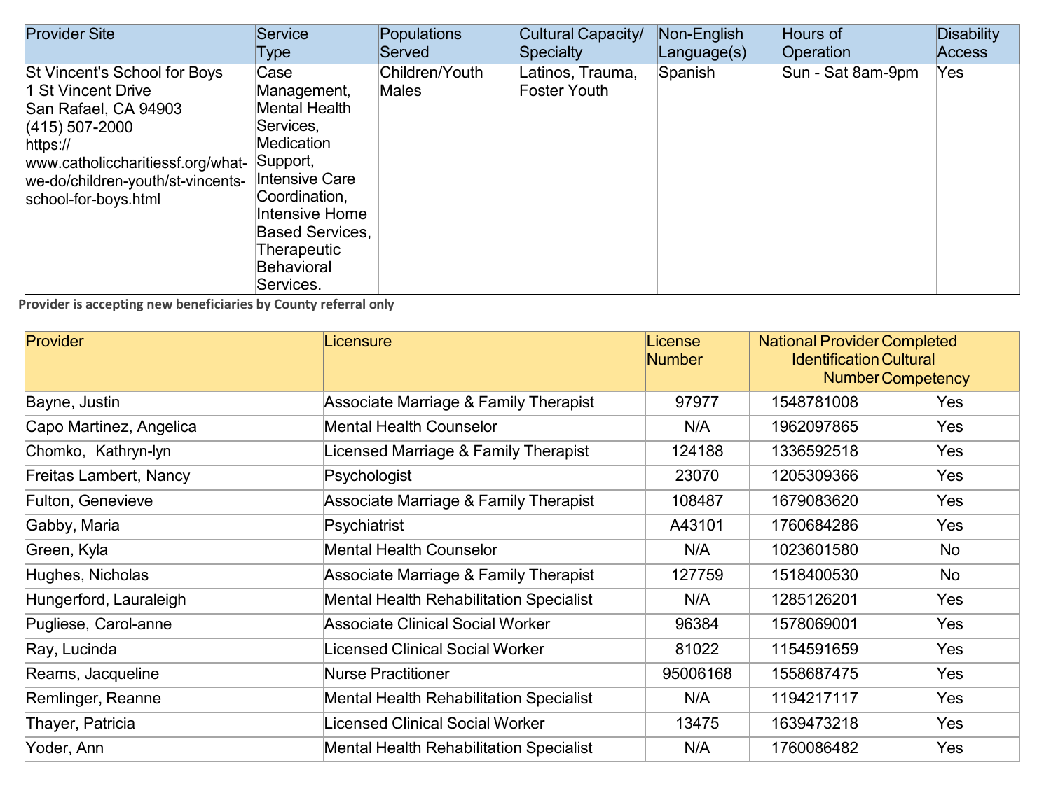| Provider Site | Service Type | Populations Served | Cultural Capacity/ Specialty | Non-English Language(s) | Hours of Operation | Disability Access |
|---|---|---|---|---|---|---|
| St Vincent's School for Boys<br>1 St Vincent Drive<br>San Rafael, CA 94903<br>(415) 507-2000<br>https://www.catholiccharitiessf.org/what-we-do/children-youth/st-vincents-school-for-boys.html | Case Management, Mental Health Services, Medication Support, Intensive Care Coordination, Intensive Home Based Services, Therapeutic Behavioral Services. | Children/Youth Males | Latinos, Trauma, Foster Youth | Spanish | Sun - Sat 8am-9pm | Yes |

**Provider is accepting new beneficiaries by County referral only**

| Provider | Licensure | License Number | National Provider Identification Number | Completed Cultural Competency |
|---|---|---|---|---|
| Bayne, Justin | Associate Marriage & Family Therapist | 97977 | 1548781008 | Yes |
| Capo Martinez, Angelica | Mental Health Counselor | N/A | 1962097865 | Yes |
| Chomko, Kathryn-lyn | Licensed Marriage & Family Therapist | 124188 | 1336592518 | Yes |
| Freitas Lambert, Nancy | Psychologist | 23070 | 1205309366 | Yes |
| Fulton, Genevieve | Associate Marriage & Family Therapist | 108487 | 1679083620 | Yes |
| Gabby, Maria | Psychiatrist | A43101 | 1760684286 | Yes |
| Green, Kyla | Mental Health Counselor | N/A | 1023601580 | No |
| Hughes, Nicholas | Associate Marriage & Family Therapist | 127759 | 1518400530 | No |
| Hungerford, Lauraleigh | Mental Health Rehabilitation Specialist | N/A | 1285126201 | Yes |
| Pugliese, Carol-anne | Associate Clinical Social Worker | 96384 | 1578069001 | Yes |
| Ray, Lucinda | Licensed Clinical Social Worker | 81022 | 1154591659 | Yes |
| Reams, Jacqueline | Nurse Practitioner | 95006168 | 1558687475 | Yes |
| Remlinger, Reanne | Mental Health Rehabilitation Specialist | N/A | 1194217117 | Yes |
| Thayer, Patricia | Licensed Clinical Social Worker | 13475 | 1639473218 | Yes |
| Yoder, Ann | Mental Health Rehabilitation Specialist | N/A | 1760086482 | Yes |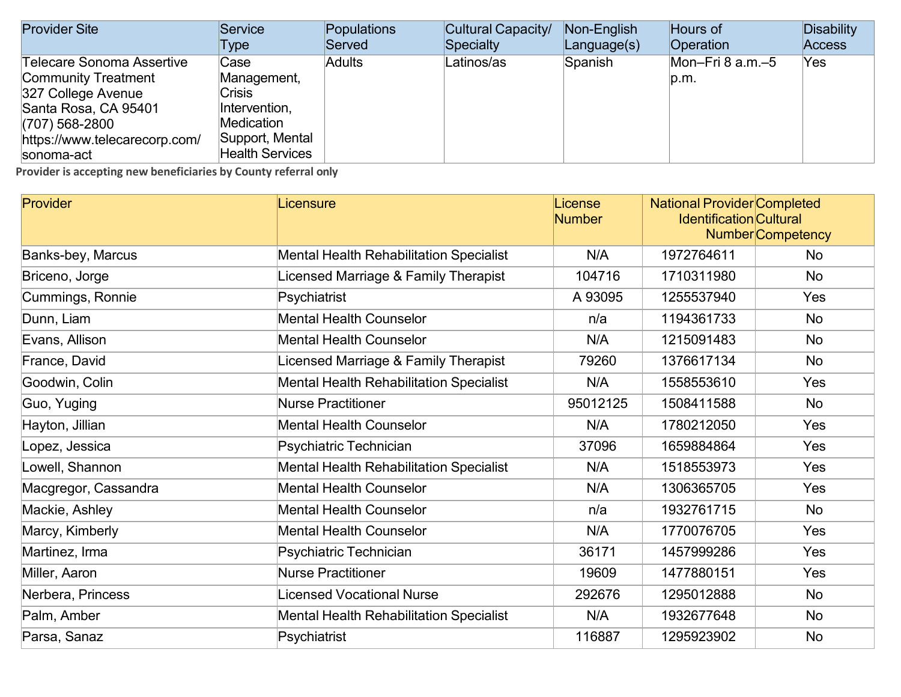| Provider Site | Service Type | Populations Served | Cultural Capacity/ Specialty | Non-English Language(s) | Hours of Operation | Disability Access |
|---|---|---|---|---|---|---|
| Telecare Sonoma Assertive Community Treatment<br>327 College Avenue<br>Santa Rosa, CA 95401<br>(707) 568-2800<br>https://www.telecarecorp.com/sonoma-act | Case Management, Crisis Intervention, Medication Support, Mental Health Services | Adults | Latinos/as | Spanish | Mon–Fri 8 a.m.–5 p.m. | Yes |

**Provider is accepting new beneficiaries by County referral only**

| Provider | Licensure | License Number | National Provider Identification Number | Completed Cultural Competency |
|---|---|---|---|---|
| Banks-bey, Marcus | Mental Health Rehabilitation Specialist | N/A | 1972764611 | No |
| Briceno, Jorge | Licensed Marriage & Family Therapist | 104716 | 1710311980 | No |
| Cummings, Ronnie | Psychiatrist | A 93095 | 1255537940 | Yes |
| Dunn, Liam | Mental Health Counselor | n/a | 1194361733 | No |
| Evans, Allison | Mental Health Counselor | N/A | 1215091483 | No |
| France, David | Licensed Marriage & Family Therapist | 79260 | 1376617134 | No |
| Goodwin, Colin | Mental Health Rehabilitation Specialist | N/A | 1558553610 | Yes |
| Guo, Yuging | Nurse Practitioner | 95012125 | 1508411588 | No |
| Hayton, Jillian | Mental Health Counselor | N/A | 1780212050 | Yes |
| Lopez, Jessica | Psychiatric Technician | 37096 | 1659884864 | Yes |
| Lowell, Shannon | Mental Health Rehabilitation Specialist | N/A | 1518553973 | Yes |
| Macgregor, Cassandra | Mental Health Counselor | N/A | 1306365705 | Yes |
| Mackie, Ashley | Mental Health Counselor | n/a | 1932761715 | No |
| Marcy, Kimberly | Mental Health Counselor | N/A | 1770076705 | Yes |
| Martinez, Irma | Psychiatric Technician | 36171 | 1457999286 | Yes |
| Miller, Aaron | Nurse Practitioner | 19609 | 1477880151 | Yes |
| Nerbera, Princess | Licensed Vocational Nurse | 292676 | 1295012888 | No |
| Palm, Amber | Mental Health Rehabilitation Specialist | N/A | 1932677648 | No |
| Parsa, Sanaz | Psychiatrist | 116887 | 1295923902 | No |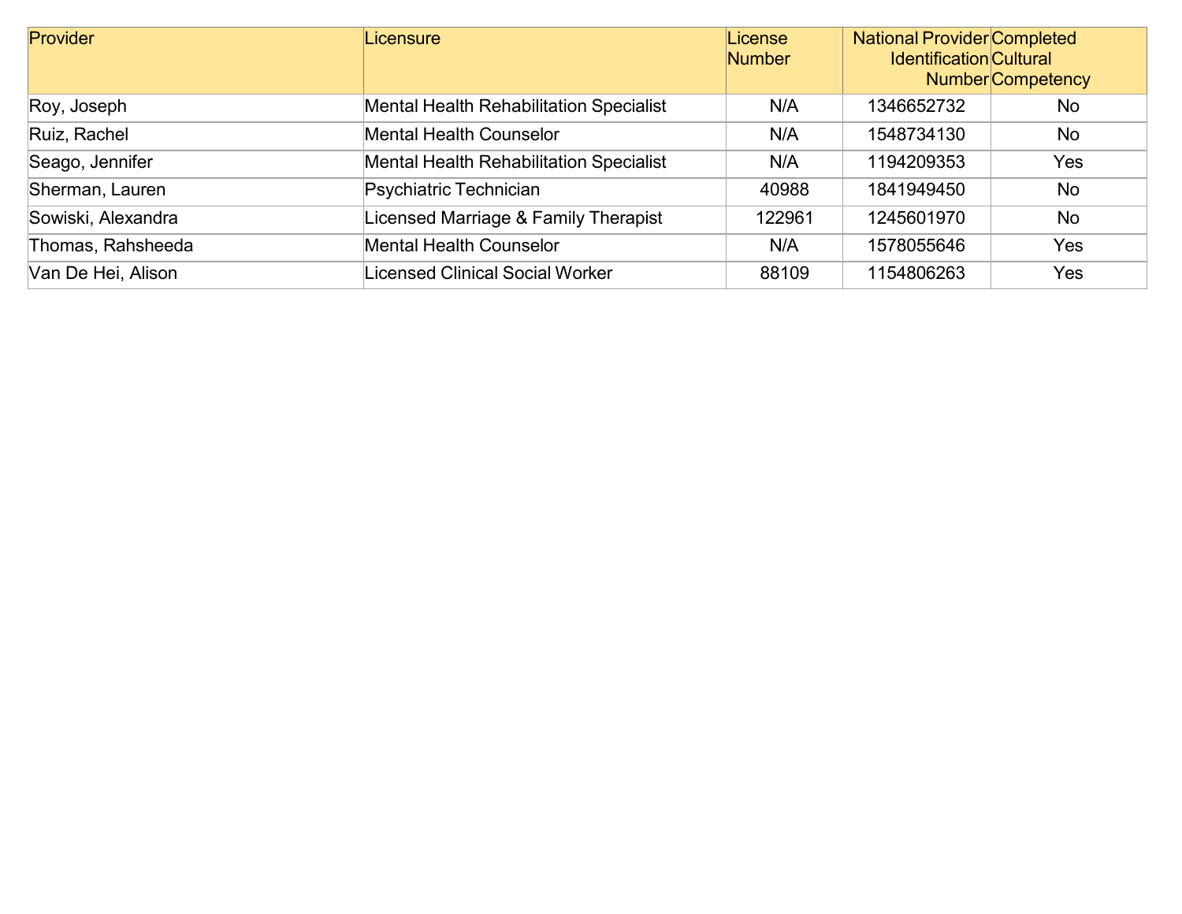| Provider | Licensure | License Number | National Provider Identification Number | Completed Cultural Competency |
| --- | --- | --- | --- | --- |
| Roy, Joseph | Mental Health Rehabilitation Specialist | N/A | 1346652732 | No |
| Ruiz, Rachel | Mental Health Counselor | N/A | 1548734130 | No |
| Seago, Jennifer | Mental Health Rehabilitation Specialist | N/A | 1194209353 | Yes |
| Sherman, Lauren | Psychiatric Technician | 40988 | 1841949450 | No |
| Sowiski, Alexandra | Licensed Marriage & Family Therapist | 122961 | 1245601970 | No |
| Thomas, Rahsheeda | Mental Health Counselor | N/A | 1578055646 | Yes |
| Van De Hei, Alison | Licensed Clinical Social Worker | 88109 | 1154806263 | Yes |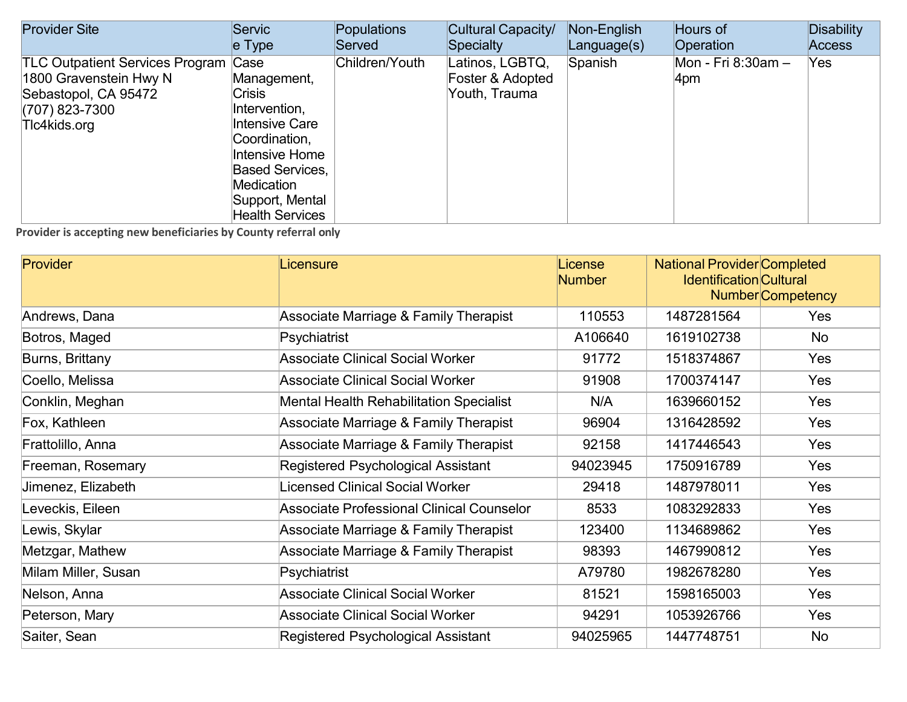| Provider Site | Service Type | Populations Served | Cultural Capacity/ Specialty | Non-English Language(s) | Hours of Operation | Disability Access |
|---|---|---|---|---|---|---|
| TLC Outpatient Services Program<br>1800 Gravenstein Hwy N<br>Sebastopol, CA 95472<br>(707) 823-7300<br>Tlc4kids.org | Case Management, Crisis Intervention, Intensive Care Coordination, Intensive Home Based Services, Medication Support, Mental Health Services | Children/Youth | Latinos, LGBTQ, Foster & Adopted Youth, Trauma | Spanish | Mon - Fri 8:30am – 4pm | Yes |

**Provider is accepting new beneficiaries by County referral only**

| Provider | Licensure | License Number | National Provider Identification Number | Completed Cultural Competency |
|---|---|---|---|---|
| Andrews, Dana | Associate Marriage & Family Therapist | 110553 | 1487281564 | Yes |
| Botros, Maged | Psychiatrist | A106640 | 1619102738 | No |
| Burns, Brittany | Associate Clinical Social Worker | 91772 | 1518374867 | Yes |
| Coello, Melissa | Associate Clinical Social Worker | 91908 | 1700374147 | Yes |
| Conklin, Meghan | Mental Health Rehabilitation Specialist | N/A | 1639660152 | Yes |
| Fox, Kathleen | Associate Marriage & Family Therapist | 96904 | 1316428592 | Yes |
| Frattolillo, Anna | Associate Marriage & Family Therapist | 92158 | 1417446543 | Yes |
| Freeman, Rosemary | Registered Psychological Assistant | 94023945 | 1750916789 | Yes |
| Jimenez, Elizabeth | Licensed Clinical Social Worker | 29418 | 1487978011 | Yes |
| Leveckis, Eileen | Associate Professional Clinical Counselor | 8533 | 1083292833 | Yes |
| Lewis, Skylar | Associate Marriage & Family Therapist | 123400 | 1134689862 | Yes |
| Metzgar, Mathew | Associate Marriage & Family Therapist | 98393 | 1467990812 | Yes |
| Milam Miller, Susan | Psychiatrist | A79780 | 1982678280 | Yes |
| Nelson, Anna | Associate Clinical Social Worker | 81521 | 1598165003 | Yes |
| Peterson, Mary | Associate Clinical Social Worker | 94291 | 1053926766 | Yes |
| Saiter, Sean | Registered Psychological Assistant | 94025965 | 1447748751 | No |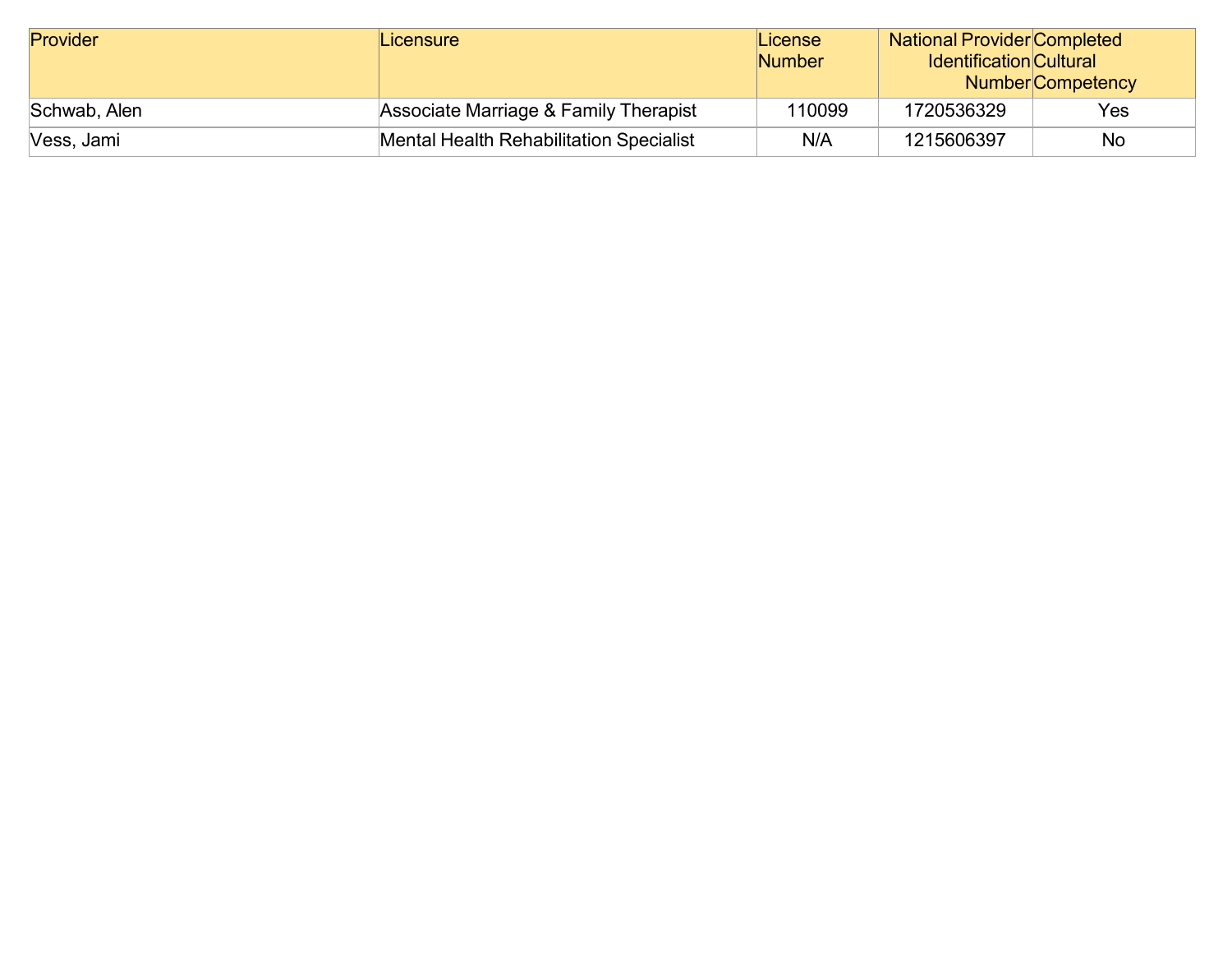| Provider | Licensure | License Number | National Provider Identification Number | Completed Cultural Competency |
|---|---|---|---|---|
| Schwab, Alen | Associate Marriage & Family Therapist | 110099 | 1720536329 | Yes |
| Vess, Jami | Mental Health Rehabilitation Specialist | N/A | 1215606397 | No |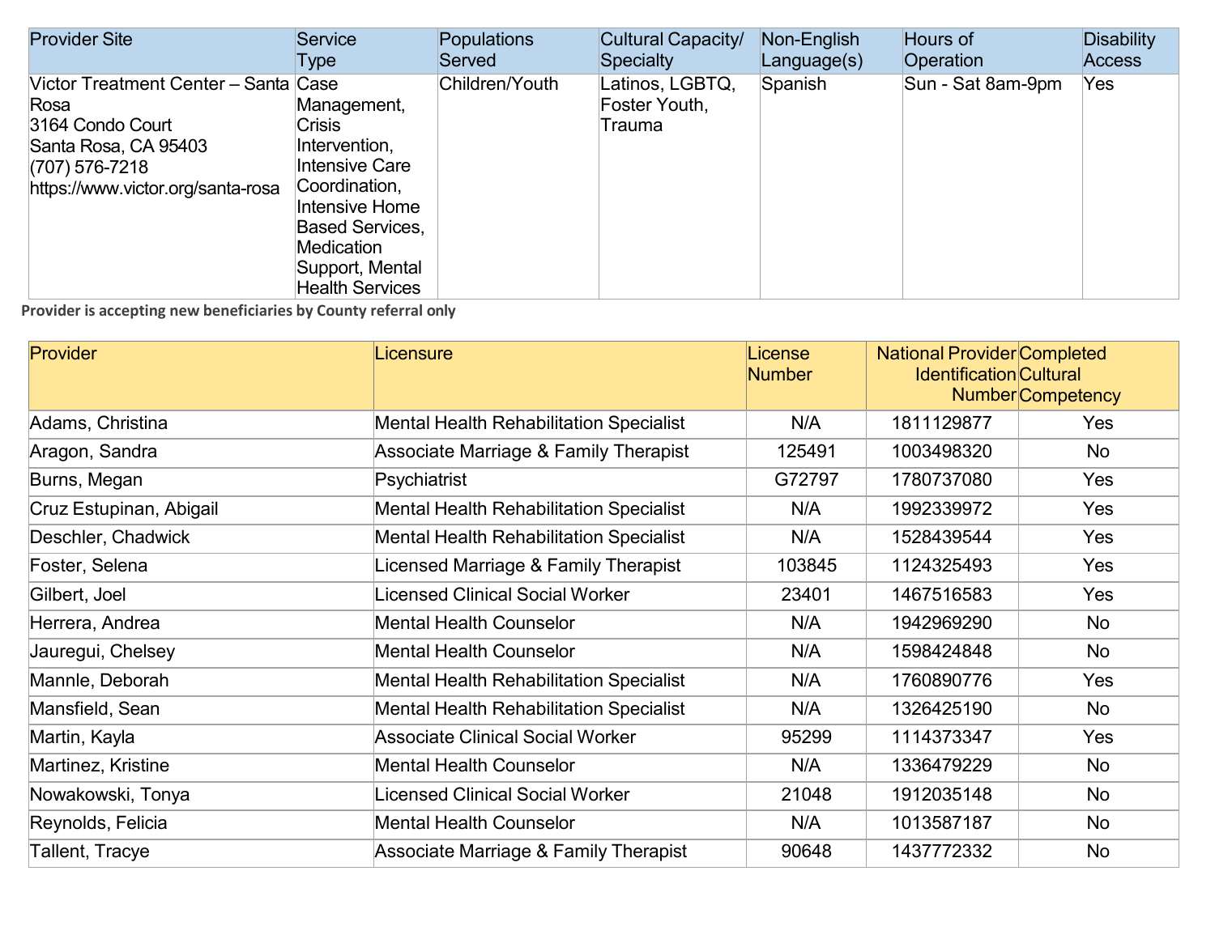| Provider Site | Service Type | Populations Served | Cultural Capacity/ Specialty | Non-English Language(s) | Hours of Operation | Disability Access |
|---|---|---|---|---|---|---|
| Victor Treatment Center – Santa Rosa<br>3164 Condo Court<br>Santa Rosa, CA 95403<br>(707) 576-7218<br>https://www.victor.org/santa-rosa | Case Management, Crisis Intervention, Intensive Care Coordination, Intensive Home Based Services, Medication Support, Mental Health Services | Children/Youth | Latinos, LGBTQ, Foster Youth, Trauma | Spanish | Sun - Sat 8am-9pm | Yes |

**Provider is accepting new beneficiaries by County referral only**

| Provider | Licensure | License Number | National Provider Identification Number | Completed Cultural Competency |
|---|---|---|---|---|
| Adams, Christina | Mental Health Rehabilitation Specialist | N/A | 1811129877 | Yes |
| Aragon, Sandra | Associate Marriage & Family Therapist | 125491 | 1003498320 | No |
| Burns, Megan | Psychiatrist | G72797 | 1780737080 | Yes |
| Cruz Estupinan, Abigail | Mental Health Rehabilitation Specialist | N/A | 1992339972 | Yes |
| Deschler, Chadwick | Mental Health Rehabilitation Specialist | N/A | 1528439544 | Yes |
| Foster, Selena | Licensed Marriage & Family Therapist | 103845 | 1124325493 | Yes |
| Gilbert, Joel | Licensed Clinical Social Worker | 23401 | 1467516583 | Yes |
| Herrera, Andrea | Mental Health Counselor | N/A | 1942969290 | No |
| Jauregui, Chelsey | Mental Health Counselor | N/A | 1598424848 | No |
| Mannle, Deborah | Mental Health Rehabilitation Specialist | N/A | 1760890776 | Yes |
| Mansfield, Sean | Mental Health Rehabilitation Specialist | N/A | 1326425190 | No |
| Martin, Kayla | Associate Clinical Social Worker | 95299 | 1114373347 | Yes |
| Martinez, Kristine | Mental Health Counselor | N/A | 1336479229 | No |
| Nowakowski, Tonya | Licensed Clinical Social Worker | 21048 | 1912035148 | No |
| Reynolds, Felicia | Mental Health Counselor | N/A | 1013587187 | No |
| Tallent, Tracye | Associate Marriage & Family Therapist | 90648 | 1437772332 | No |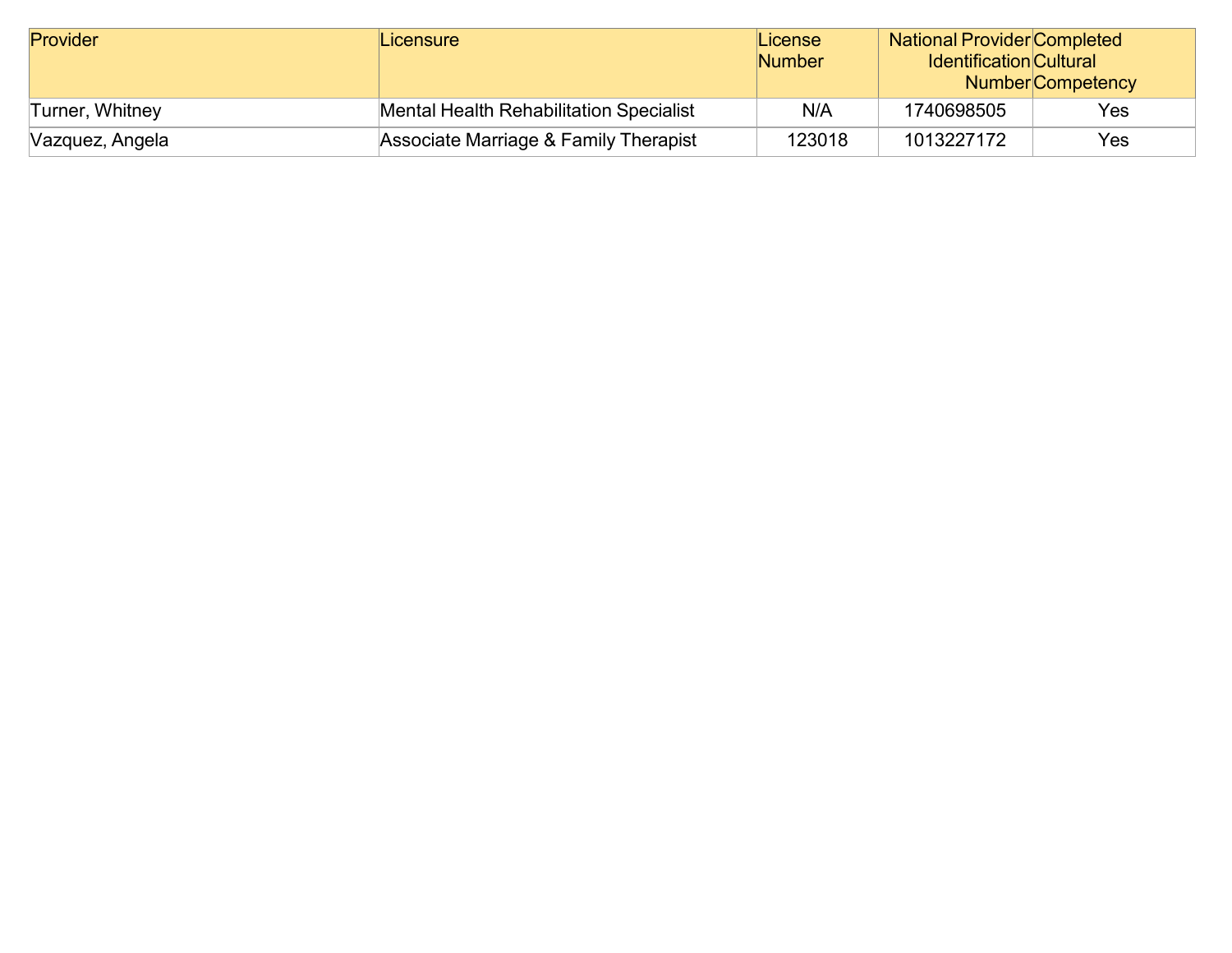| Provider | Licensure | License Number | National Provider Identification Number | Completed Cultural Competency |
|---|---|---|---|---|
| Turner, Whitney | Mental Health Rehabilitation Specialist | N/A | 1740698505 | Yes |
| Vazquez, Angela | Associate Marriage & Family Therapist | 123018 | 1013227172 | Yes |